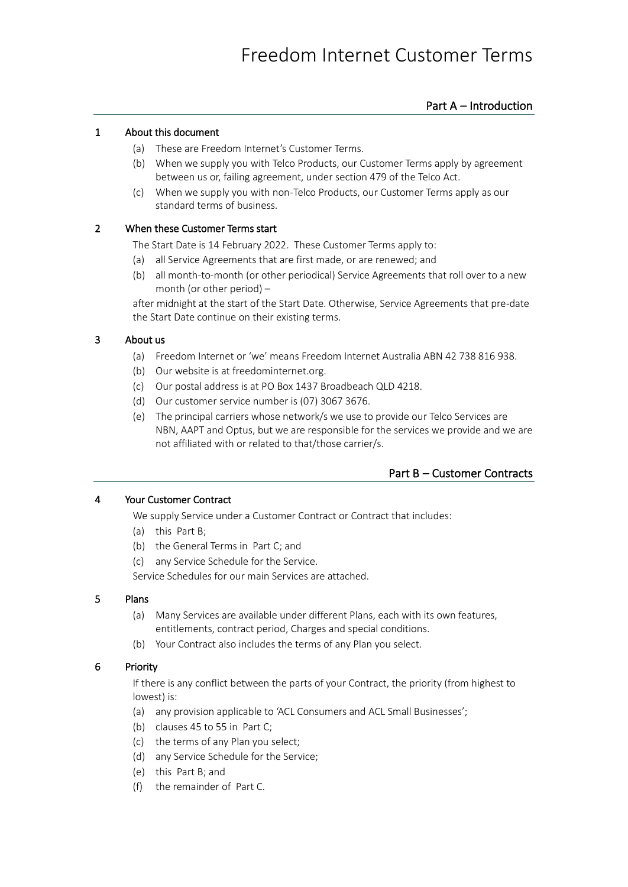# Freedom Internet Customer Terms

## Part A – Introduction

### 1 About this document

(a) These are Freedom Internet's Customer Terms.

(b) When we supply you with Telco Products, our Customer Terms apply by agreement between us or, failing agreement, under section 479 of the Telco Act.

(c) When we supply you with non-Telco Products, our Customer Terms apply as our standard terms of business.

### 2 When these Customer Terms start

The Start Date is 14 February 2022. These Customer Terms apply to:

(a) all Service Agreements that are first made, or are renewed; and

(b) all month-to-month (or other periodical) Service Agreements that roll over to a new month (or other period) –

after midnight at the start of the Start Date. Otherwise, Service Agreements that pre-date the Start Date continue on their existing terms.

### 3 About us

(a) Freedom Internet or 'we' means Freedom Internet Australia ABN 42 738 816 938.

(b) Our website is at freedominternet.org.

(c) Our postal address is at PO Box 1437 Broadbeach QLD 4218.

(d) Our customer service number is (07) 3067 3676.

(e) The principal carriers whose network/s we use to provide our Telco Services are NBN, AAPT and Optus, but we are responsible for the services we provide and we are not affiliated with or related to that/those carrier/s.

## Part B – Customer Contracts

### 4 Your Customer Contract

We supply Service under a Customer Contract or Contract that includes:

(a) this Part B;

(b) the General Terms in Part C; and

(c) any Service Schedule for the Service.

Service Schedules for our main Services are attached.

### 5 Plans

(a) Many Services are available under different Plans, each with its own features, entitlements, contract period, Charges and special conditions.

(b) Your Contract also includes the terms of any Plan you select.

### 6 Priority

If there is any conflict between the parts of your Contract, the priority (from highest to lowest) is:

(a) any provision applicable to 'ACL Consumers and ACL Small Businesses';

(b) clauses 45 to 55 in Part C;

(c) the terms of any Plan you select;

(d) any Service Schedule for the Service;

(e) this Part B; and

(f) the remainder of Part C.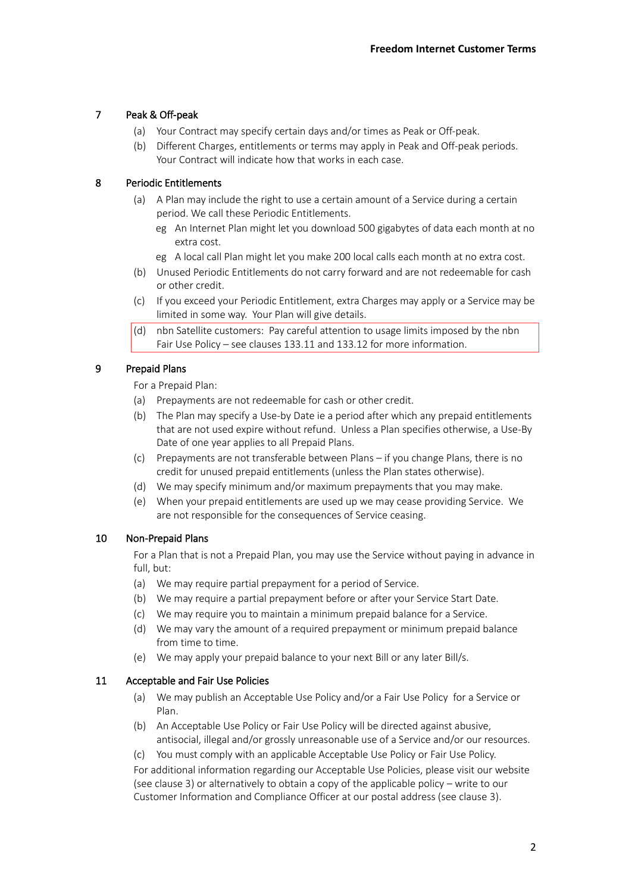## 7 Peak & Off-peak

(a) Your Contract may specify certain days and/or times as Peak or Off-peak.

(b) Different Charges, entitlements or terms may apply in Peak and Off-peak periods. Your Contract will indicate how that works in each case.

## 8 Periodic Entitlements

(a) A Plan may include the right to use a certain amount of a Service during a certain period. We call these Periodic Entitlements.

eg An Internet Plan might let you download 500 gigabytes of data each month at no extra cost.

eg A local call Plan might let you make 200 local calls each month at no extra cost.

(b) Unused Periodic Entitlements do not carry forward and are not redeemable for cash or other credit.

(c) If you exceed your Periodic Entitlement, extra Charges may apply or a Service may be limited in some way. Your Plan will give details.

(d) nbn Satellite customers: Pay careful attention to usage limits imposed by the nbn Fair Use Policy – see clauses 133.11 and 133.12 for more information.

## 9 Prepaid Plans

For a Prepaid Plan:

(a) Prepayments are not redeemable for cash or other credit.

(b) The Plan may specify a Use-by Date ie a period after which any prepaid entitlements that are not used expire without refund. Unless a Plan specifies otherwise, a Use-By Date of one year applies to all Prepaid Plans.

(c) Prepayments are not transferable between Plans – if you change Plans, there is no credit for unused prepaid entitlements (unless the Plan states otherwise).

(d) We may specify minimum and/or maximum prepayments that you may make.

(e) When your prepaid entitlements are used up we may cease providing Service. We are not responsible for the consequences of Service ceasing.

## 10 Non-Prepaid Plans

For a Plan that is not a Prepaid Plan, you may use the Service without paying in advance in full, but:

(a) We may require partial prepayment for a period of Service.

(b) We may require a partial prepayment before or after your Service Start Date.

(c) We may require you to maintain a minimum prepaid balance for a Service.

(d) We may vary the amount of a required prepayment or minimum prepaid balance from time to time.

(e) We may apply your prepaid balance to your next Bill or any later Bill/s.

## 11 Acceptable and Fair Use Policies

(a) We may publish an Acceptable Use Policy and/or a Fair Use Policy for a Service or Plan.

(b) An Acceptable Use Policy or Fair Use Policy will be directed against abusive, antisocial, illegal and/or grossly unreasonable use of a Service and/or our resources.

(c) You must comply with an applicable Acceptable Use Policy or Fair Use Policy.

For additional information regarding our Acceptable Use Policies, please visit our website (see clause 3) or alternatively to obtain a copy of the applicable policy – write to our Customer Information and Compliance Officer at our postal address (see clause 3).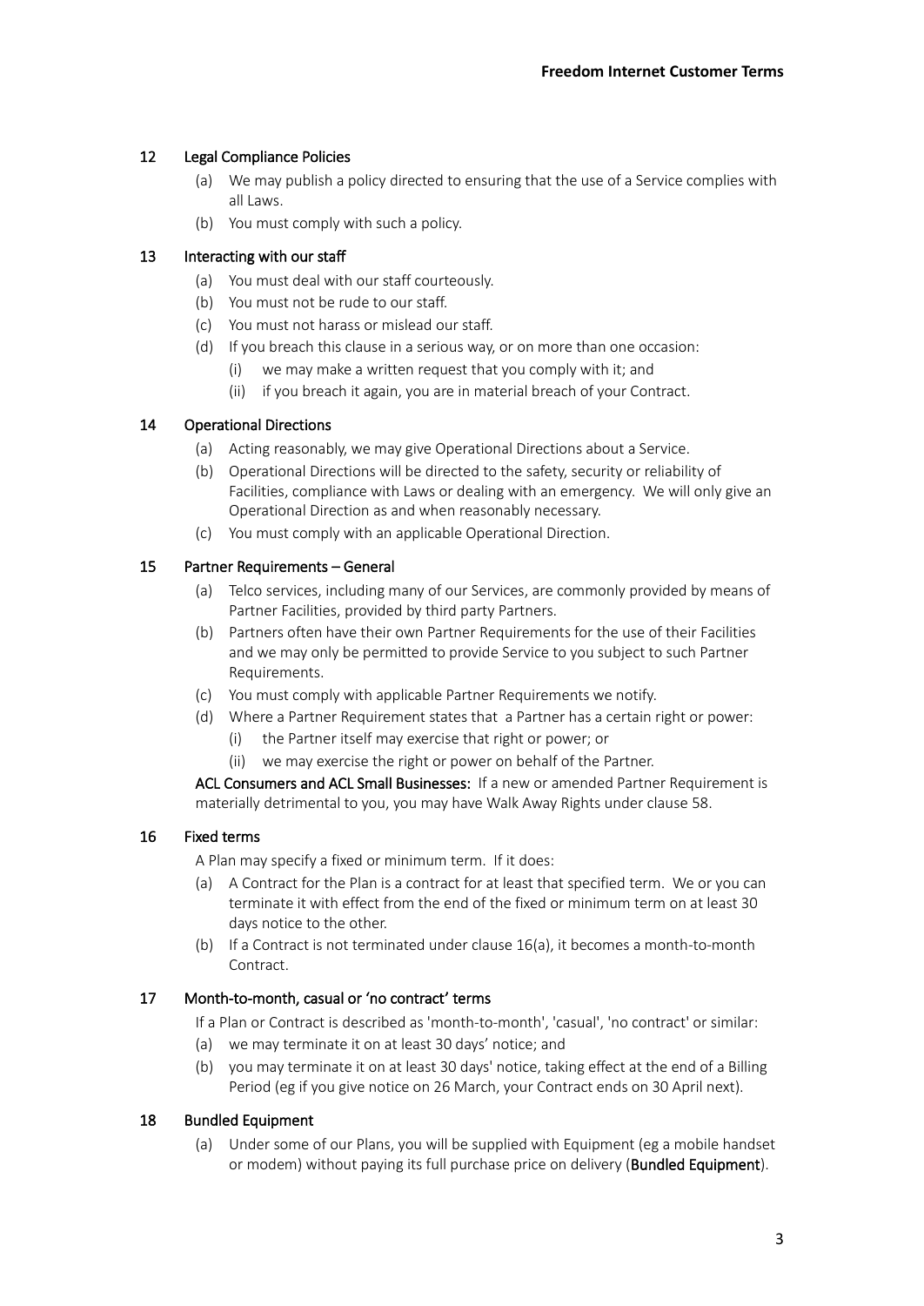## 12 Legal Compliance Policies

(a) We may publish a policy directed to ensuring that the use of a Service complies with all Laws.

(b) You must comply with such a policy.

## 13 Interacting with our staff

(a) You must deal with our staff courteously.

(b) You must not be rude to our staff.

(c) You must not harass or mislead our staff.

(d) If you breach this clause in a serious way, or on more than one occasion:

   (i) we may make a written request that you comply with it; and

   (ii) if you breach it again, you are in material breach of your Contract.

## 14 Operational Directions

(a) Acting reasonably, we may give Operational Directions about a Service.

(b) Operational Directions will be directed to the safety, security or reliability of Facilities, compliance with Laws or dealing with an emergency. We will only give an Operational Direction as and when reasonably necessary.

(c) You must comply with an applicable Operational Direction.

## 15 Partner Requirements – General

(a) Telco services, including many of our Services, are commonly provided by means of Partner Facilities, provided by third party Partners.

(b) Partners often have their own Partner Requirements for the use of their Facilities and we may only be permitted to provide Service to you subject to such Partner Requirements.

(c) You must comply with applicable Partner Requirements we notify.

(d) Where a Partner Requirement states that a Partner has a certain right or power:

   (i) the Partner itself may exercise that right or power; or

   (ii) we may exercise the right or power on behalf of the Partner.

**ACL Consumers and ACL Small Businesses:** If a new or amended Partner Requirement is materially detrimental to you, you may have Walk Away Rights under clause 58.

## 16 Fixed terms

A Plan may specify a fixed or minimum term. If it does:

(a) A Contract for the Plan is a contract for at least that specified term. We or you can terminate it with effect from the end of the fixed or minimum term on at least 30 days notice to the other.

(b) If a Contract is not terminated under clause 16(a), it becomes a month-to-month Contract.

## 17 Month-to-month, casual or 'no contract' terms

If a Plan or Contract is described as 'month-to-month', 'casual', 'no contract' or similar:

(a) we may terminate it on at least 30 days' notice; and

(b) you may terminate it on at least 30 days' notice, taking effect at the end of a Billing Period (eg if you give notice on 26 March, your Contract ends on 30 April next).

## 18 Bundled Equipment

(a) Under some of our Plans, you will be supplied with Equipment (eg a mobile handset or modem) without paying its full purchase price on delivery (**Bundled Equipment**).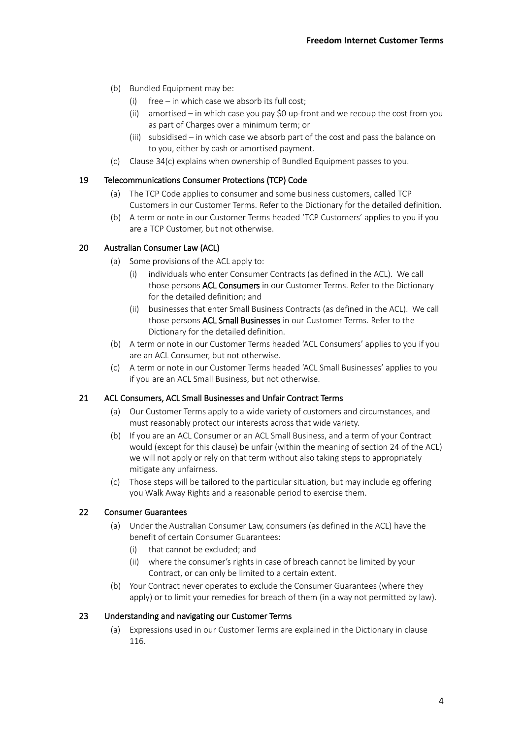(b) Bundled Equipment may be:

   (i) free – in which case we absorb its full cost;

   (ii) amortised – in which case you pay $0 up-front and we recoup the cost from you as part of Charges over a minimum term; or

   (iii) subsidised – in which case we absorb part of the cost and pass the balance on to you, either by cash or amortised payment.

(c) Clause 34(c) explains when ownership of Bundled Equipment passes to you.

## 19 Telecommunications Consumer Protections (TCP) Code

(a) The TCP Code applies to consumer and some business customers, called TCP Customers in our Customer Terms. Refer to the Dictionary for the detailed definition.

(b) A term or note in our Customer Terms headed 'TCP Customers' applies to you if you are a TCP Customer, but not otherwise.

## 20 Australian Consumer Law (ACL)

(a) Some provisions of the ACL apply to:

   (i) individuals who enter Consumer Contracts (as defined in the ACL). We call those persons **ACL Consumers** in our Customer Terms. Refer to the Dictionary for the detailed definition; and

   (ii) businesses that enter Small Business Contracts (as defined in the ACL). We call those persons **ACL Small Businesses** in our Customer Terms. Refer to the Dictionary for the detailed definition.

(b) A term or note in our Customer Terms headed 'ACL Consumers' applies to you if you are an ACL Consumer, but not otherwise.

(c) A term or note in our Customer Terms headed 'ACL Small Businesses' applies to you if you are an ACL Small Business, but not otherwise.

## 21 ACL Consumers, ACL Small Businesses and Unfair Contract Terms

(a) Our Customer Terms apply to a wide variety of customers and circumstances, and must reasonably protect our interests across that wide variety.

(b) If you are an ACL Consumer or an ACL Small Business, and a term of your Contract would (except for this clause) be unfair (within the meaning of section 24 of the ACL) we will not apply or rely on that term without also taking steps to appropriately mitigate any unfairness.

(c) Those steps will be tailored to the particular situation, but may include eg offering you Walk Away Rights and a reasonable period to exercise them.

## 22 Consumer Guarantees

(a) Under the Australian Consumer Law, consumers (as defined in the ACL) have the benefit of certain Consumer Guarantees:

   (i) that cannot be excluded; and

   (ii) where the consumer's rights in case of breach cannot be limited by your Contract, or can only be limited to a certain extent.

(b) Your Contract never operates to exclude the Consumer Guarantees (where they apply) or to limit your remedies for breach of them (in a way not permitted by law).

## 23 Understanding and navigating our Customer Terms

(a) Expressions used in our Customer Terms are explained in the Dictionary in clause 116.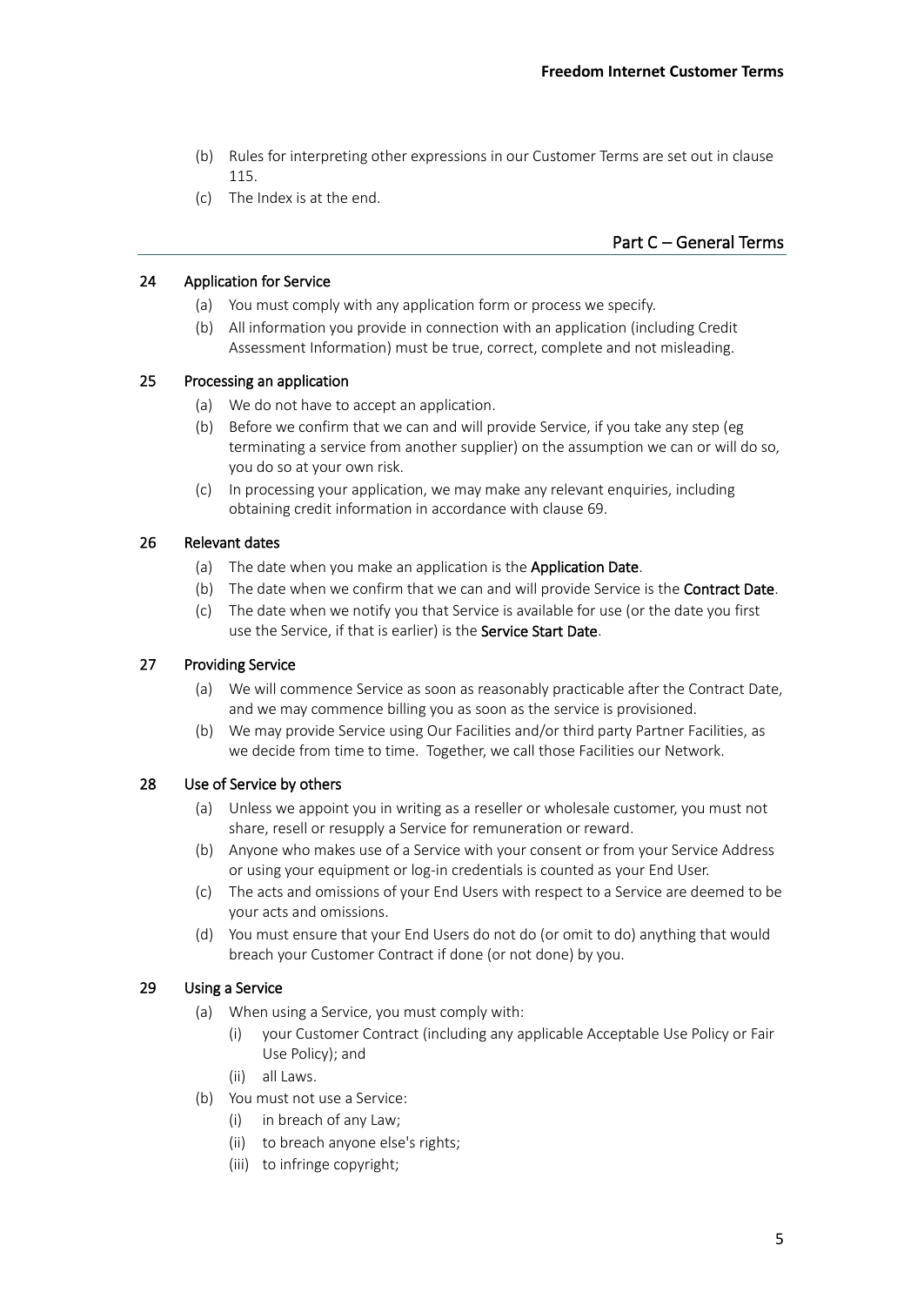(b) Rules for interpreting other expressions in our Customer Terms are set out in clause 115.

(c) The Index is at the end.

## Part C – General Terms

### 24 Application for Service

(a) You must comply with any application form or process we specify.

(b) All information you provide in connection with an application (including Credit Assessment Information) must be true, correct, complete and not misleading.

### 25 Processing an application

(a) We do not have to accept an application.

(b) Before we confirm that we can and will provide Service, if you take any step (eg terminating a service from another supplier) on the assumption we can or will do so, you do so at your own risk.

(c) In processing your application, we may make any relevant enquiries, including obtaining credit information in accordance with clause 69.

### 26 Relevant dates

(a) The date when you make an application is the **Application Date**.

(b) The date when we confirm that we can and will provide Service is the **Contract Date**.

(c) The date when we notify you that Service is available for use (or the date you first use the Service, if that is earlier) is the **Service Start Date**.

### 27 Providing Service

(a) We will commence Service as soon as reasonably practicable after the Contract Date, and we may commence billing you as soon as the service is provisioned.

(b) We may provide Service using Our Facilities and/or third party Partner Facilities, as we decide from time to time. Together, we call those Facilities our Network.

### 28 Use of Service by others

(a) Unless we appoint you in writing as a reseller or wholesale customer, you must not share, resell or resupply a Service for remuneration or reward.

(b) Anyone who makes use of a Service with your consent or from your Service Address or using your equipment or log-in credentials is counted as your End User.

(c) The acts and omissions of your End Users with respect to a Service are deemed to be your acts and omissions.

(d) You must ensure that your End Users do not do (or omit to do) anything that would breach your Customer Contract if done (or not done) by you.

### 29 Using a Service

(a) When using a Service, you must comply with:

- (i) your Customer Contract (including any applicable Acceptable Use Policy or Fair Use Policy); and
- (ii) all Laws.

(b) You must not use a Service:

- (i) in breach of any Law;
- (ii) to breach anyone else's rights;
- (iii) to infringe copyright;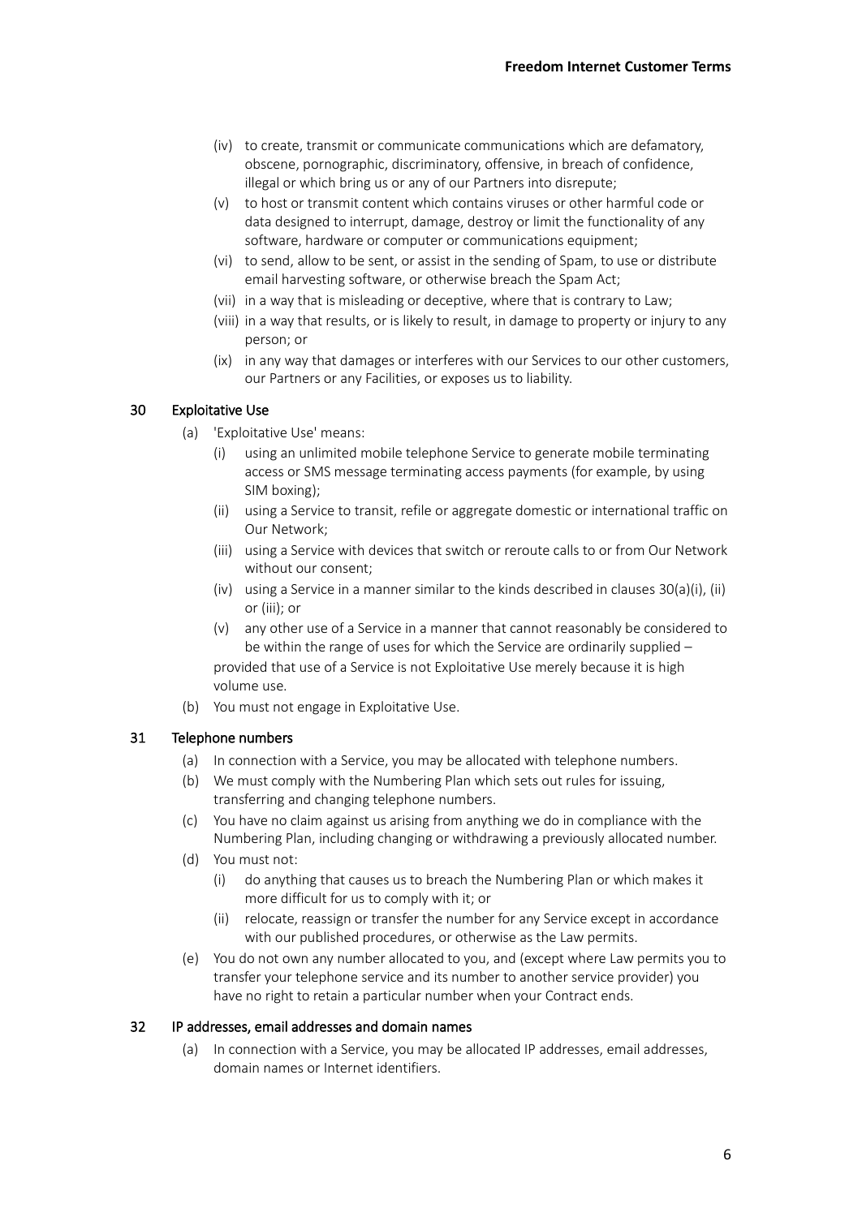(iv) to create, transmit or communicate communications which are defamatory, obscene, pornographic, discriminatory, offensive, in breach of confidence, illegal or which bring us or any of our Partners into disrepute;

(v) to host or transmit content which contains viruses or other harmful code or data designed to interrupt, damage, destroy or limit the functionality of any software, hardware or computer or communications equipment;

(vi) to send, allow to be sent, or assist in the sending of Spam, to use or distribute email harvesting software, or otherwise breach the Spam Act;

(vii) in a way that is misleading or deceptive, where that is contrary to Law;

(viii) in a way that results, or is likely to result, in damage to property or injury to any person; or

(ix) in any way that damages or interferes with our Services to our other customers, our Partners or any Facilities, or exposes us to liability.

## 30 Exploitative Use

(a) 'Exploitative Use' means:

(i) using an unlimited mobile telephone Service to generate mobile terminating access or SMS message terminating access payments (for example, by using SIM boxing);

(ii) using a Service to transit, refile or aggregate domestic or international traffic on Our Network;

(iii) using a Service with devices that switch or reroute calls to or from Our Network without our consent;

(iv) using a Service in a manner similar to the kinds described in clauses 30(a)(i), (ii) or (iii); or

(v) any other use of a Service in a manner that cannot reasonably be considered to be within the range of uses for which the Service are ordinarily supplied –

provided that use of a Service is not Exploitative Use merely because it is high volume use.

(b) You must not engage in Exploitative Use.

## 31 Telephone numbers

(a) In connection with a Service, you may be allocated with telephone numbers.

(b) We must comply with the Numbering Plan which sets out rules for issuing, transferring and changing telephone numbers.

(c) You have no claim against us arising from anything we do in compliance with the Numbering Plan, including changing or withdrawing a previously allocated number.

(d) You must not:

(i) do anything that causes us to breach the Numbering Plan or which makes it more difficult for us to comply with it; or

(ii) relocate, reassign or transfer the number for any Service except in accordance with our published procedures, or otherwise as the Law permits.

(e) You do not own any number allocated to you, and (except where Law permits you to transfer your telephone service and its number to another service provider) you have no right to retain a particular number when your Contract ends.

## 32 IP addresses, email addresses and domain names

(a) In connection with a Service, you may be allocated IP addresses, email addresses, domain names or Internet identifiers.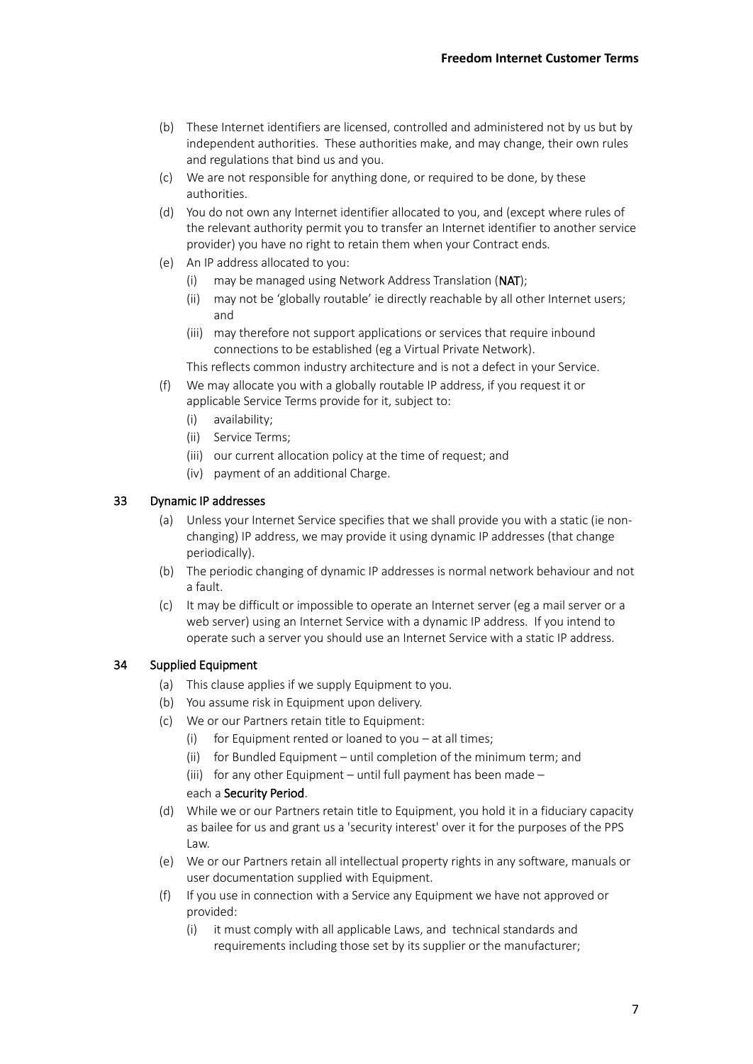(b) These Internet identifiers are licensed, controlled and administered not by us but by independent authorities. These authorities make, and may change, their own rules and regulations that bind us and you.

(c) We are not responsible for anything done, or required to be done, by these authorities.

(d) You do not own any Internet identifier allocated to you, and (except where rules of the relevant authority permit you to transfer an Internet identifier to another service provider) you have no right to retain them when your Contract ends.

(e) An IP address allocated to you:

  (i) may be managed using Network Address Translation (**NAT**);

  (ii) may not be 'globally routable' ie directly reachable by all other Internet users; and

  (iii) may therefore not support applications or services that require inbound connections to be established (eg a Virtual Private Network).

  This reflects common industry architecture and is not a defect in your Service.

(f) We may allocate you with a globally routable IP address, if you request it or applicable Service Terms provide for it, subject to:

  (i) availability;

  (ii) Service Terms;

  (iii) our current allocation policy at the time of request; and

  (iv) payment of an additional Charge.

## 33 Dynamic IP addresses

(a) Unless your Internet Service specifies that we shall provide you with a static (ie non-changing) IP address, we may provide it using dynamic IP addresses (that change periodically).

(b) The periodic changing of dynamic IP addresses is normal network behaviour and not a fault.

(c) It may be difficult or impossible to operate an Internet server (eg a mail server or a web server) using an Internet Service with a dynamic IP address. If you intend to operate such a server you should use an Internet Service with a static IP address.

## 34 Supplied Equipment

(a) This clause applies if we supply Equipment to you.

(b) You assume risk in Equipment upon delivery.

(c) We or our Partners retain title to Equipment:

  (i) for Equipment rented or loaned to you – at all times;

  (ii) for Bundled Equipment – until completion of the minimum term; and

  (iii) for any other Equipment – until full payment has been made –

  each a **Security Period**.

(d) While we or our Partners retain title to Equipment, you hold it in a fiduciary capacity as bailee for us and grant us a 'security interest' over it for the purposes of the PPS Law.

(e) We or our Partners retain all intellectual property rights in any software, manuals or user documentation supplied with Equipment.

(f) If you use in connection with a Service any Equipment we have not approved or provided:

  (i) it must comply with all applicable Laws, and technical standards and requirements including those set by its supplier or the manufacturer;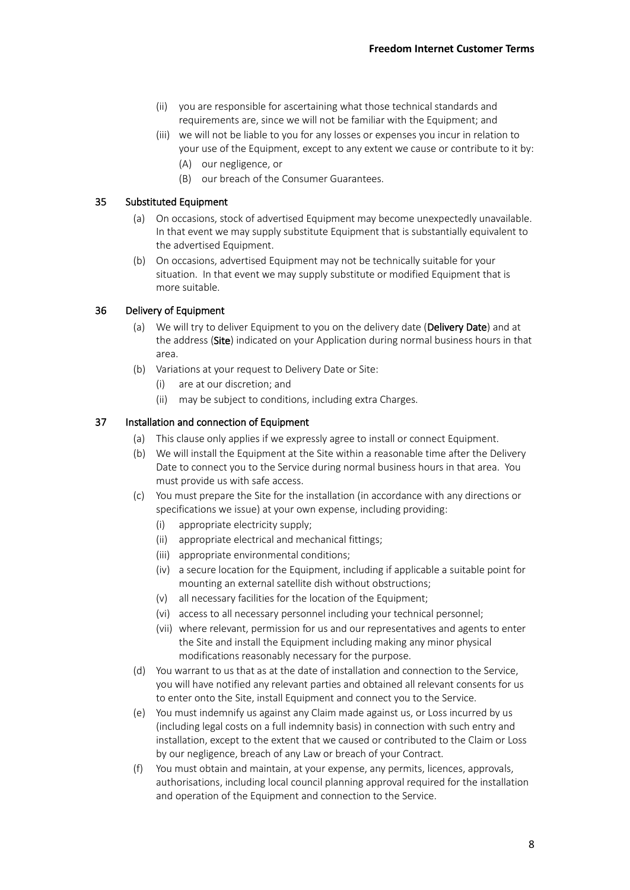(ii) you are responsible for ascertaining what those technical standards and requirements are, since we will not be familiar with the Equipment; and

(iii) we will not be liable to you for any losses or expenses you incur in relation to your use of the Equipment, except to any extent we cause or contribute to it by:

(A) our negligence, or

(B) our breach of the Consumer Guarantees.

## 35 Substituted Equipment

(a) On occasions, stock of advertised Equipment may become unexpectedly unavailable. In that event we may supply substitute Equipment that is substantially equivalent to the advertised Equipment.

(b) On occasions, advertised Equipment may not be technically suitable for your situation. In that event we may supply substitute or modified Equipment that is more suitable.

## 36 Delivery of Equipment

(a) We will try to deliver Equipment to you on the delivery date (**Delivery Date**) and at the address (**Site**) indicated on your Application during normal business hours in that area.

(b) Variations at your request to Delivery Date or Site:

(i) are at our discretion; and

(ii) may be subject to conditions, including extra Charges.

## 37 Installation and connection of Equipment

(a) This clause only applies if we expressly agree to install or connect Equipment.

(b) We will install the Equipment at the Site within a reasonable time after the Delivery Date to connect you to the Service during normal business hours in that area. You must provide us with safe access.

(c) You must prepare the Site for the installation (in accordance with any directions or specifications we issue) at your own expense, including providing:

(i) appropriate electricity supply;

(ii) appropriate electrical and mechanical fittings;

(iii) appropriate environmental conditions;

(iv) a secure location for the Equipment, including if applicable a suitable point for mounting an external satellite dish without obstructions;

(v) all necessary facilities for the location of the Equipment;

(vi) access to all necessary personnel including your technical personnel;

(vii) where relevant, permission for us and our representatives and agents to enter the Site and install the Equipment including making any minor physical modifications reasonably necessary for the purpose.

(d) You warrant to us that as at the date of installation and connection to the Service, you will have notified any relevant parties and obtained all relevant consents for us to enter onto the Site, install Equipment and connect you to the Service.

(e) You must indemnify us against any Claim made against us, or Loss incurred by us (including legal costs on a full indemnity basis) in connection with such entry and installation, except to the extent that we caused or contributed to the Claim or Loss by our negligence, breach of any Law or breach of your Contract.

(f) You must obtain and maintain, at your expense, any permits, licences, approvals, authorisations, including local council planning approval required for the installation and operation of the Equipment and connection to the Service.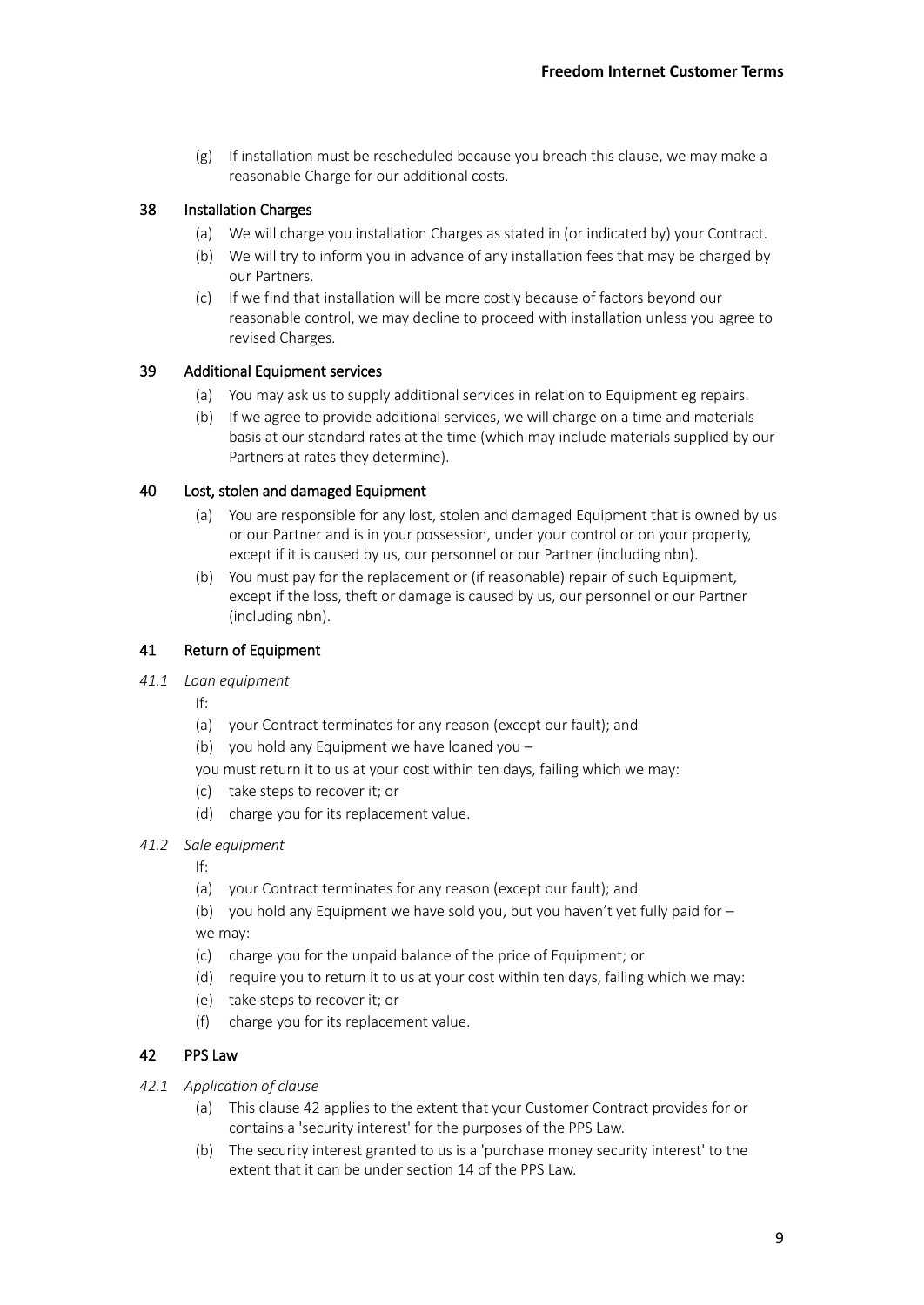(g) If installation must be rescheduled because you breach this clause, we may make a reasonable Charge for our additional costs.

## 38 Installation Charges

(a) We will charge you installation Charges as stated in (or indicated by) your Contract.

(b) We will try to inform you in advance of any installation fees that may be charged by our Partners.

(c) If we find that installation will be more costly because of factors beyond our reasonable control, we may decline to proceed with installation unless you agree to revised Charges.

## 39 Additional Equipment services

(a) You may ask us to supply additional services in relation to Equipment eg repairs.

(b) If we agree to provide additional services, we will charge on a time and materials basis at our standard rates at the time (which may include materials supplied by our Partners at rates they determine).

## 40 Lost, stolen and damaged Equipment

(a) You are responsible for any lost, stolen and damaged Equipment that is owned by us or our Partner and is in your possession, under your control or on your property, except if it is caused by us, our personnel or our Partner (including nbn).

(b) You must pay for the replacement or (if reasonable) repair of such Equipment, except if the loss, theft or damage is caused by us, our personnel or our Partner (including nbn).

## 41 Return of Equipment

### *41.1 Loan equipment*

If:

(a) your Contract terminates for any reason (except our fault); and

(b) you hold any Equipment we have loaned you –

you must return it to us at your cost within ten days, failing which we may:

(c) take steps to recover it; or

(d) charge you for its replacement value.

### *41.2 Sale equipment*

If:

(a) your Contract terminates for any reason (except our fault); and

(b) you hold any Equipment we have sold you, but you haven't yet fully paid for –

we may:

(c) charge you for the unpaid balance of the price of Equipment; or

(d) require you to return it to us at your cost within ten days, failing which we may:

(e) take steps to recover it; or

(f) charge you for its replacement value.

## 42 PPS Law

### *42.1 Application of clause*

(a) This clause 42 applies to the extent that your Customer Contract provides for or contains a 'security interest' for the purposes of the PPS Law.

(b) The security interest granted to us is a 'purchase money security interest' to the extent that it can be under section 14 of the PPS Law.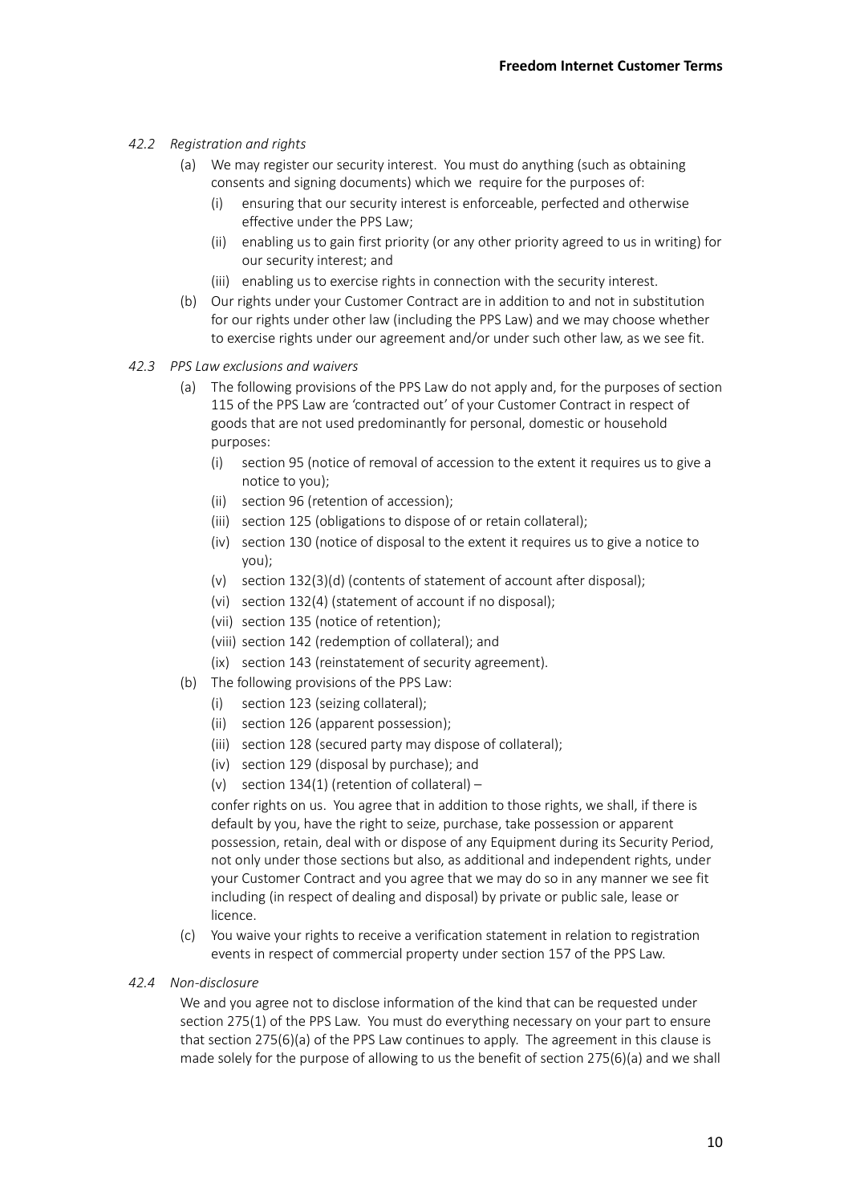*42.2 Registration and rights*

(a) We may register our security interest. You must do anything (such as obtaining consents and signing documents) which we require for the purposes of:

(i) ensuring that our security interest is enforceable, perfected and otherwise effective under the PPS Law;

(ii) enabling us to gain first priority (or any other priority agreed to us in writing) for our security interest; and

(iii) enabling us to exercise rights in connection with the security interest.

(b) Our rights under your Customer Contract are in addition to and not in substitution for our rights under other law (including the PPS Law) and we may choose whether to exercise rights under our agreement and/or under such other law, as we see fit.

*42.3 PPS Law exclusions and waivers*

(a) The following provisions of the PPS Law do not apply and, for the purposes of section 115 of the PPS Law are 'contracted out' of your Customer Contract in respect of goods that are not used predominantly for personal, domestic or household purposes:

(i) section 95 (notice of removal of accession to the extent it requires us to give a notice to you);

(ii) section 96 (retention of accession);

(iii) section 125 (obligations to dispose of or retain collateral);

(iv) section 130 (notice of disposal to the extent it requires us to give a notice to you);

(v) section 132(3)(d) (contents of statement of account after disposal);

(vi) section 132(4) (statement of account if no disposal);

(vii) section 135 (notice of retention);

(viii) section 142 (redemption of collateral); and

(ix) section 143 (reinstatement of security agreement).

(b) The following provisions of the PPS Law:

(i) section 123 (seizing collateral);

(ii) section 126 (apparent possession);

(iii) section 128 (secured party may dispose of collateral);

(iv) section 129 (disposal by purchase); and

(v) section 134(1) (retention of collateral) –

confer rights on us. You agree that in addition to those rights, we shall, if there is default by you, have the right to seize, purchase, take possession or apparent possession, retain, deal with or dispose of any Equipment during its Security Period, not only under those sections but also, as additional and independent rights, under your Customer Contract and you agree that we may do so in any manner we see fit including (in respect of dealing and disposal) by private or public sale, lease or licence.

(c) You waive your rights to receive a verification statement in relation to registration events in respect of commercial property under section 157 of the PPS Law.

*42.4 Non-disclosure*

We and you agree not to disclose information of the kind that can be requested under section 275(1) of the PPS Law. You must do everything necessary on your part to ensure that section 275(6)(a) of the PPS Law continues to apply. The agreement in this clause is made solely for the purpose of allowing to us the benefit of section 275(6)(a) and we shall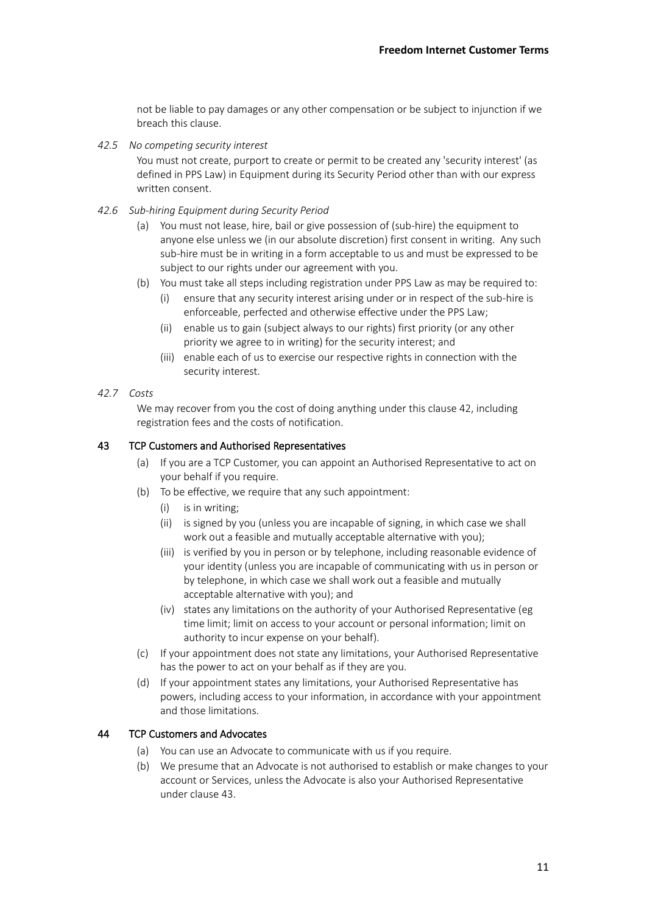not be liable to pay damages or any other compensation or be subject to injunction if we breach this clause.

*42.5 No competing security interest*

You must not create, purport to create or permit to be created any 'security interest' (as defined in PPS Law) in Equipment during its Security Period other than with our express written consent.

*42.6 Sub-hiring Equipment during Security Period*

(a) You must not lease, hire, bail or give possession of (sub-hire) the equipment to anyone else unless we (in our absolute discretion) first consent in writing. Any such sub-hire must be in writing in a form acceptable to us and must be expressed to be subject to our rights under our agreement with you.

(b) You must take all steps including registration under PPS Law as may be required to:

(i) ensure that any security interest arising under or in respect of the sub-hire is enforceable, perfected and otherwise effective under the PPS Law;

(ii) enable us to gain (subject always to our rights) first priority (or any other priority we agree to in writing) for the security interest; and

(iii) enable each of us to exercise our respective rights in connection with the security interest.

*42.7 Costs*

We may recover from you the cost of doing anything under this clause 42, including registration fees and the costs of notification.

## 43 TCP Customers and Authorised Representatives

(a) If you are a TCP Customer, you can appoint an Authorised Representative to act on your behalf if you require.

(b) To be effective, we require that any such appointment:

(i) is in writing;

(ii) is signed by you (unless you are incapable of signing, in which case we shall work out a feasible and mutually acceptable alternative with you);

(iii) is verified by you in person or by telephone, including reasonable evidence of your identity (unless you are incapable of communicating with us in person or by telephone, in which case we shall work out a feasible and mutually acceptable alternative with you); and

(iv) states any limitations on the authority of your Authorised Representative (eg time limit; limit on access to your account or personal information; limit on authority to incur expense on your behalf).

(c) If your appointment does not state any limitations, your Authorised Representative has the power to act on your behalf as if they are you.

(d) If your appointment states any limitations, your Authorised Representative has powers, including access to your information, in accordance with your appointment and those limitations.

## 44 TCP Customers and Advocates

(a) You can use an Advocate to communicate with us if you require.

(b) We presume that an Advocate is not authorised to establish or make changes to your account or Services, unless the Advocate is also your Authorised Representative under clause 43.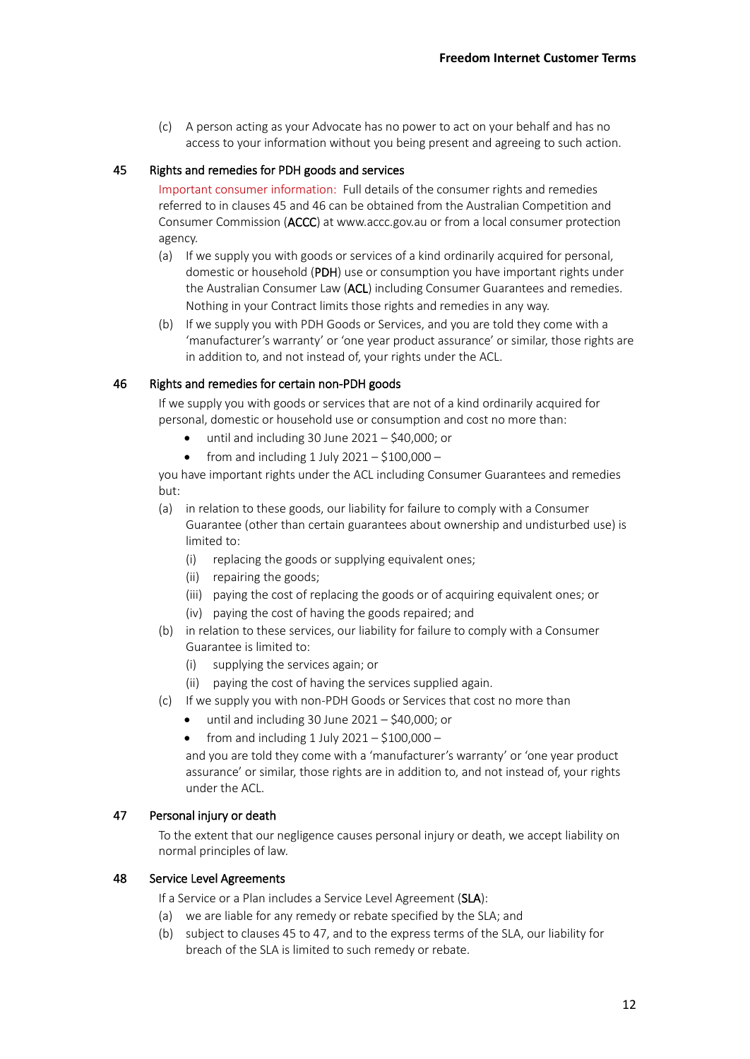(c) A person acting as your Advocate has no power to act on your behalf and has no access to your information without you being present and agreeing to such action.

## 45 Rights and remedies for PDH goods and services

Important consumer information: Full details of the consumer rights and remedies referred to in clauses 45 and 46 can be obtained from the Australian Competition and Consumer Commission (**ACCC**) at www.accc.gov.au or from a local consumer protection agency.

(a) If we supply you with goods or services of a kind ordinarily acquired for personal, domestic or household (**PDH**) use or consumption you have important rights under the Australian Consumer Law (**ACL**) including Consumer Guarantees and remedies. Nothing in your Contract limits those rights and remedies in any way.

(b) If we supply you with PDH Goods or Services, and you are told they come with a 'manufacturer's warranty' or 'one year product assurance' or similar, those rights are in addition to, and not instead of, your rights under the ACL.

## 46 Rights and remedies for certain non-PDH goods

If we supply you with goods or services that are not of a kind ordinarily acquired for personal, domestic or household use or consumption and cost no more than:

- until and including 30 June 2021 – $40,000; or
- from and including 1 July 2021 – $100,000 –

you have important rights under the ACL including Consumer Guarantees and remedies but:

(a) in relation to these goods, our liability for failure to comply with a Consumer Guarantee (other than certain guarantees about ownership and undisturbed use) is limited to:

   (i) replacing the goods or supplying equivalent ones;

   (ii) repairing the goods;

   (iii) paying the cost of replacing the goods or of acquiring equivalent ones; or

   (iv) paying the cost of having the goods repaired; and

(b) in relation to these services, our liability for failure to comply with a Consumer Guarantee is limited to:

   (i) supplying the services again; or

   (ii) paying the cost of having the services supplied again.

(c) If we supply you with non-PDH Goods or Services that cost no more than

   - until and including 30 June 2021 – $40,000; or
   - from and including 1 July 2021 – $100,000 –

   and you are told they come with a 'manufacturer's warranty' or 'one year product assurance' or similar, those rights are in addition to, and not instead of, your rights under the ACL.

## 47 Personal injury or death

To the extent that our negligence causes personal injury or death, we accept liability on normal principles of law.

## 48 Service Level Agreements

If a Service or a Plan includes a Service Level Agreement (**SLA**):

(a) we are liable for any remedy or rebate specified by the SLA; and

(b) subject to clauses 45 to 47, and to the express terms of the SLA, our liability for breach of the SLA is limited to such remedy or rebate.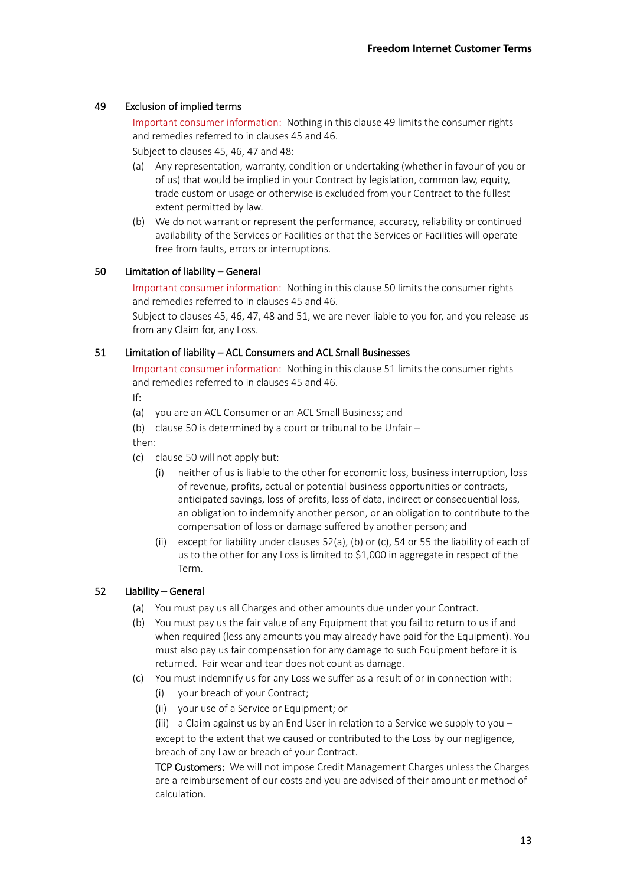## 49 Exclusion of implied terms

Important consumer information: Nothing in this clause 49 limits the consumer rights and remedies referred to in clauses 45 and 46.

Subject to clauses 45, 46, 47 and 48:

(a) Any representation, warranty, condition or undertaking (whether in favour of you or of us) that would be implied in your Contract by legislation, common law, equity, trade custom or usage or otherwise is excluded from your Contract to the fullest extent permitted by law.

(b) We do not warrant or represent the performance, accuracy, reliability or continued availability of the Services or Facilities or that the Services or Facilities will operate free from faults, errors or interruptions.

## 50 Limitation of liability – General

Important consumer information: Nothing in this clause 50 limits the consumer rights and remedies referred to in clauses 45 and 46.

Subject to clauses 45, 46, 47, 48 and 51, we are never liable to you for, and you release us from any Claim for, any Loss.

## 51 Limitation of liability – ACL Consumers and ACL Small Businesses

Important consumer information: Nothing in this clause 51 limits the consumer rights and remedies referred to in clauses 45 and 46.

If:

(a) you are an ACL Consumer or an ACL Small Business; and

(b) clause 50 is determined by a court or tribunal to be Unfair –

then:

(c) clause 50 will not apply but:

  (i) neither of us is liable to the other for economic loss, business interruption, loss of revenue, profits, actual or potential business opportunities or contracts, anticipated savings, loss of profits, loss of data, indirect or consequential loss, an obligation to indemnify another person, or an obligation to contribute to the compensation of loss or damage suffered by another person; and

  (ii) except for liability under clauses 52(a), (b) or (c), 54 or 55 the liability of each of us to the other for any Loss is limited to $1,000 in aggregate in respect of the Term.

## 52 Liability – General

(a) You must pay us all Charges and other amounts due under your Contract.

(b) You must pay us the fair value of any Equipment that you fail to return to us if and when required (less any amounts you may already have paid for the Equipment). You must also pay us fair compensation for any damage to such Equipment before it is returned. Fair wear and tear does not count as damage.

(c) You must indemnify us for any Loss we suffer as a result of or in connection with:

  (i) your breach of your Contract;

  (ii) your use of a Service or Equipment; or

  (iii) a Claim against us by an End User in relation to a Service we supply to you –

  except to the extent that we caused or contributed to the Loss by our negligence, breach of any Law or breach of your Contract.

  **TCP Customers:** We will not impose Credit Management Charges unless the Charges are a reimbursement of our costs and you are advised of their amount or method of calculation.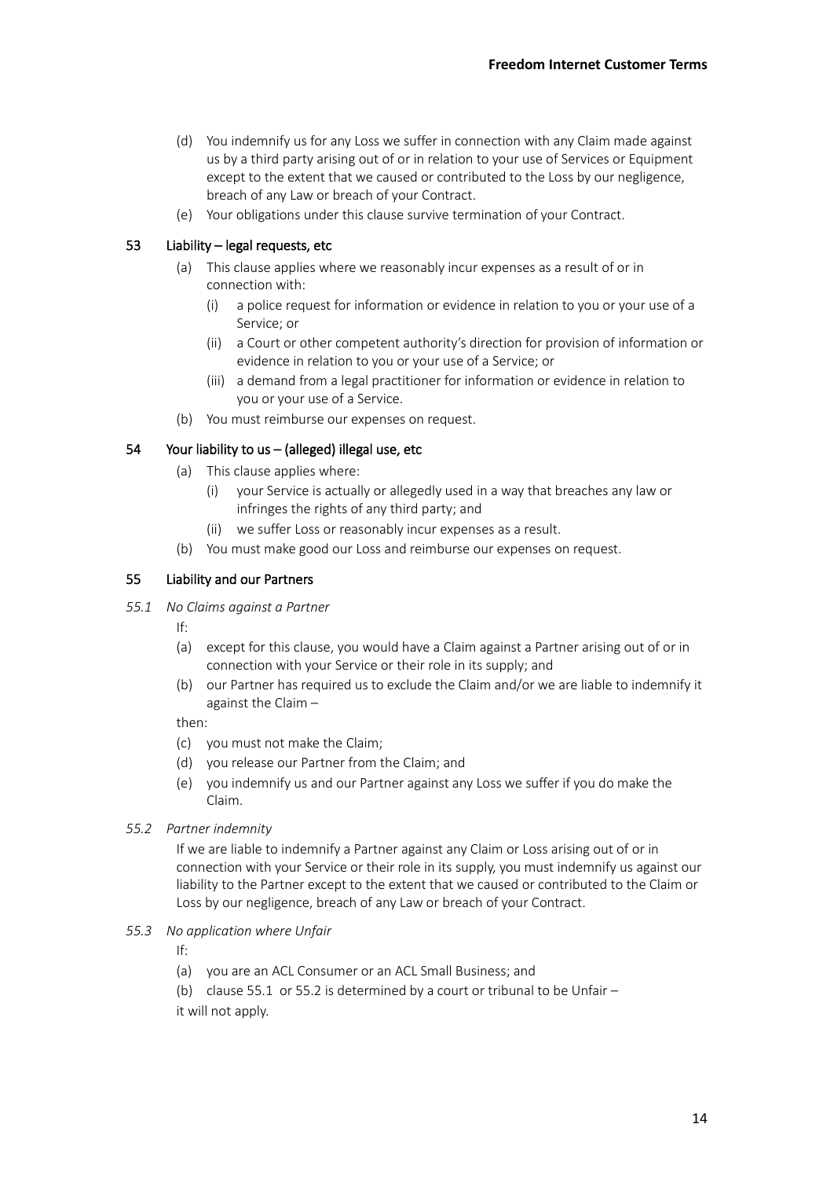(d) You indemnify us for any Loss we suffer in connection with any Claim made against us by a third party arising out of or in relation to your use of Services or Equipment except to the extent that we caused or contributed to the Loss by our negligence, breach of any Law or breach of your Contract.

(e) Your obligations under this clause survive termination of your Contract.

### 53 Liability – legal requests, etc

(a) This clause applies where we reasonably incur expenses as a result of or in connection with:

  (i) a police request for information or evidence in relation to you or your use of a Service; or

  (ii) a Court or other competent authority's direction for provision of information or evidence in relation to you or your use of a Service; or

  (iii) a demand from a legal practitioner for information or evidence in relation to you or your use of a Service.

(b) You must reimburse our expenses on request.

### 54 Your liability to us – (alleged) illegal use, etc

(a) This clause applies where:

  (i) your Service is actually or allegedly used in a way that breaches any law or infringes the rights of any third party; and

  (ii) we suffer Loss or reasonably incur expenses as a result.

(b) You must make good our Loss and reimburse our expenses on request.

### 55 Liability and our Partners

*55.1 No Claims against a Partner*

If:

(a) except for this clause, you would have a Claim against a Partner arising out of or in connection with your Service or their role in its supply; and

(b) our Partner has required us to exclude the Claim and/or we are liable to indemnify it against the Claim –

then:

(c) you must not make the Claim;

(d) you release our Partner from the Claim; and

(e) you indemnify us and our Partner against any Loss we suffer if you do make the Claim.

*55.2 Partner indemnity*

If we are liable to indemnify a Partner against any Claim or Loss arising out of or in connection with your Service or their role in its supply, you must indemnify us against our liability to the Partner except to the extent that we caused or contributed to the Claim or Loss by our negligence, breach of any Law or breach of your Contract.

*55.3 No application where Unfair*

If:

(a) you are an ACL Consumer or an ACL Small Business; and

(b) clause 55.1 or 55.2 is determined by a court or tribunal to be Unfair –

it will not apply.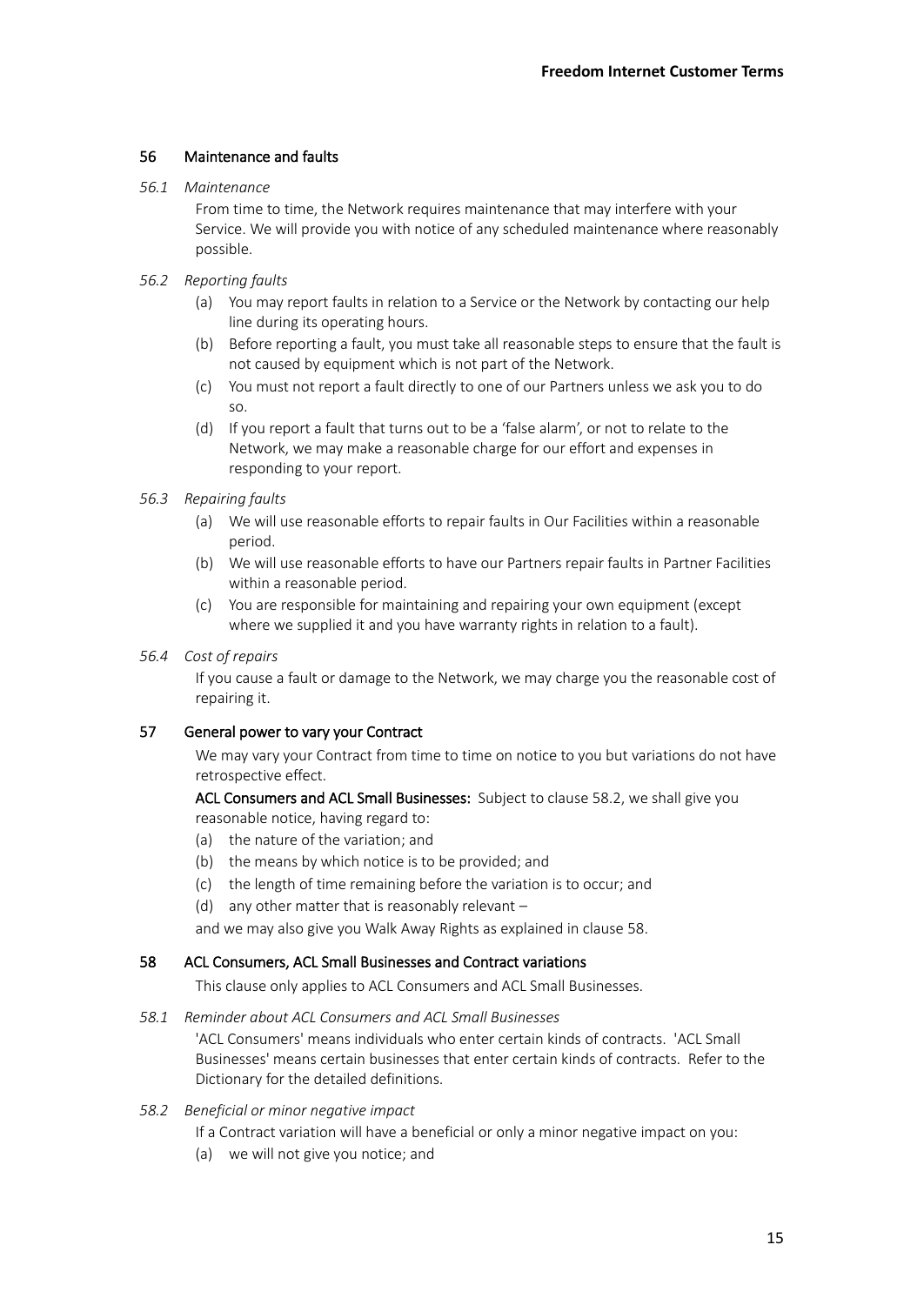## 56 Maintenance and faults

*56.1 Maintenance*

From time to time, the Network requires maintenance that may interfere with your Service. We will provide you with notice of any scheduled maintenance where reasonably possible.

*56.2 Reporting faults*

(a) You may report faults in relation to a Service or the Network by contacting our help line during its operating hours.

(b) Before reporting a fault, you must take all reasonable steps to ensure that the fault is not caused by equipment which is not part of the Network.

(c) You must not report a fault directly to one of our Partners unless we ask you to do so.

(d) If you report a fault that turns out to be a 'false alarm', or not to relate to the Network, we may make a reasonable charge for our effort and expenses in responding to your report.

*56.3 Repairing faults*

(a) We will use reasonable efforts to repair faults in Our Facilities within a reasonable period.

(b) We will use reasonable efforts to have our Partners repair faults in Partner Facilities within a reasonable period.

(c) You are responsible for maintaining and repairing your own equipment (except where we supplied it and you have warranty rights in relation to a fault).

*56.4 Cost of repairs*

If you cause a fault or damage to the Network, we may charge you the reasonable cost of repairing it.

## 57 General power to vary your Contract

We may vary your Contract from time to time on notice to you but variations do not have retrospective effect.

**ACL Consumers and ACL Small Businesses:** Subject to clause 58.2, we shall give you reasonable notice, having regard to:

(a) the nature of the variation; and

(b) the means by which notice is to be provided; and

(c) the length of time remaining before the variation is to occur; and

(d) any other matter that is reasonably relevant –

and we may also give you Walk Away Rights as explained in clause 58.

## 58 ACL Consumers, ACL Small Businesses and Contract variations

This clause only applies to ACL Consumers and ACL Small Businesses.

*58.1 Reminder about ACL Consumers and ACL Small Businesses*

'ACL Consumers' means individuals who enter certain kinds of contracts. 'ACL Small Businesses' means certain businesses that enter certain kinds of contracts. Refer to the Dictionary for the detailed definitions.

*58.2 Beneficial or minor negative impact*

If a Contract variation will have a beneficial or only a minor negative impact on you:

(a) we will not give you notice; and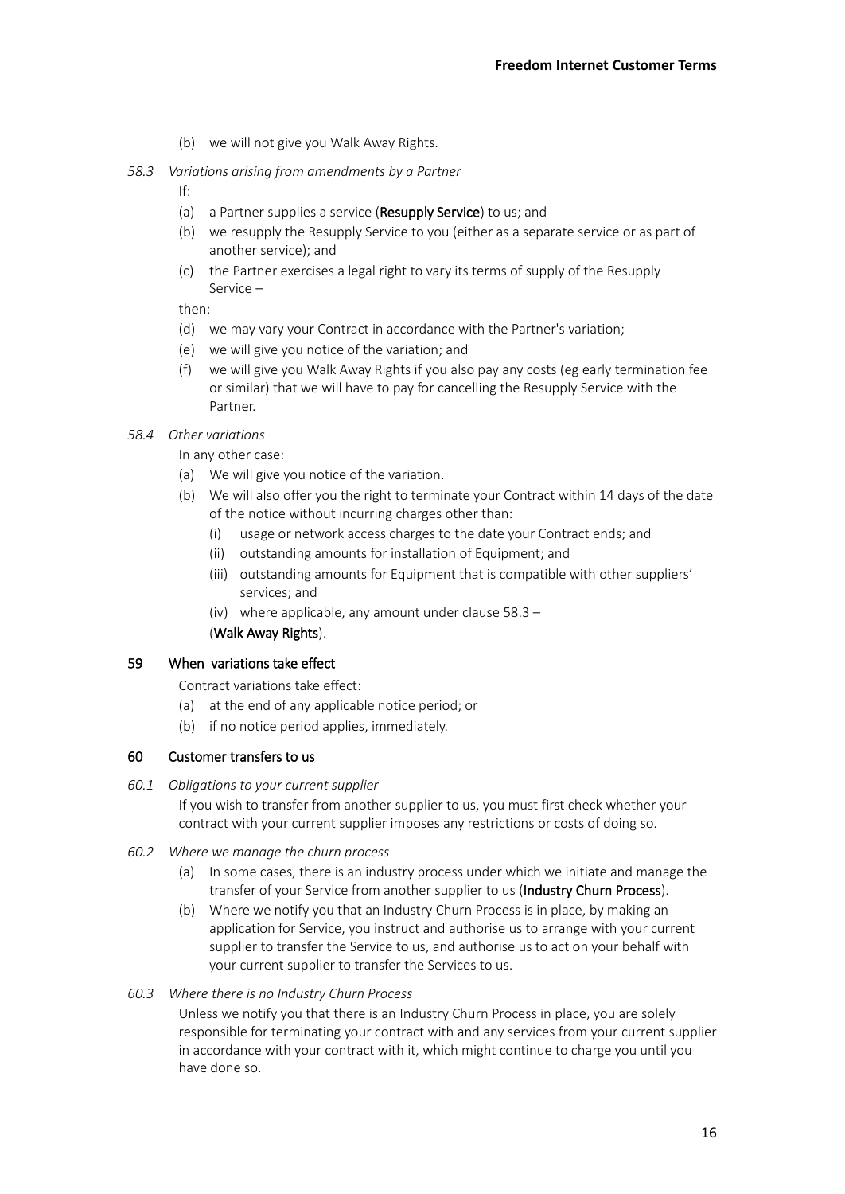(b) we will not give you Walk Away Rights.

*58.3 Variations arising from amendments by a Partner*

If:

(a) a Partner supplies a service (**Resupply Service**) to us; and

(b) we resupply the Resupply Service to you (either as a separate service or as part of another service); and

(c) the Partner exercises a legal right to vary its terms of supply of the Resupply Service –

then:

(d) we may vary your Contract in accordance with the Partner's variation;

(e) we will give you notice of the variation; and

(f) we will give you Walk Away Rights if you also pay any costs (eg early termination fee or similar) that we will have to pay for cancelling the Resupply Service with the Partner.

*58.4 Other variations*

In any other case:

(a) We will give you notice of the variation.

(b) We will also offer you the right to terminate your Contract within 14 days of the date of the notice without incurring charges other than:

   (i) usage or network access charges to the date your Contract ends; and

   (ii) outstanding amounts for installation of Equipment; and

   (iii) outstanding amounts for Equipment that is compatible with other suppliers' services; and

   (iv) where applicable, any amount under clause 58.3 –

   (**Walk Away Rights**).

## 59 When variations take effect

Contract variations take effect:

(a) at the end of any applicable notice period; or

(b) if no notice period applies, immediately.

## 60 Customer transfers to us

*60.1 Obligations to your current supplier*

If you wish to transfer from another supplier to us, you must first check whether your contract with your current supplier imposes any restrictions or costs of doing so.

*60.2 Where we manage the churn process*

(a) In some cases, there is an industry process under which we initiate and manage the transfer of your Service from another supplier to us (**Industry Churn Process**).

(b) Where we notify you that an Industry Churn Process is in place, by making an application for Service, you instruct and authorise us to arrange with your current supplier to transfer the Service to us, and authorise us to act on your behalf with your current supplier to transfer the Services to us.

*60.3 Where there is no Industry Churn Process*

Unless we notify you that there is an Industry Churn Process in place, you are solely responsible for terminating your contract with and any services from your current supplier in accordance with your contract with it, which might continue to charge you until you have done so.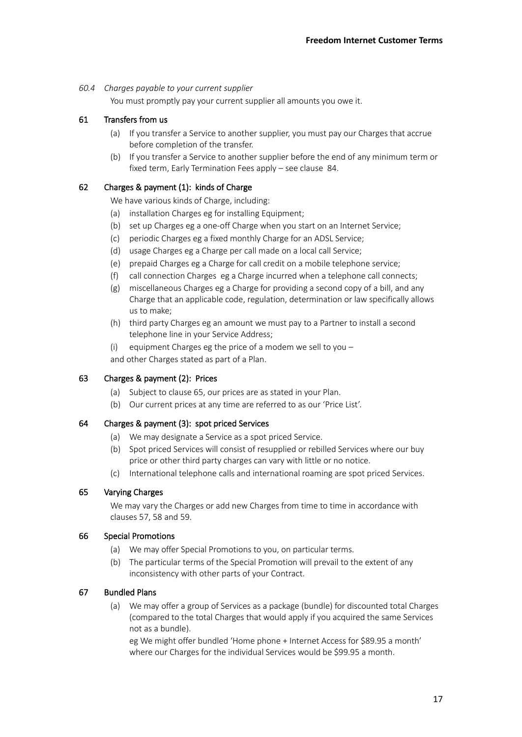*60.4 Charges payable to your current supplier*

You must promptly pay your current supplier all amounts you owe it.

## 61 Transfers from us

(a) If you transfer a Service to another supplier, you must pay our Charges that accrue before completion of the transfer.

(b) If you transfer a Service to another supplier before the end of any minimum term or fixed term, Early Termination Fees apply – see clause 84.

## 62 Charges & payment (1): kinds of Charge

We have various kinds of Charge, including:

(a) installation Charges eg for installing Equipment;

(b) set up Charges eg a one-off Charge when you start on an Internet Service;

(c) periodic Charges eg a fixed monthly Charge for an ADSL Service;

(d) usage Charges eg a Charge per call made on a local call Service;

(e) prepaid Charges eg a Charge for call credit on a mobile telephone service;

(f) call connection Charges eg a Charge incurred when a telephone call connects;

(g) miscellaneous Charges eg a Charge for providing a second copy of a bill, and any Charge that an applicable code, regulation, determination or law specifically allows us to make;

(h) third party Charges eg an amount we must pay to a Partner to install a second telephone line in your Service Address;

(i) equipment Charges eg the price of a modem we sell to you –

and other Charges stated as part of a Plan.

## 63 Charges & payment (2): Prices

(a) Subject to clause 65, our prices are as stated in your Plan.

(b) Our current prices at any time are referred to as our 'Price List'.

## 64 Charges & payment (3): spot priced Services

(a) We may designate a Service as a spot priced Service.

(b) Spot priced Services will consist of resupplied or rebilled Services where our buy price or other third party charges can vary with little or no notice.

(c) International telephone calls and international roaming are spot priced Services.

## 65 Varying Charges

We may vary the Charges or add new Charges from time to time in accordance with clauses 57, 58 and 59.

## 66 Special Promotions

(a) We may offer Special Promotions to you, on particular terms.

(b) The particular terms of the Special Promotion will prevail to the extent of any inconsistency with other parts of your Contract.

## 67 Bundled Plans

(a) We may offer a group of Services as a package (bundle) for discounted total Charges (compared to the total Charges that would apply if you acquired the same Services not as a bundle).

eg We might offer bundled 'Home phone + Internet Access for $89.95 a month' where our Charges for the individual Services would be $99.95 a month.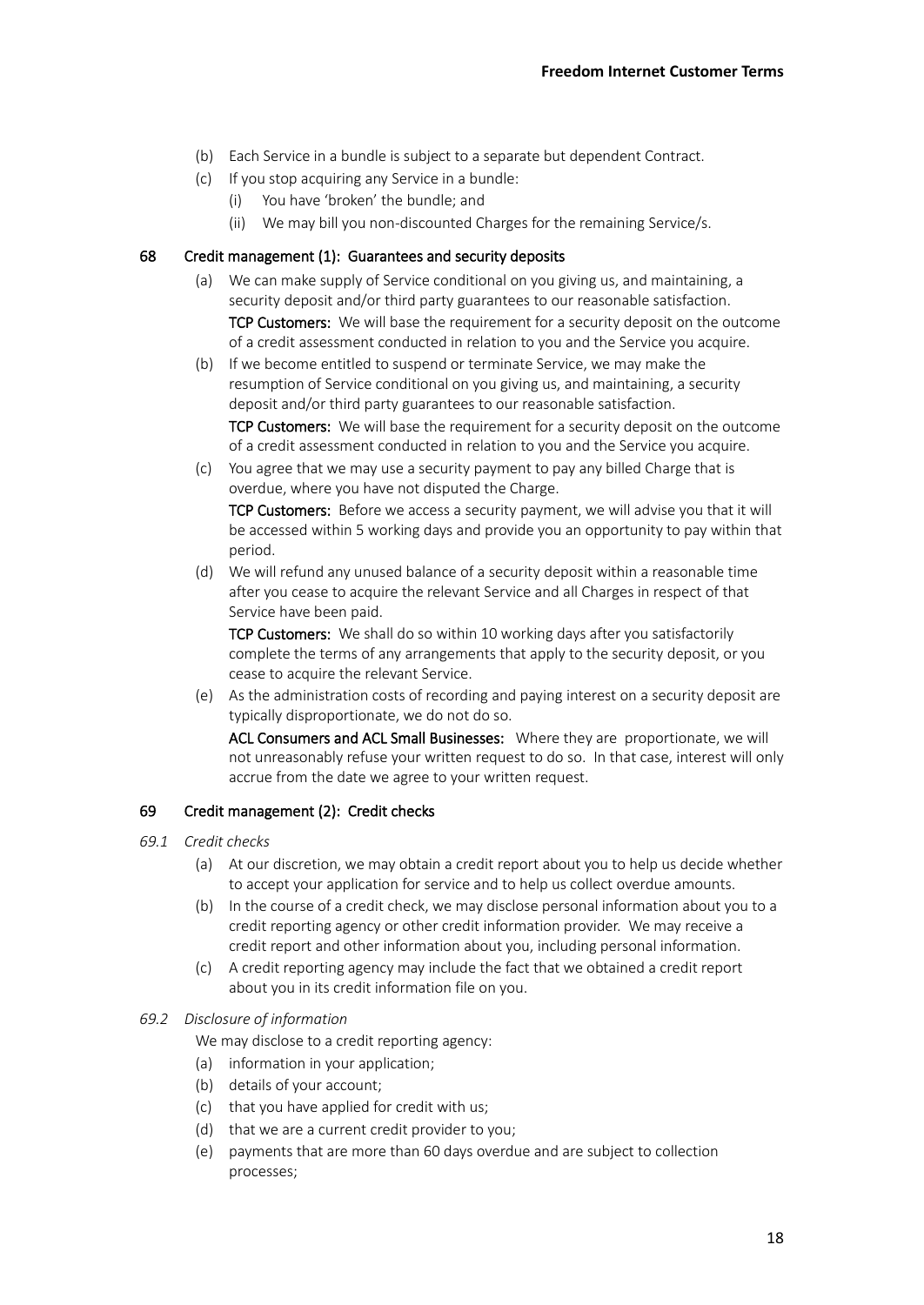(b) Each Service in a bundle is subject to a separate but dependent Contract.

(c) If you stop acquiring any Service in a bundle:

   (i) You have 'broken' the bundle; and

   (ii) We may bill you non-discounted Charges for the remaining Service/s.

## 68 Credit management (1): Guarantees and security deposits

(a) We can make supply of Service conditional on you giving us, and maintaining, a security deposit and/or third party guarantees to our reasonable satisfaction.

   **TCP Customers:** We will base the requirement for a security deposit on the outcome of a credit assessment conducted in relation to you and the Service you acquire.

(b) If we become entitled to suspend or terminate Service, we may make the resumption of Service conditional on you giving us, and maintaining, a security deposit and/or third party guarantees to our reasonable satisfaction.

   **TCP Customers:** We will base the requirement for a security deposit on the outcome of a credit assessment conducted in relation to you and the Service you acquire.

(c) You agree that we may use a security payment to pay any billed Charge that is overdue, where you have not disputed the Charge.

   **TCP Customers:** Before we access a security payment, we will advise you that it will be accessed within 5 working days and provide you an opportunity to pay within that period.

(d) We will refund any unused balance of a security deposit within a reasonable time after you cease to acquire the relevant Service and all Charges in respect of that Service have been paid.

   **TCP Customers:** We shall do so within 10 working days after you satisfactorily complete the terms of any arrangements that apply to the security deposit, or you cease to acquire the relevant Service.

(e) As the administration costs of recording and paying interest on a security deposit are typically disproportionate, we do not do so.

   **ACL Consumers and ACL Small Businesses:** Where they are proportionate, we will not unreasonably refuse your written request to do so. In that case, interest will only accrue from the date we agree to your written request.

## 69 Credit management (2): Credit checks

*69.1 Credit checks*

(a) At our discretion, we may obtain a credit report about you to help us decide whether to accept your application for service and to help us collect overdue amounts.

(b) In the course of a credit check, we may disclose personal information about you to a credit reporting agency or other credit information provider. We may receive a credit report and other information about you, including personal information.

(c) A credit reporting agency may include the fact that we obtained a credit report about you in its credit information file on you.

*69.2 Disclosure of information*

We may disclose to a credit reporting agency:

(a) information in your application;

(b) details of your account;

(c) that you have applied for credit with us;

(d) that we are a current credit provider to you;

(e) payments that are more than 60 days overdue and are subject to collection processes;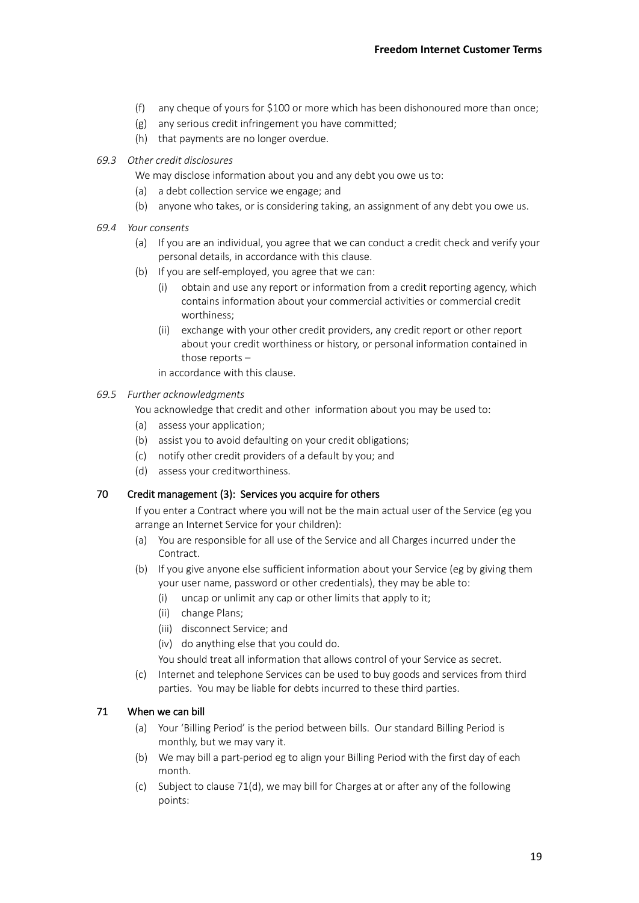(f) any cheque of yours for $100 or more which has been dishonoured more than once;

(g) any serious credit infringement you have committed;

(h) that payments are no longer overdue.

*69.3 Other credit disclosures*

We may disclose information about you and any debt you owe us to:

(a) a debt collection service we engage; and

(b) anyone who takes, or is considering taking, an assignment of any debt you owe us.

*69.4 Your consents*

(a) If you are an individual, you agree that we can conduct a credit check and verify your personal details, in accordance with this clause.

(b) If you are self-employed, you agree that we can:

  (i) obtain and use any report or information from a credit reporting agency, which contains information about your commercial activities or commercial credit worthiness;

  (ii) exchange with your other credit providers, any credit report or other report about your credit worthiness or history, or personal information contained in those reports –

  in accordance with this clause.

*69.5 Further acknowledgments*

You acknowledge that credit and other information about you may be used to:

(a) assess your application;

(b) assist you to avoid defaulting on your credit obligations;

(c) notify other credit providers of a default by you; and

(d) assess your creditworthiness.

## 70 Credit management (3): Services you acquire for others

If you enter a Contract where you will not be the main actual user of the Service (eg you arrange an Internet Service for your children):

(a) You are responsible for all use of the Service and all Charges incurred under the Contract.

(b) If you give anyone else sufficient information about your Service (eg by giving them your user name, password or other credentials), they may be able to:

  (i) uncap or unlimit any cap or other limits that apply to it;

  (ii) change Plans;

  (iii) disconnect Service; and

  (iv) do anything else that you could do.

  You should treat all information that allows control of your Service as secret.

(c) Internet and telephone Services can be used to buy goods and services from third parties. You may be liable for debts incurred to these third parties.

## 71 When we can bill

(a) Your 'Billing Period' is the period between bills. Our standard Billing Period is monthly, but we may vary it.

(b) We may bill a part-period eg to align your Billing Period with the first day of each month.

(c) Subject to clause 71(d), we may bill for Charges at or after any of the following points: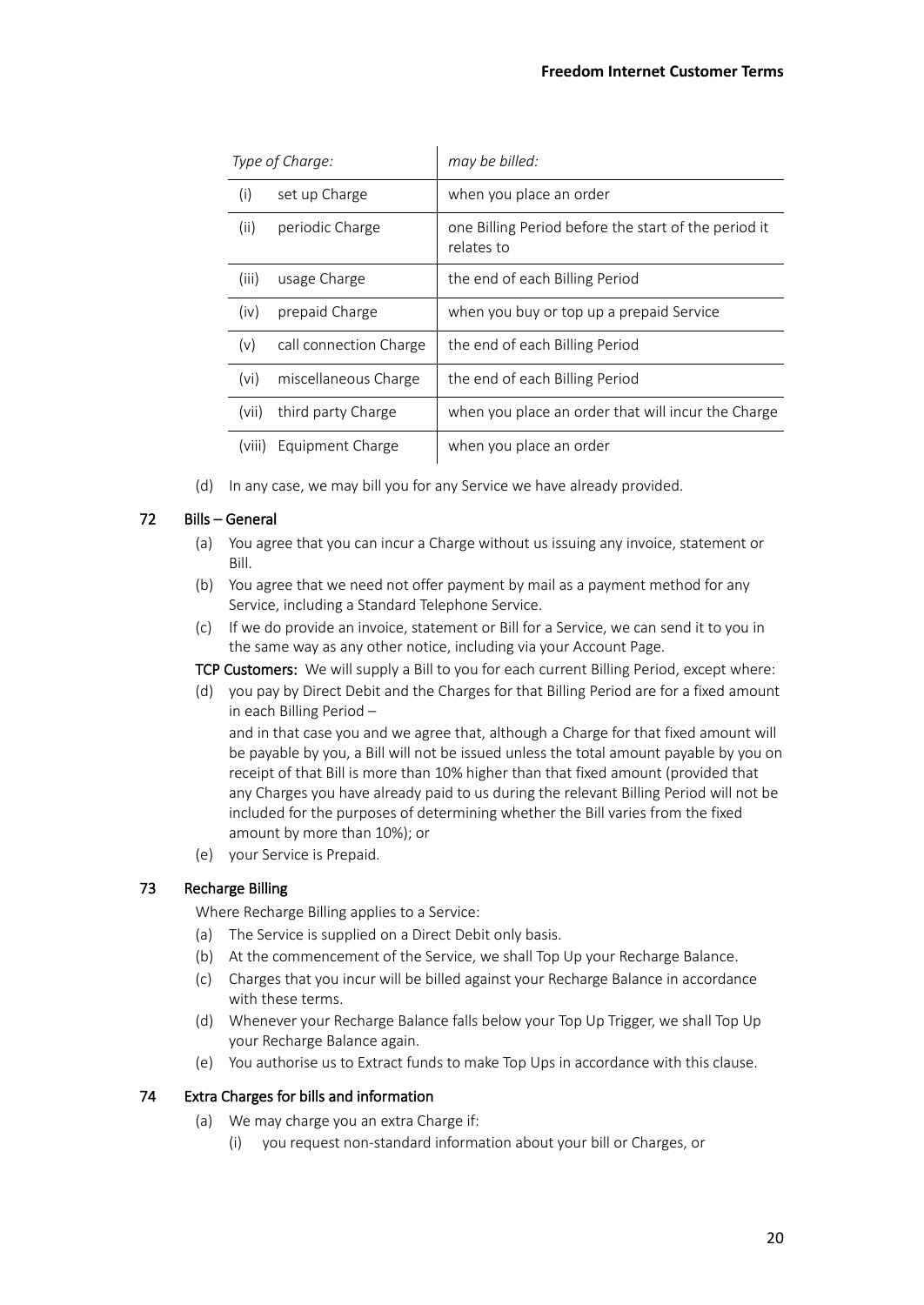| *Type of Charge:* | *may be billed:* |
|---|---|
| (i) set up Charge | when you place an order |
| (ii) periodic Charge | one Billing Period before the start of the period it relates to |
| (iii) usage Charge | the end of each Billing Period |
| (iv) prepaid Charge | when you buy or top up a prepaid Service |
| (v) call connection Charge | the end of each Billing Period |
| (vi) miscellaneous Charge | the end of each Billing Period |
| (vii) third party Charge | when you place an order that will incur the Charge |
| (viii) Equipment Charge | when you place an order |

(d) In any case, we may bill you for any Service we have already provided.

## 72 Bills – General

(a) You agree that you can incur a Charge without us issuing any invoice, statement or Bill.

(b) You agree that we need not offer payment by mail as a payment method for any Service, including a Standard Telephone Service.

(c) If we do provide an invoice, statement or Bill for a Service, we can send it to you in the same way as any other notice, including via your Account Page.

**TCP Customers:** We will supply a Bill to you for each current Billing Period, except where:

(d) you pay by Direct Debit and the Charges for that Billing Period are for a fixed amount in each Billing Period –

and in that case you and we agree that, although a Charge for that fixed amount will be payable by you, a Bill will not be issued unless the total amount payable by you on receipt of that Bill is more than 10% higher than that fixed amount (provided that any Charges you have already paid to us during the relevant Billing Period will not be included for the purposes of determining whether the Bill varies from the fixed amount by more than 10%); or

(e) your Service is Prepaid.

## 73 Recharge Billing

Where Recharge Billing applies to a Service:

(a) The Service is supplied on a Direct Debit only basis.

(b) At the commencement of the Service, we shall Top Up your Recharge Balance.

(c) Charges that you incur will be billed against your Recharge Balance in accordance with these terms.

(d) Whenever your Recharge Balance falls below your Top Up Trigger, we shall Top Up your Recharge Balance again.

(e) You authorise us to Extract funds to make Top Ups in accordance with this clause.

## 74 Extra Charges for bills and information

(a) We may charge you an extra Charge if:

(i) you request non-standard information about your bill or Charges, or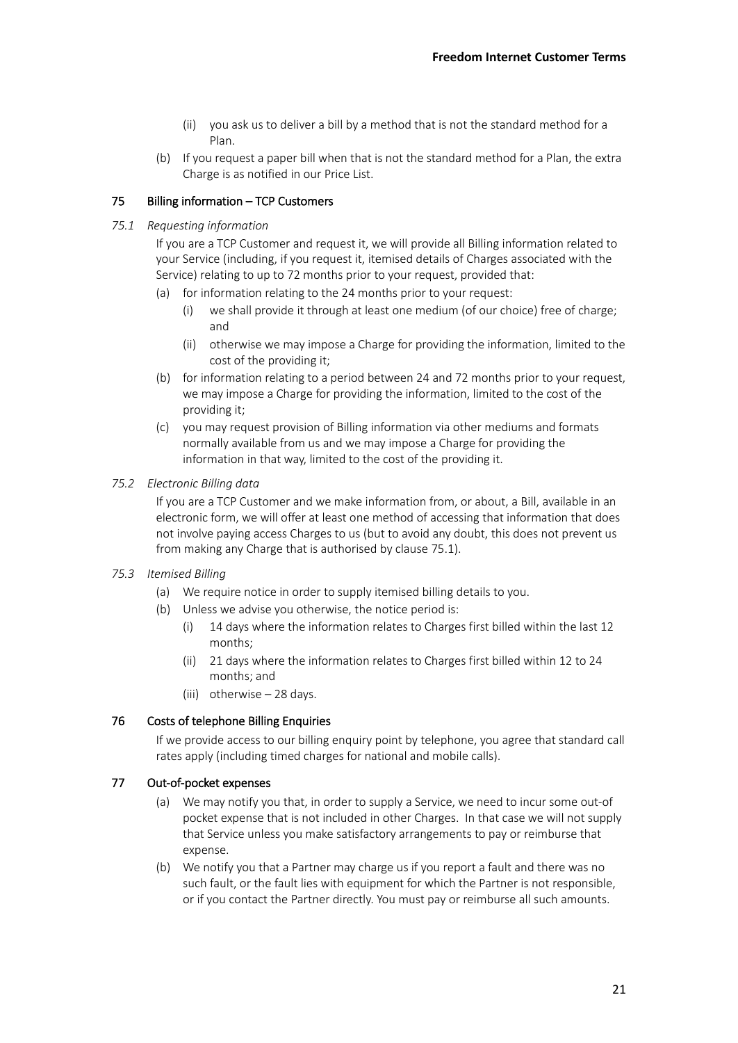(ii) you ask us to deliver a bill by a method that is not the standard method for a Plan.

(b) If you request a paper bill when that is not the standard method for a Plan, the extra Charge is as notified in our Price List.

## 75 Billing information – TCP Customers

*75.1 Requesting information*

If you are a TCP Customer and request it, we will provide all Billing information related to your Service (including, if you request it, itemised details of Charges associated with the Service) relating to up to 72 months prior to your request, provided that:

- (a) for information relating to the 24 months prior to your request:
  - (i) we shall provide it through at least one medium (of our choice) free of charge; and
  - (ii) otherwise we may impose a Charge for providing the information, limited to the cost of the providing it;
- (b) for information relating to a period between 24 and 72 months prior to your request, we may impose a Charge for providing the information, limited to the cost of the providing it;
- (c) you may request provision of Billing information via other mediums and formats normally available from us and we may impose a Charge for providing the information in that way, limited to the cost of the providing it.

*75.2 Electronic Billing data*

If you are a TCP Customer and we make information from, or about, a Bill, available in an electronic form, we will offer at least one method of accessing that information that does not involve paying access Charges to us (but to avoid any doubt, this does not prevent us from making any Charge that is authorised by clause 75.1).

*75.3 Itemised Billing*

- (a) We require notice in order to supply itemised billing details to you.
- (b) Unless we advise you otherwise, the notice period is:
  - (i) 14 days where the information relates to Charges first billed within the last 12 months;
  - (ii) 21 days where the information relates to Charges first billed within 12 to 24 months; and
  - (iii) otherwise – 28 days.

## 76 Costs of telephone Billing Enquiries

If we provide access to our billing enquiry point by telephone, you agree that standard call rates apply (including timed charges for national and mobile calls).

## 77 Out-of-pocket expenses

- (a) We may notify you that, in order to supply a Service, we need to incur some out-of pocket expense that is not included in other Charges. In that case we will not supply that Service unless you make satisfactory arrangements to pay or reimburse that expense.
- (b) We notify you that a Partner may charge us if you report a fault and there was no such fault, or the fault lies with equipment for which the Partner is not responsible, or if you contact the Partner directly. You must pay or reimburse all such amounts.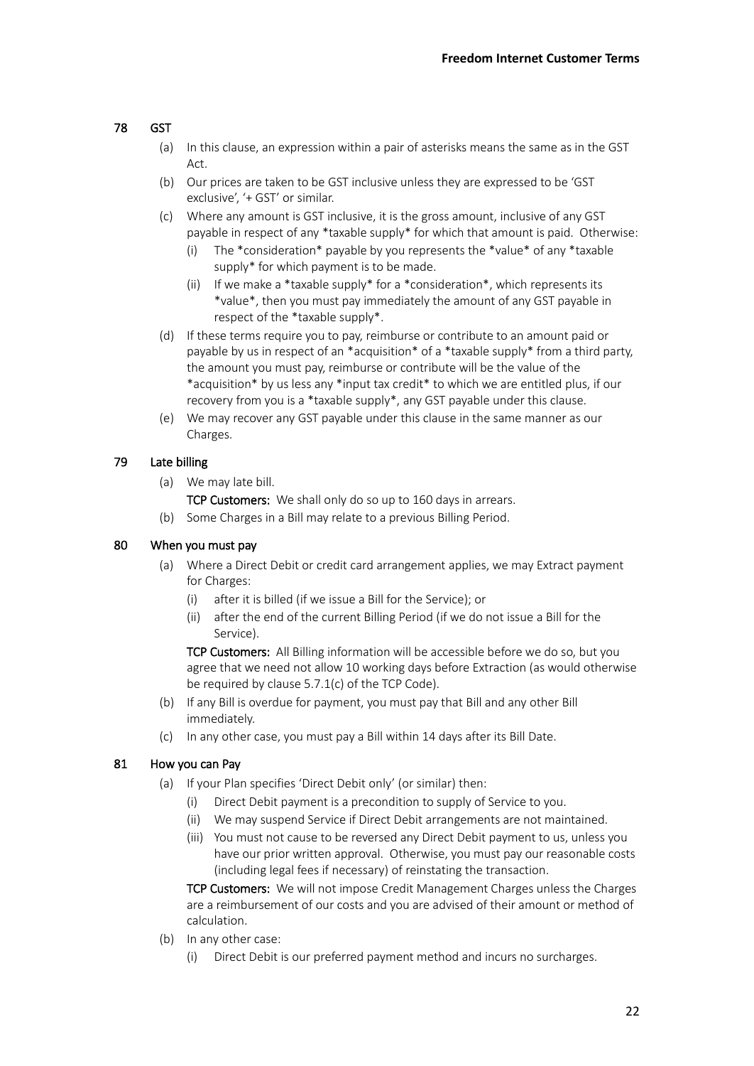## 78 GST

(a) In this clause, an expression within a pair of asterisks means the same as in the GST Act.

(b) Our prices are taken to be GST inclusive unless they are expressed to be 'GST exclusive', '+ GST' or similar.

(c) Where any amount is GST inclusive, it is the gross amount, inclusive of any GST payable in respect of any *taxable supply* for which that amount is paid. Otherwise:

(i) The *consideration* payable by you represents the *value* of any *taxable supply* for which payment is to be made.

(ii) If we make a *taxable supply* for a *consideration*, which represents its *value*, then you must pay immediately the amount of any GST payable in respect of the *taxable supply*.

(d) If these terms require you to pay, reimburse or contribute to an amount paid or payable by us in respect of an *acquisition* of a *taxable supply* from a third party, the amount you must pay, reimburse or contribute will be the value of the *acquisition* by us less any *input tax credit* to which we are entitled plus, if our recovery from you is a *taxable supply*, any GST payable under this clause.

(e) We may recover any GST payable under this clause in the same manner as our Charges.

## 79 Late billing

(a) We may late bill.

**TCP Customers:** We shall only do so up to 160 days in arrears.

(b) Some Charges in a Bill may relate to a previous Billing Period.

## 80 When you must pay

(a) Where a Direct Debit or credit card arrangement applies, we may Extract payment for Charges:

(i) after it is billed (if we issue a Bill for the Service); or

(ii) after the end of the current Billing Period (if we do not issue a Bill for the Service).

**TCP Customers:** All Billing information will be accessible before we do so, but you agree that we need not allow 10 working days before Extraction (as would otherwise be required by clause 5.7.1(c) of the TCP Code).

(b) If any Bill is overdue for payment, you must pay that Bill and any other Bill immediately.

(c) In any other case, you must pay a Bill within 14 days after its Bill Date.

## 81 How you can Pay

(a) If your Plan specifies 'Direct Debit only' (or similar) then:

(i) Direct Debit payment is a precondition to supply of Service to you.

(ii) We may suspend Service if Direct Debit arrangements are not maintained.

(iii) You must not cause to be reversed any Direct Debit payment to us, unless you have our prior written approval. Otherwise, you must pay our reasonable costs (including legal fees if necessary) of reinstating the transaction.

**TCP Customers:** We will not impose Credit Management Charges unless the Charges are a reimbursement of our costs and you are advised of their amount or method of calculation.

(b) In any other case:

(i) Direct Debit is our preferred payment method and incurs no surcharges.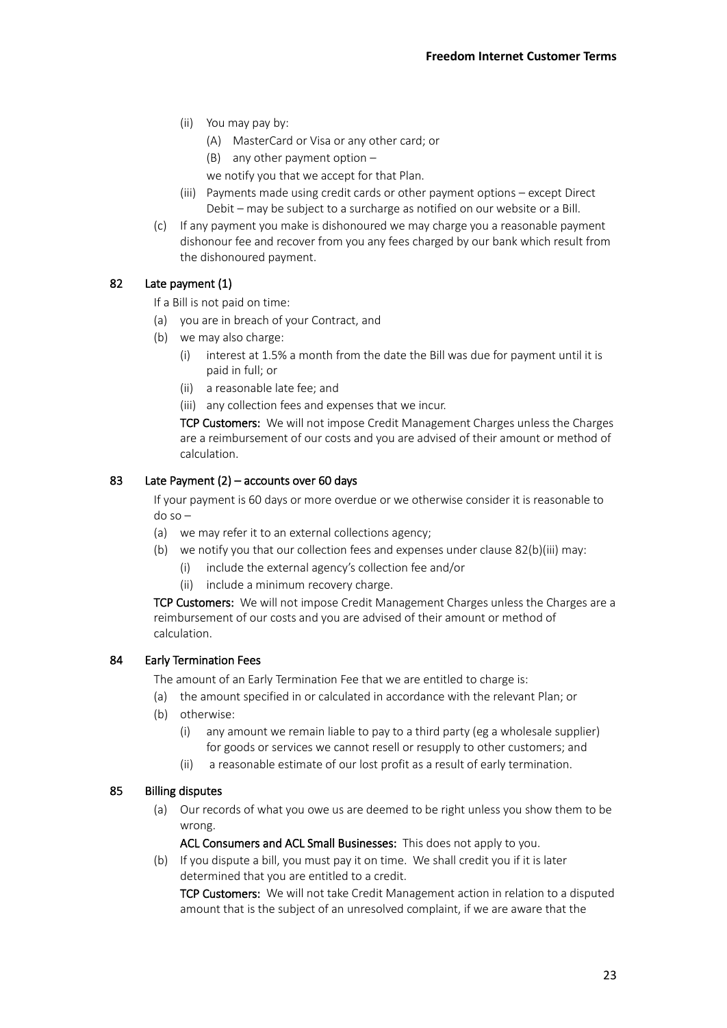(ii) You may pay by:

(A) MasterCard or Visa or any other card; or

(B) any other payment option –

we notify you that we accept for that Plan.

(iii) Payments made using credit cards or other payment options – except Direct Debit – may be subject to a surcharge as notified on our website or a Bill.

(c) If any payment you make is dishonoured we may charge you a reasonable payment dishonour fee and recover from you any fees charged by our bank which result from the dishonoured payment.

### 82 Late payment (1)

If a Bill is not paid on time:

(a) you are in breach of your Contract, and

(b) we may also charge:

(i) interest at 1.5% a month from the date the Bill was due for payment until it is paid in full; or

(ii) a reasonable late fee; and

(iii) any collection fees and expenses that we incur.

**TCP Customers:** We will not impose Credit Management Charges unless the Charges are a reimbursement of our costs and you are advised of their amount or method of calculation.

### 83 Late Payment (2) – accounts over 60 days

If your payment is 60 days or more overdue or we otherwise consider it is reasonable to do so –

(a) we may refer it to an external collections agency;

(b) we notify you that our collection fees and expenses under clause 82(b)(iii) may:

(i) include the external agency's collection fee and/or

(ii) include a minimum recovery charge.

**TCP Customers:** We will not impose Credit Management Charges unless the Charges are a reimbursement of our costs and you are advised of their amount or method of calculation.

### 84 Early Termination Fees

The amount of an Early Termination Fee that we are entitled to charge is:

(a) the amount specified in or calculated in accordance with the relevant Plan; or

(b) otherwise:

(i) any amount we remain liable to pay to a third party (eg a wholesale supplier) for goods or services we cannot resell or resupply to other customers; and

(ii) a reasonable estimate of our lost profit as a result of early termination.

### 85 Billing disputes

(a) Our records of what you owe us are deemed to be right unless you show them to be wrong.

**ACL Consumers and ACL Small Businesses:** This does not apply to you.

(b) If you dispute a bill, you must pay it on time. We shall credit you if it is later determined that you are entitled to a credit.

**TCP Customers:** We will not take Credit Management action in relation to a disputed amount that is the subject of an unresolved complaint, if we are aware that the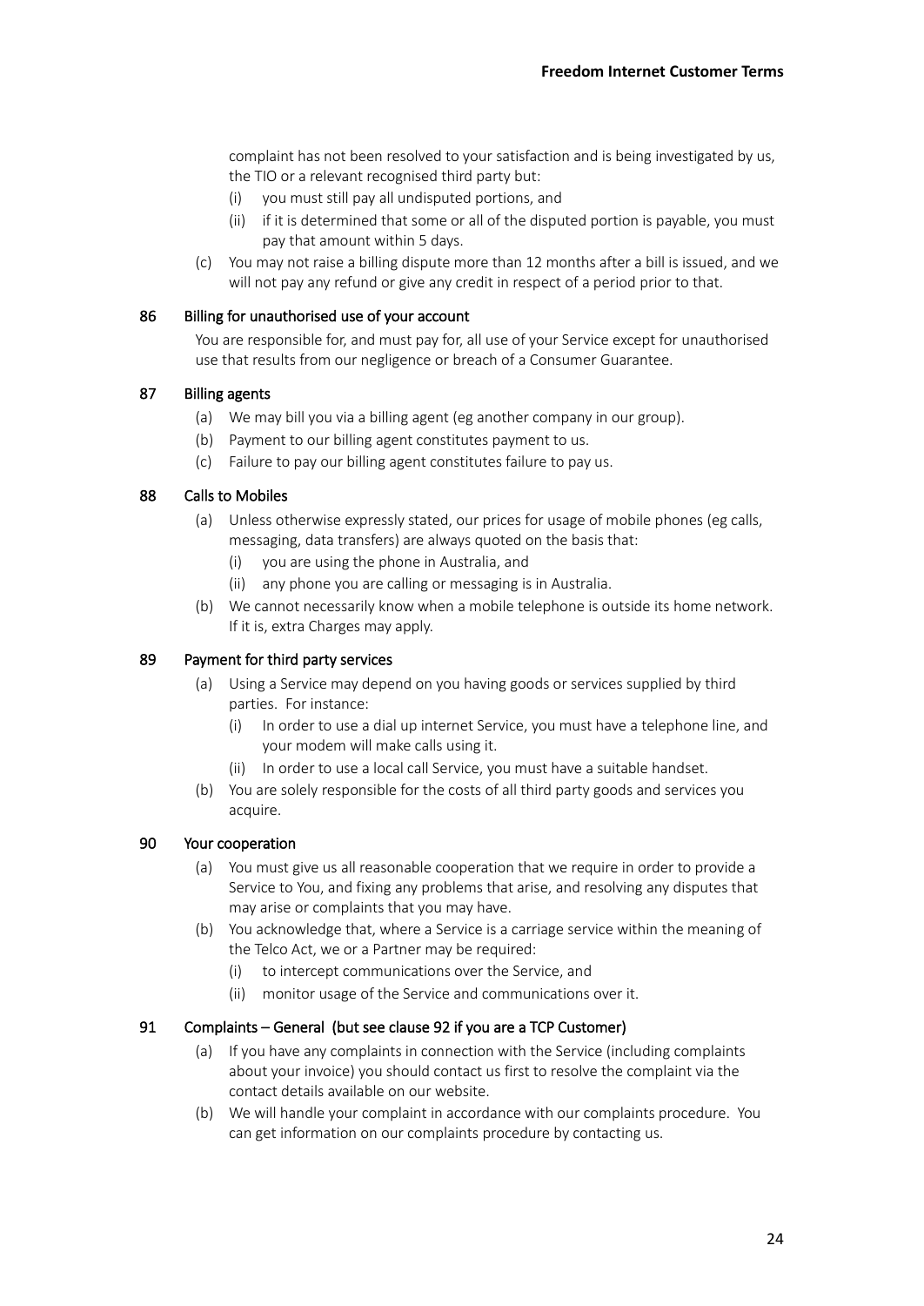complaint has not been resolved to your satisfaction and is being investigated by us, the TIO or a relevant recognised third party but:

   - (i) you must still pay all undisputed portions, and
   - (ii) if it is determined that some or all of the disputed portion is payable, you must pay that amount within 5 days.

- (c) You may not raise a billing dispute more than 12 months after a bill is issued, and we will not pay any refund or give any credit in respect of a period prior to that.

### 86 Billing for unauthorised use of your account

You are responsible for, and must pay for, all use of your Service except for unauthorised use that results from our negligence or breach of a Consumer Guarantee.

### 87 Billing agents

- (a) We may bill you via a billing agent (eg another company in our group).
- (b) Payment to our billing agent constitutes payment to us.
- (c) Failure to pay our billing agent constitutes failure to pay us.

### 88 Calls to Mobiles

- (a) Unless otherwise expressly stated, our prices for usage of mobile phones (eg calls, messaging, data transfers) are always quoted on the basis that:
   - (i) you are using the phone in Australia, and
   - (ii) any phone you are calling or messaging is in Australia.
- (b) We cannot necessarily know when a mobile telephone is outside its home network. If it is, extra Charges may apply.

### 89 Payment for third party services

- (a) Using a Service may depend on you having goods or services supplied by third parties. For instance:
   - (i) In order to use a dial up internet Service, you must have a telephone line, and your modem will make calls using it.
   - (ii) In order to use a local call Service, you must have a suitable handset.
- (b) You are solely responsible for the costs of all third party goods and services you acquire.

### 90 Your cooperation

- (a) You must give us all reasonable cooperation that we require in order to provide a Service to You, and fixing any problems that arise, and resolving any disputes that may arise or complaints that you may have.
- (b) You acknowledge that, where a Service is a carriage service within the meaning of the Telco Act, we or a Partner may be required:
   - (i) to intercept communications over the Service, and
   - (ii) monitor usage of the Service and communications over it.

### 91 Complaints – General (but see clause 92 if you are a TCP Customer)

- (a) If you have any complaints in connection with the Service (including complaints about your invoice) you should contact us first to resolve the complaint via the contact details available on our website.
- (b) We will handle your complaint in accordance with our complaints procedure. You can get information on our complaints procedure by contacting us.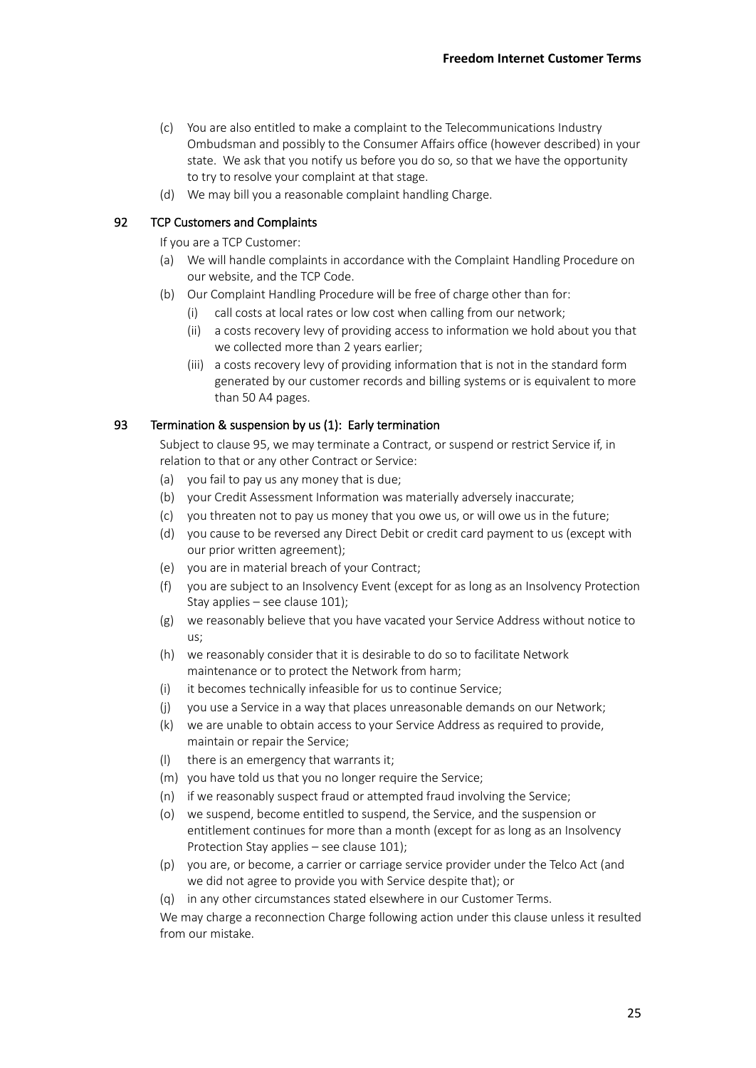(c) You are also entitled to make a complaint to the Telecommunications Industry Ombudsman and possibly to the Consumer Affairs office (however described) in your state. We ask that you notify us before you do so, so that we have the opportunity to try to resolve your complaint at that stage.

(d) We may bill you a reasonable complaint handling Charge.

## 92 TCP Customers and Complaints

If you are a TCP Customer:

(a) We will handle complaints in accordance with the Complaint Handling Procedure on our website, and the TCP Code.

(b) Our Complaint Handling Procedure will be free of charge other than for:

  (i) call costs at local rates or low cost when calling from our network;

  (ii) a costs recovery levy of providing access to information we hold about you that we collected more than 2 years earlier;

  (iii) a costs recovery levy of providing information that is not in the standard form generated by our customer records and billing systems or is equivalent to more than 50 A4 pages.

## 93 Termination & suspension by us (1): Early termination

Subject to clause 95, we may terminate a Contract, or suspend or restrict Service if, in relation to that or any other Contract or Service:

(a) you fail to pay us any money that is due;

(b) your Credit Assessment Information was materially adversely inaccurate;

(c) you threaten not to pay us money that you owe us, or will owe us in the future;

(d) you cause to be reversed any Direct Debit or credit card payment to us (except with our prior written agreement);

(e) you are in material breach of your Contract;

(f) you are subject to an Insolvency Event (except for as long as an Insolvency Protection Stay applies – see clause 101);

(g) we reasonably believe that you have vacated your Service Address without notice to us;

(h) we reasonably consider that it is desirable to do so to facilitate Network maintenance or to protect the Network from harm;

(i) it becomes technically infeasible for us to continue Service;

(j) you use a Service in a way that places unreasonable demands on our Network;

(k) we are unable to obtain access to your Service Address as required to provide, maintain or repair the Service;

(l) there is an emergency that warrants it;

(m) you have told us that you no longer require the Service;

(n) if we reasonably suspect fraud or attempted fraud involving the Service;

(o) we suspend, become entitled to suspend, the Service, and the suspension or entitlement continues for more than a month (except for as long as an Insolvency Protection Stay applies – see clause 101);

(p) you are, or become, a carrier or carriage service provider under the Telco Act (and we did not agree to provide you with Service despite that); or

(q) in any other circumstances stated elsewhere in our Customer Terms.

We may charge a reconnection Charge following action under this clause unless it resulted from our mistake.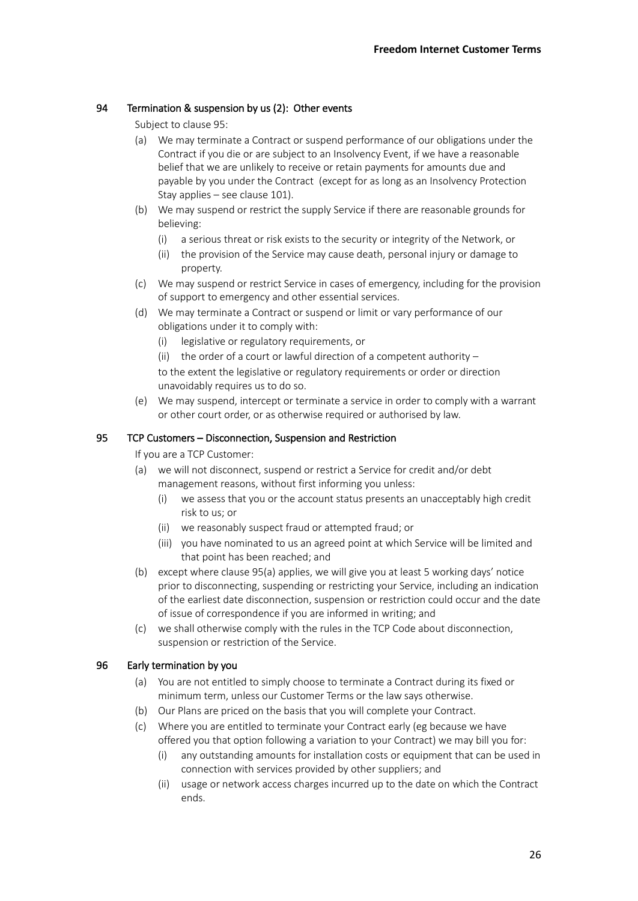## 94 Termination & suspension by us (2): Other events

Subject to clause 95:

(a) We may terminate a Contract or suspend performance of our obligations under the Contract if you die or are subject to an Insolvency Event, if we have a reasonable belief that we are unlikely to receive or retain payments for amounts due and payable by you under the Contract (except for as long as an Insolvency Protection Stay applies – see clause 101).

(b) We may suspend or restrict the supply Service if there are reasonable grounds for believing:

   (i) a serious threat or risk exists to the security or integrity of the Network, or

   (ii) the provision of the Service may cause death, personal injury or damage to property.

(c) We may suspend or restrict Service in cases of emergency, including for the provision of support to emergency and other essential services.

(d) We may terminate a Contract or suspend or limit or vary performance of our obligations under it to comply with:

   (i) legislative or regulatory requirements, or

   (ii) the order of a court or lawful direction of a competent authority –

   to the extent the legislative or regulatory requirements or order or direction unavoidably requires us to do so.

(e) We may suspend, intercept or terminate a service in order to comply with a warrant or other court order, or as otherwise required or authorised by law.

## 95 TCP Customers – Disconnection, Suspension and Restriction

If you are a TCP Customer:

(a) we will not disconnect, suspend or restrict a Service for credit and/or debt management reasons, without first informing you unless:

   (i) we assess that you or the account status presents an unacceptably high credit risk to us; or

   (ii) we reasonably suspect fraud or attempted fraud; or

   (iii) you have nominated to us an agreed point at which Service will be limited and that point has been reached; and

(b) except where clause 95(a) applies, we will give you at least 5 working days' notice prior to disconnecting, suspending or restricting your Service, including an indication of the earliest date disconnection, suspension or restriction could occur and the date of issue of correspondence if you are informed in writing; and

(c) we shall otherwise comply with the rules in the TCP Code about disconnection, suspension or restriction of the Service.

## 96 Early termination by you

(a) You are not entitled to simply choose to terminate a Contract during its fixed or minimum term, unless our Customer Terms or the law says otherwise.

(b) Our Plans are priced on the basis that you will complete your Contract.

(c) Where you are entitled to terminate your Contract early (eg because we have offered you that option following a variation to your Contract) we may bill you for:

   (i) any outstanding amounts for installation costs or equipment that can be used in connection with services provided by other suppliers; and

   (ii) usage or network access charges incurred up to the date on which the Contract ends.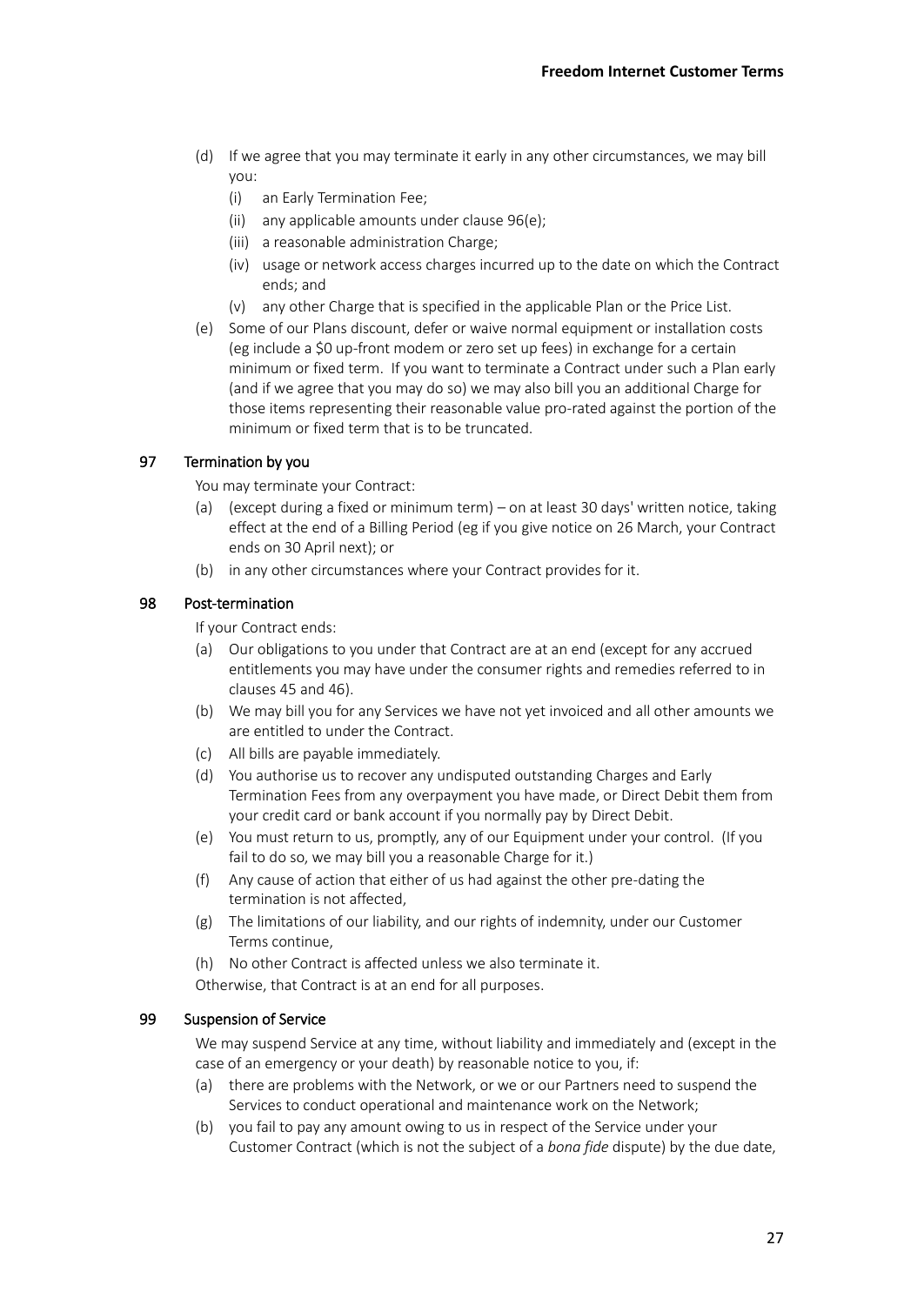(d) If we agree that you may terminate it early in any other circumstances, we may bill you:

   (i) an Early Termination Fee;

   (ii) any applicable amounts under clause 96(e);

   (iii) a reasonable administration Charge;

   (iv) usage or network access charges incurred up to the date on which the Contract ends; and

   (v) any other Charge that is specified in the applicable Plan or the Price List.

(e) Some of our Plans discount, defer or waive normal equipment or installation costs (eg include a $0 up-front modem or zero set up fees) in exchange for a certain minimum or fixed term. If you want to terminate a Contract under such a Plan early (and if we agree that you may do so) we may also bill you an additional Charge for those items representing their reasonable value pro-rated against the portion of the minimum or fixed term that is to be truncated.

## 97 Termination by you

You may terminate your Contract:

(a) (except during a fixed or minimum term) – on at least 30 days' written notice, taking effect at the end of a Billing Period (eg if you give notice on 26 March, your Contract ends on 30 April next); or

(b) in any other circumstances where your Contract provides for it.

## 98 Post-termination

If your Contract ends:

(a) Our obligations to you under that Contract are at an end (except for any accrued entitlements you may have under the consumer rights and remedies referred to in clauses 45 and 46).

(b) We may bill you for any Services we have not yet invoiced and all other amounts we are entitled to under the Contract.

(c) All bills are payable immediately.

(d) You authorise us to recover any undisputed outstanding Charges and Early Termination Fees from any overpayment you have made, or Direct Debit them from your credit card or bank account if you normally pay by Direct Debit.

(e) You must return to us, promptly, any of our Equipment under your control. (If you fail to do so, we may bill you a reasonable Charge for it.)

(f) Any cause of action that either of us had against the other pre-dating the termination is not affected,

(g) The limitations of our liability, and our rights of indemnity, under our Customer Terms continue,

(h) No other Contract is affected unless we also terminate it.

Otherwise, that Contract is at an end for all purposes.

## 99 Suspension of Service

We may suspend Service at any time, without liability and immediately and (except in the case of an emergency or your death) by reasonable notice to you, if:

(a) there are problems with the Network, or we or our Partners need to suspend the Services to conduct operational and maintenance work on the Network;

(b) you fail to pay any amount owing to us in respect of the Service under your Customer Contract (which is not the subject of a *bona fide* dispute) by the due date,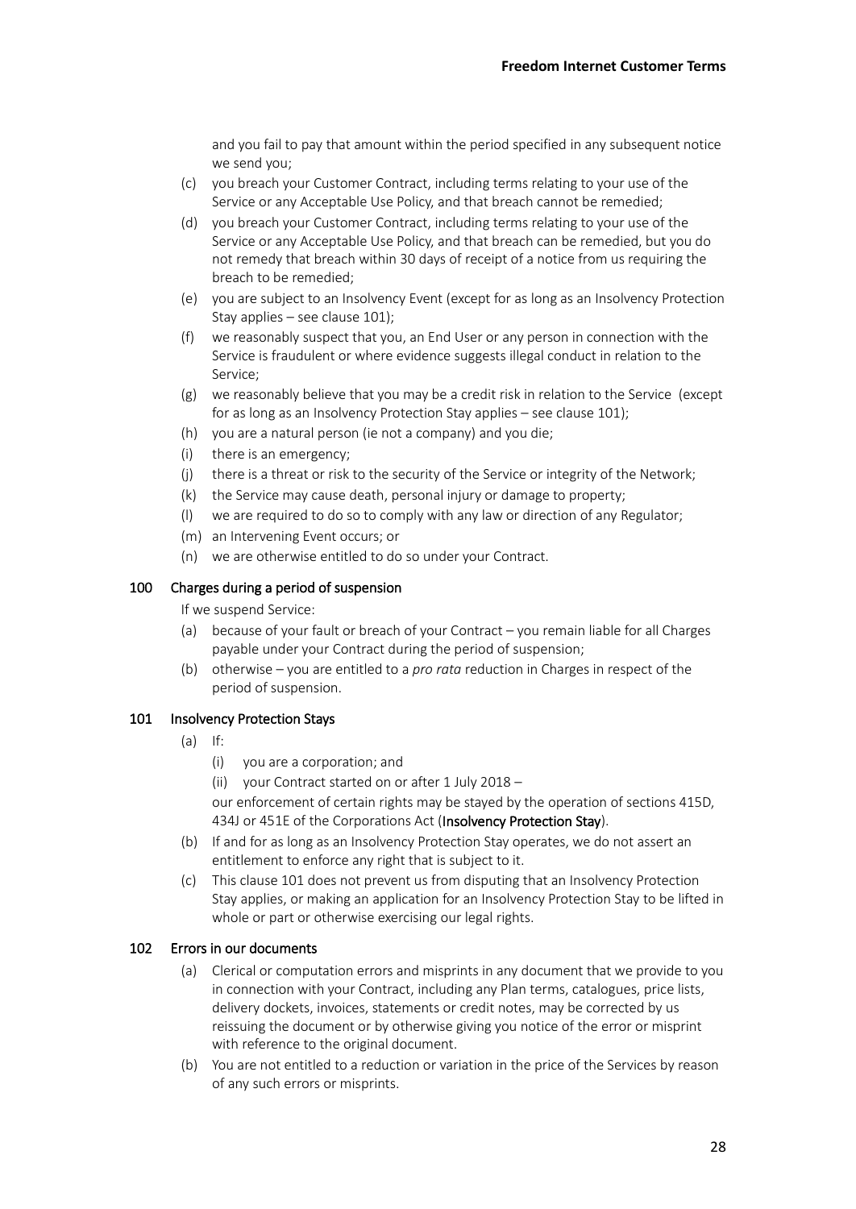and you fail to pay that amount within the period specified in any subsequent notice we send you;

(c) you breach your Customer Contract, including terms relating to your use of the Service or any Acceptable Use Policy, and that breach cannot be remedied;

(d) you breach your Customer Contract, including terms relating to your use of the Service or any Acceptable Use Policy, and that breach can be remedied, but you do not remedy that breach within 30 days of receipt of a notice from us requiring the breach to be remedied;

(e) you are subject to an Insolvency Event (except for as long as an Insolvency Protection Stay applies – see clause 101);

(f) we reasonably suspect that you, an End User or any person in connection with the Service is fraudulent or where evidence suggests illegal conduct in relation to the Service;

(g) we reasonably believe that you may be a credit risk in relation to the Service (except for as long as an Insolvency Protection Stay applies – see clause 101);

(h) you are a natural person (ie not a company) and you die;

(i) there is an emergency;

(j) there is a threat or risk to the security of the Service or integrity of the Network;

(k) the Service may cause death, personal injury or damage to property;

(l) we are required to do so to comply with any law or direction of any Regulator;

(m) an Intervening Event occurs; or

(n) we are otherwise entitled to do so under your Contract.

## 100 Charges during a period of suspension

If we suspend Service:

(a) because of your fault or breach of your Contract – you remain liable for all Charges payable under your Contract during the period of suspension;

(b) otherwise – you are entitled to a *pro rata* reduction in Charges in respect of the period of suspension.

## 101 Insolvency Protection Stays

(a) If:

(i) you are a corporation; and

(ii) your Contract started on or after 1 July 2018 –

our enforcement of certain rights may be stayed by the operation of sections 415D, 434J or 451E of the Corporations Act (**Insolvency Protection Stay**).

(b) If and for as long as an Insolvency Protection Stay operates, we do not assert an entitlement to enforce any right that is subject to it.

(c) This clause 101 does not prevent us from disputing that an Insolvency Protection Stay applies, or making an application for an Insolvency Protection Stay to be lifted in whole or part or otherwise exercising our legal rights.

## 102 Errors in our documents

(a) Clerical or computation errors and misprints in any document that we provide to you in connection with your Contract, including any Plan terms, catalogues, price lists, delivery dockets, invoices, statements or credit notes, may be corrected by us reissuing the document or by otherwise giving you notice of the error or misprint with reference to the original document.

(b) You are not entitled to a reduction or variation in the price of the Services by reason of any such errors or misprints.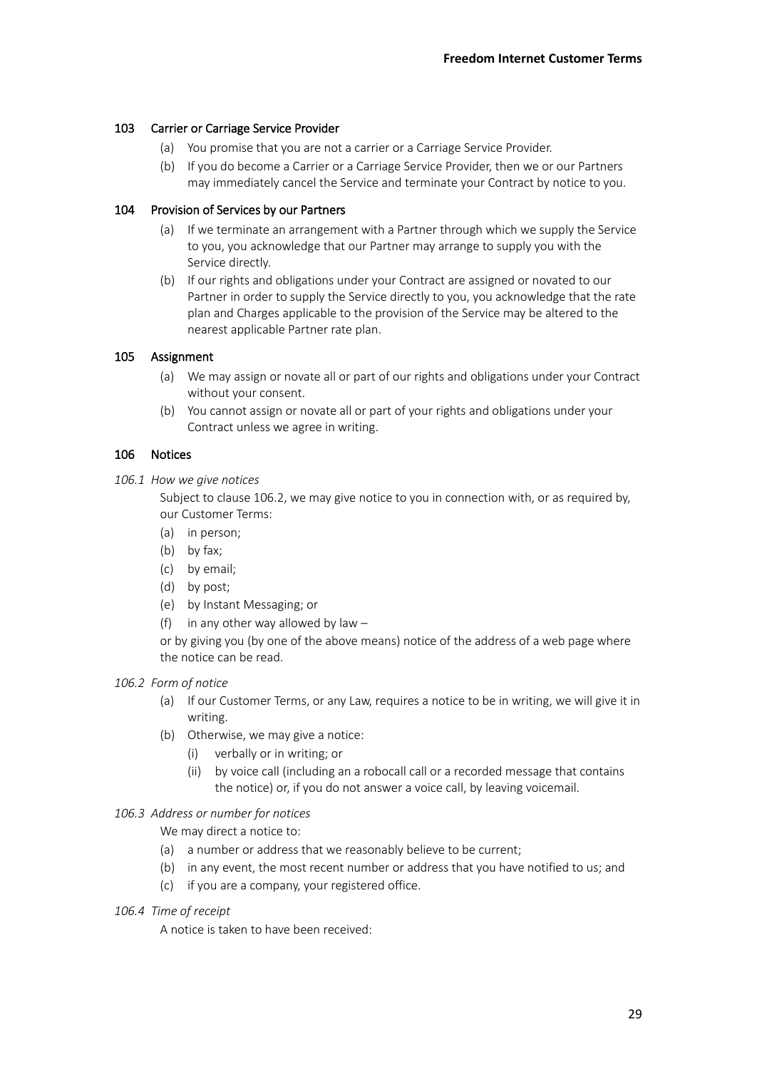## 103 Carrier or Carriage Service Provider

(a) You promise that you are not a carrier or a Carriage Service Provider.

(b) If you do become a Carrier or a Carriage Service Provider, then we or our Partners may immediately cancel the Service and terminate your Contract by notice to you.

## 104 Provision of Services by our Partners

(a) If we terminate an arrangement with a Partner through which we supply the Service to you, you acknowledge that our Partner may arrange to supply you with the Service directly.

(b) If our rights and obligations under your Contract are assigned or novated to our Partner in order to supply the Service directly to you, you acknowledge that the rate plan and Charges applicable to the provision of the Service may be altered to the nearest applicable Partner rate plan.

## 105 Assignment

(a) We may assign or novate all or part of our rights and obligations under your Contract without your consent.

(b) You cannot assign or novate all or part of your rights and obligations under your Contract unless we agree in writing.

## 106 Notices

*106.1 How we give notices*

Subject to clause 106.2, we may give notice to you in connection with, or as required by, our Customer Terms:

(a) in person;

(b) by fax;

(c) by email;

(d) by post;

(e) by Instant Messaging; or

(f) in any other way allowed by law –

or by giving you (by one of the above means) notice of the address of a web page where the notice can be read.

*106.2 Form of notice*

(a) If our Customer Terms, or any Law, requires a notice to be in writing, we will give it in writing.

(b) Otherwise, we may give a notice:

(i) verbally or in writing; or

(ii) by voice call (including an a robocall call or a recorded message that contains the notice) or, if you do not answer a voice call, by leaving voicemail.

*106.3 Address or number for notices*

We may direct a notice to:

(a) a number or address that we reasonably believe to be current;

(b) in any event, the most recent number or address that you have notified to us; and

(c) if you are a company, your registered office.

*106.4 Time of receipt*

A notice is taken to have been received: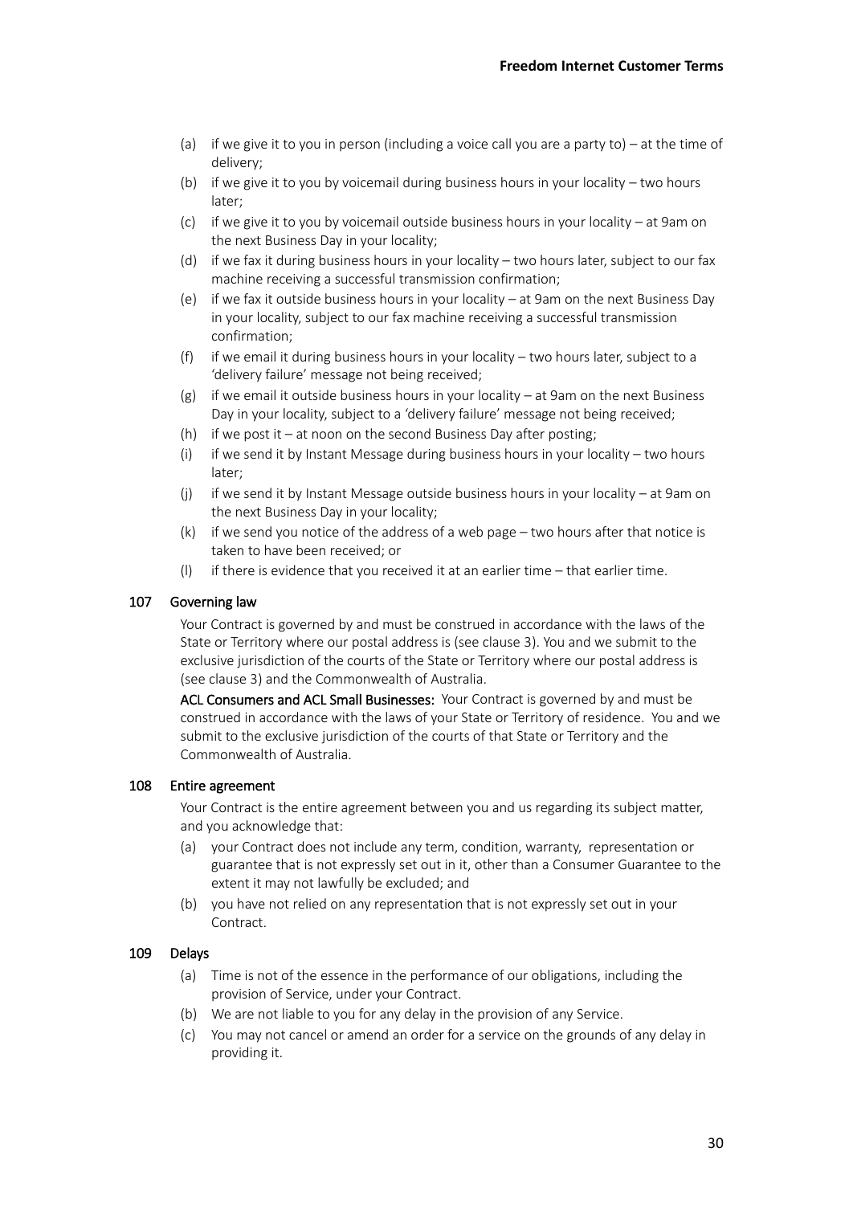(a) if we give it to you in person (including a voice call you are a party to) – at the time of delivery;
(b) if we give it to you by voicemail during business hours in your locality – two hours later;
(c) if we give it to you by voicemail outside business hours in your locality – at 9am on the next Business Day in your locality;
(d) if we fax it during business hours in your locality – two hours later, subject to our fax machine receiving a successful transmission confirmation;
(e) if we fax it outside business hours in your locality – at 9am on the next Business Day in your locality, subject to our fax machine receiving a successful transmission confirmation;
(f) if we email it during business hours in your locality – two hours later, subject to a 'delivery failure' message not being received;
(g) if we email it outside business hours in your locality – at 9am on the next Business Day in your locality, subject to a 'delivery failure' message not being received;
(h) if we post it – at noon on the second Business Day after posting;
(i) if we send it by Instant Message during business hours in your locality – two hours later;
(j) if we send it by Instant Message outside business hours in your locality – at 9am on the next Business Day in your locality;
(k) if we send you notice of the address of a web page – two hours after that notice is taken to have been received; or
(l) if there is evidence that you received it at an earlier time – that earlier time.

## 107 Governing law

Your Contract is governed by and must be construed in accordance with the laws of the State or Territory where our postal address is (see clause 3). You and we submit to the exclusive jurisdiction of the courts of the State or Territory where our postal address is (see clause 3) and the Commonwealth of Australia.

**ACL Consumers and ACL Small Businesses:** Your Contract is governed by and must be construed in accordance with the laws of your State or Territory of residence. You and we submit to the exclusive jurisdiction of the courts of that State or Territory and the Commonwealth of Australia.

## 108 Entire agreement

Your Contract is the entire agreement between you and us regarding its subject matter, and you acknowledge that:

(a) your Contract does not include any term, condition, warranty, representation or guarantee that is not expressly set out in it, other than a Consumer Guarantee to the extent it may not lawfully be excluded; and
(b) you have not relied on any representation that is not expressly set out in your Contract.

## 109 Delays

(a) Time is not of the essence in the performance of our obligations, including the provision of Service, under your Contract.
(b) We are not liable to you for any delay in the provision of any Service.
(c) You may not cancel or amend an order for a service on the grounds of any delay in providing it.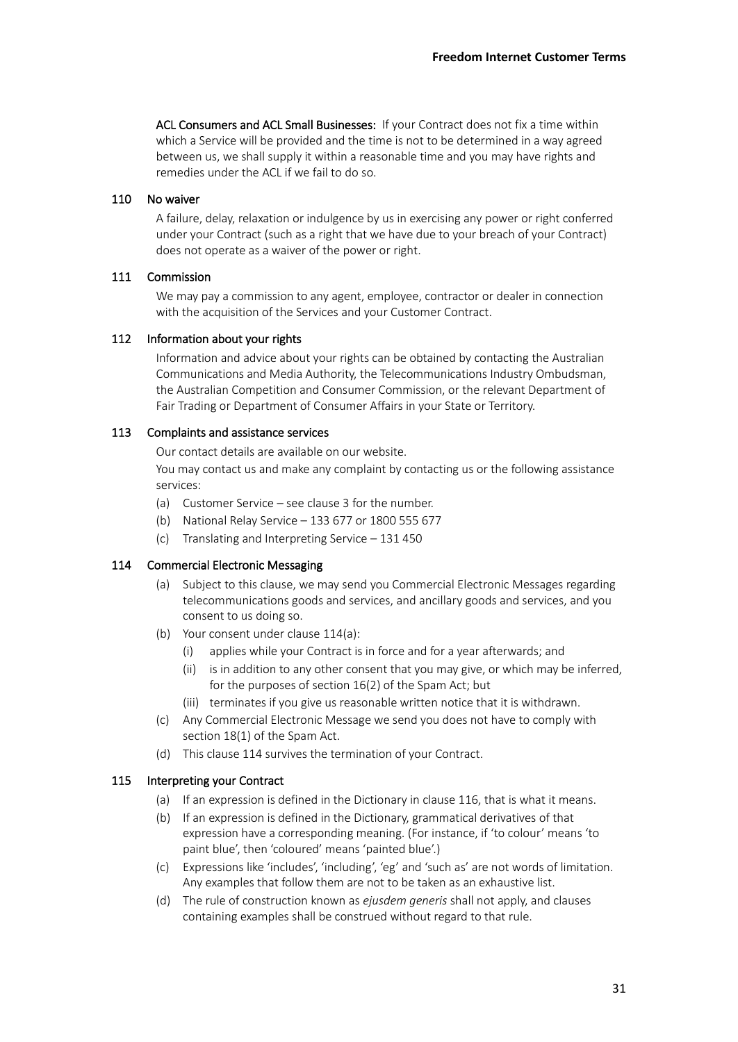**ACL Consumers and ACL Small Businesses:** If your Contract does not fix a time within which a Service will be provided and the time is not to be determined in a way agreed between us, we shall supply it within a reasonable time and you may have rights and remedies under the ACL if we fail to do so.

### 110 No waiver

A failure, delay, relaxation or indulgence by us in exercising any power or right conferred under your Contract (such as a right that we have due to your breach of your Contract) does not operate as a waiver of the power or right.

### 111 Commission

We may pay a commission to any agent, employee, contractor or dealer in connection with the acquisition of the Services and your Customer Contract.

### 112 Information about your rights

Information and advice about your rights can be obtained by contacting the Australian Communications and Media Authority, the Telecommunications Industry Ombudsman, the Australian Competition and Consumer Commission, or the relevant Department of Fair Trading or Department of Consumer Affairs in your State or Territory.

### 113 Complaints and assistance services

Our contact details are available on our website.

You may contact us and make any complaint by contacting us or the following assistance services:

(a) Customer Service – see clause 3 for the number.

(b) National Relay Service – 133 677 or 1800 555 677

(c) Translating and Interpreting Service – 131 450

### 114 Commercial Electronic Messaging

(a) Subject to this clause, we may send you Commercial Electronic Messages regarding telecommunications goods and services, and ancillary goods and services, and you consent to us doing so.

(b) Your consent under clause 114(a):

  (i) applies while your Contract is in force and for a year afterwards; and

  (ii) is in addition to any other consent that you may give, or which may be inferred, for the purposes of section 16(2) of the Spam Act; but

  (iii) terminates if you give us reasonable written notice that it is withdrawn.

(c) Any Commercial Electronic Message we send you does not have to comply with section 18(1) of the Spam Act.

(d) This clause 114 survives the termination of your Contract.

### 115 Interpreting your Contract

(a) If an expression is defined in the Dictionary in clause 116, that is what it means.

(b) If an expression is defined in the Dictionary, grammatical derivatives of that expression have a corresponding meaning. (For instance, if 'to colour' means 'to paint blue', then 'coloured' means 'painted blue'.)

(c) Expressions like 'includes', 'including', 'eg' and 'such as' are not words of limitation. Any examples that follow them are not to be taken as an exhaustive list.

(d) The rule of construction known as *ejusdem generis* shall not apply, and clauses containing examples shall be construed without regard to that rule.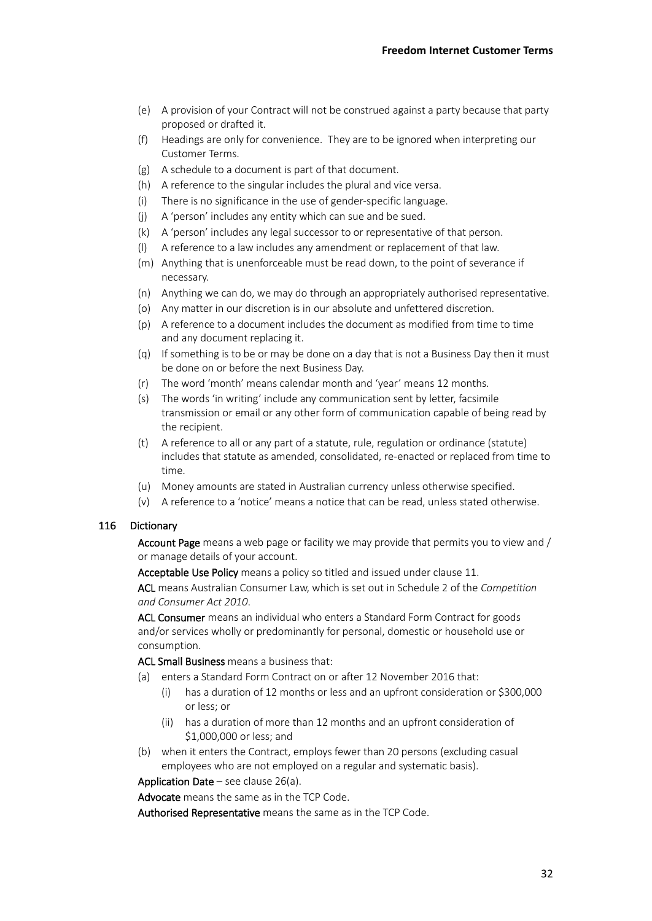(e) A provision of your Contract will not be construed against a party because that party proposed or drafted it.

(f) Headings are only for convenience. They are to be ignored when interpreting our Customer Terms.

(g) A schedule to a document is part of that document.

(h) A reference to the singular includes the plural and vice versa.

(i) There is no significance in the use of gender-specific language.

(j) A 'person' includes any entity which can sue and be sued.

(k) A 'person' includes any legal successor to or representative of that person.

(l) A reference to a law includes any amendment or replacement of that law.

(m) Anything that is unenforceable must be read down, to the point of severance if necessary.

(n) Anything we can do, we may do through an appropriately authorised representative.

(o) Any matter in our discretion is in our absolute and unfettered discretion.

(p) A reference to a document includes the document as modified from time to time and any document replacing it.

(q) If something is to be or may be done on a day that is not a Business Day then it must be done on or before the next Business Day.

(r) The word 'month' means calendar month and 'year' means 12 months.

(s) The words 'in writing' include any communication sent by letter, facsimile transmission or email or any other form of communication capable of being read by the recipient.

(t) A reference to all or any part of a statute, rule, regulation or ordinance (statute) includes that statute as amended, consolidated, re-enacted or replaced from time to time.

(u) Money amounts are stated in Australian currency unless otherwise specified.

(v) A reference to a 'notice' means a notice that can be read, unless stated otherwise.

## 116 Dictionary

**Account Page** means a web page or facility we may provide that permits you to view and / or manage details of your account.

**Acceptable Use Policy** means a policy so titled and issued under clause 11.

**ACL** means Australian Consumer Law, which is set out in Schedule 2 of the *Competition and Consumer Act 2010*.

**ACL Consumer** means an individual who enters a Standard Form Contract for goods and/or services wholly or predominantly for personal, domestic or household use or consumption.

**ACL Small Business** means a business that:

(a) enters a Standard Form Contract on or after 12 November 2016 that:

  (i) has a duration of 12 months or less and an upfront consideration or $300,000 or less; or

  (ii) has a duration of more than 12 months and an upfront consideration of $1,000,000 or less; and

(b) when it enters the Contract, employs fewer than 20 persons (excluding casual employees who are not employed on a regular and systematic basis).

**Application Date** – see clause 26(a).

**Advocate** means the same as in the TCP Code.

**Authorised Representative** means the same as in the TCP Code.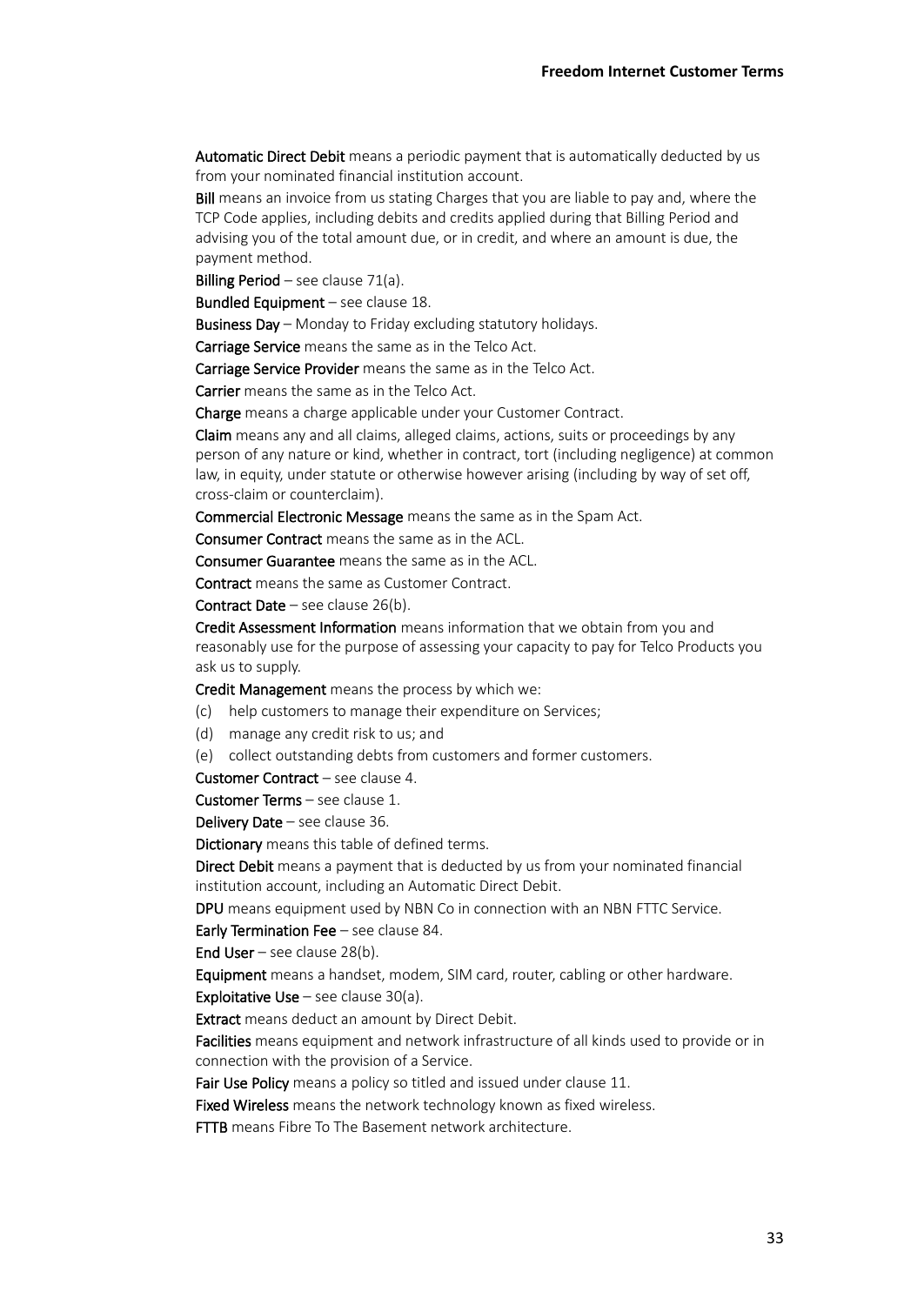**Automatic Direct Debit** means a periodic payment that is automatically deducted by us from your nominated financial institution account.

**Bill** means an invoice from us stating Charges that you are liable to pay and, where the TCP Code applies, including debits and credits applied during that Billing Period and advising you of the total amount due, or in credit, and where an amount is due, the payment method.

**Billing Period** – see clause 71(a).

**Bundled Equipment** – see clause 18.

**Business Day** – Monday to Friday excluding statutory holidays.

**Carriage Service** means the same as in the Telco Act.

**Carriage Service Provider** means the same as in the Telco Act.

**Carrier** means the same as in the Telco Act.

**Charge** means a charge applicable under your Customer Contract.

**Claim** means any and all claims, alleged claims, actions, suits or proceedings by any person of any nature or kind, whether in contract, tort (including negligence) at common law, in equity, under statute or otherwise however arising (including by way of set off, cross-claim or counterclaim).

**Commercial Electronic Message** means the same as in the Spam Act.

**Consumer Contract** means the same as in the ACL.

**Consumer Guarantee** means the same as in the ACL.

**Contract** means the same as Customer Contract.

**Contract Date** – see clause 26(b).

**Credit Assessment Information** means information that we obtain from you and reasonably use for the purpose of assessing your capacity to pay for Telco Products you ask us to supply.

**Credit Management** means the process by which we:

(c) help customers to manage their expenditure on Services;

(d) manage any credit risk to us; and

(e) collect outstanding debts from customers and former customers.

**Customer Contract** – see clause 4.

**Customer Terms** – see clause 1.

**Delivery Date** – see clause 36.

**Dictionary** means this table of defined terms.

**Direct Debit** means a payment that is deducted by us from your nominated financial institution account, including an Automatic Direct Debit.

**DPU** means equipment used by NBN Co in connection with an NBN FTTC Service.

**Early Termination Fee** – see clause 84.

**End User** – see clause 28(b).

**Equipment** means a handset, modem, SIM card, router, cabling or other hardware.

**Exploitative Use** – see clause 30(a).

**Extract** means deduct an amount by Direct Debit.

**Facilities** means equipment and network infrastructure of all kinds used to provide or in connection with the provision of a Service.

**Fair Use Policy** means a policy so titled and issued under clause 11.

**Fixed Wireless** means the network technology known as fixed wireless.

**FTTB** means Fibre To The Basement network architecture.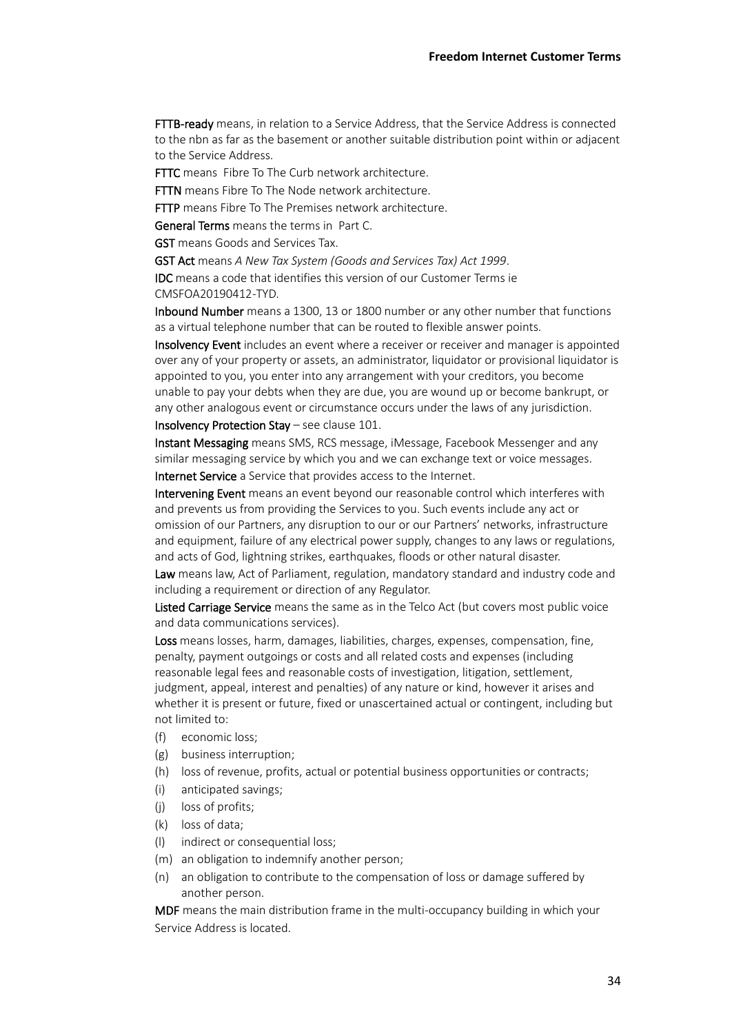**FTTB-ready** means, in relation to a Service Address, that the Service Address is connected to the nbn as far as the basement or another suitable distribution point within or adjacent to the Service Address.

**FTTC** means Fibre To The Curb network architecture.

**FTTN** means Fibre To The Node network architecture.

**FTTP** means Fibre To The Premises network architecture.

**General Terms** means the terms in Part C.

**GST** means Goods and Services Tax.

**GST Act** means *A New Tax System (Goods and Services Tax) Act 1999*.

**IDC** means a code that identifies this version of our Customer Terms ie CMSFOA20190412-TYD.

**Inbound Number** means a 1300, 13 or 1800 number or any other number that functions as a virtual telephone number that can be routed to flexible answer points.

**Insolvency Event** includes an event where a receiver or receiver and manager is appointed over any of your property or assets, an administrator, liquidator or provisional liquidator is appointed to you, you enter into any arrangement with your creditors, you become unable to pay your debts when they are due, you are wound up or become bankrupt, or any other analogous event or circumstance occurs under the laws of any jurisdiction.

**Insolvency Protection Stay** – see clause 101.

**Instant Messaging** means SMS, RCS message, iMessage, Facebook Messenger and any similar messaging service by which you and we can exchange text or voice messages.

**Internet Service** a Service that provides access to the Internet.

**Intervening Event** means an event beyond our reasonable control which interferes with and prevents us from providing the Services to you. Such events include any act or omission of our Partners, any disruption to our or our Partners' networks, infrastructure and equipment, failure of any electrical power supply, changes to any laws or regulations, and acts of God, lightning strikes, earthquakes, floods or other natural disaster.

**Law** means law, Act of Parliament, regulation, mandatory standard and industry code and including a requirement or direction of any Regulator.

**Listed Carriage Service** means the same as in the Telco Act (but covers most public voice and data communications services).

**Loss** means losses, harm, damages, liabilities, charges, expenses, compensation, fine, penalty, payment outgoings or costs and all related costs and expenses (including reasonable legal fees and reasonable costs of investigation, litigation, settlement, judgment, appeal, interest and penalties) of any nature or kind, however it arises and whether it is present or future, fixed or unascertained actual or contingent, including but not limited to:

(f) economic loss;

(g) business interruption;

(h) loss of revenue, profits, actual or potential business opportunities or contracts;

(i) anticipated savings;

(j) loss of profits;

(k) loss of data;

(l) indirect or consequential loss;

(m) an obligation to indemnify another person;

(n) an obligation to contribute to the compensation of loss or damage suffered by another person.

**MDF** means the main distribution frame in the multi-occupancy building in which your Service Address is located.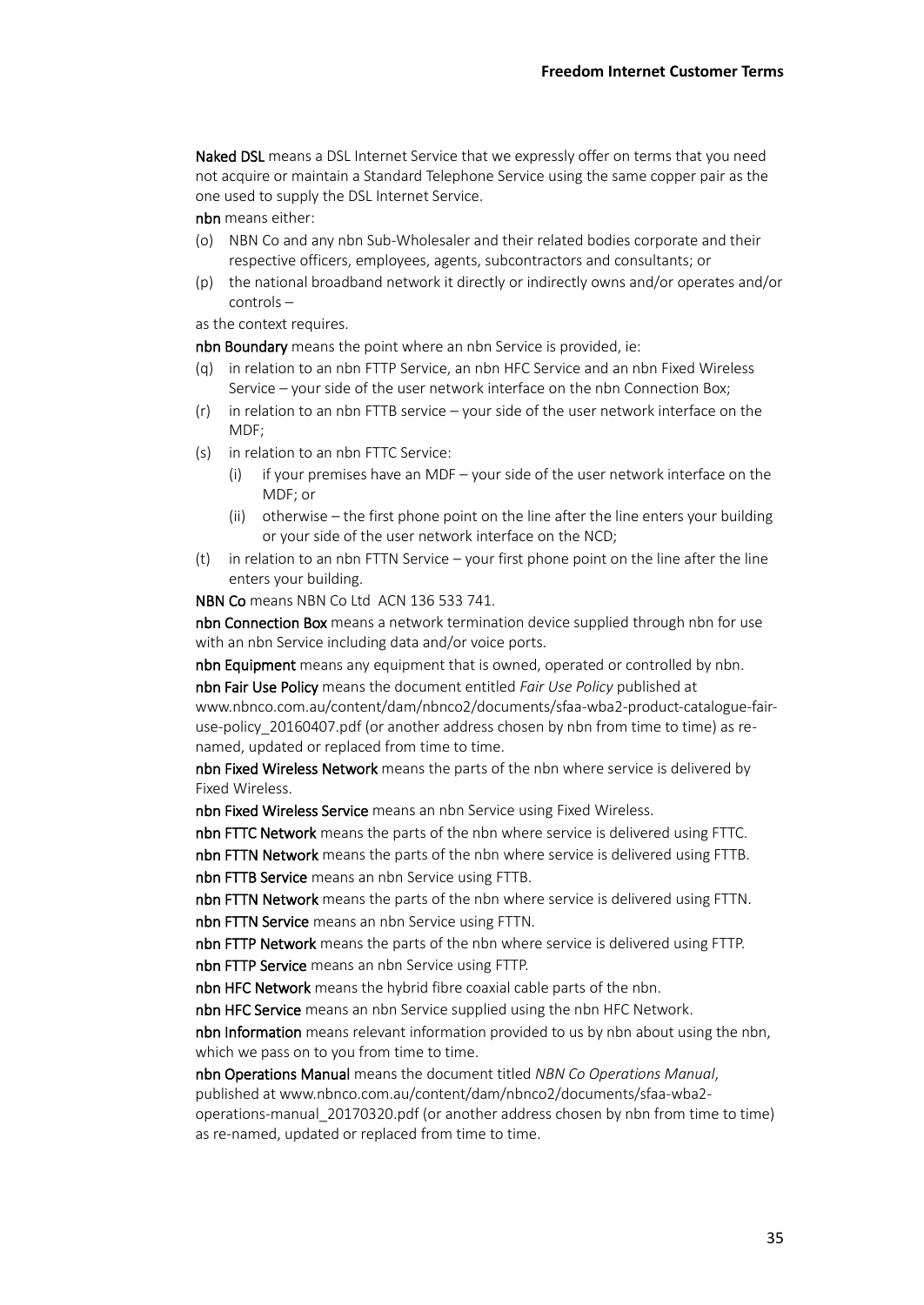**Naked DSL** means a DSL Internet Service that we expressly offer on terms that you need not acquire or maintain a Standard Telephone Service using the same copper pair as the one used to supply the DSL Internet Service.

**nbn** means either:

(o) NBN Co and any nbn Sub-Wholesaler and their related bodies corporate and their respective officers, employees, agents, subcontractors and consultants; or

(p) the national broadband network it directly or indirectly owns and/or operates and/or controls –

as the context requires.

**nbn Boundary** means the point where an nbn Service is provided, ie:

(q) in relation to an nbn FTTP Service, an nbn HFC Service and an nbn Fixed Wireless Service – your side of the user network interface on the nbn Connection Box;

(r) in relation to an nbn FTTB service – your side of the user network interface on the MDF;

(s) in relation to an nbn FTTC Service:

    (i) if your premises have an MDF – your side of the user network interface on the MDF; or

    (ii) otherwise – the first phone point on the line after the line enters your building or your side of the user network interface on the NCD;

(t) in relation to an nbn FTTN Service – your first phone point on the line after the line enters your building.

**NBN Co** means NBN Co Ltd ACN 136 533 741.

**nbn Connection Box** means a network termination device supplied through nbn for use with an nbn Service including data and/or voice ports.

**nbn Equipment** means any equipment that is owned, operated or controlled by nbn.

**nbn Fair Use Policy** means the document entitled *Fair Use Policy* published at www.nbnco.com.au/content/dam/nbnco2/documents/sfaa-wba2-product-catalogue-fair-use-policy_20160407.pdf (or another address chosen by nbn from time to time) as re-named, updated or replaced from time to time.

**nbn Fixed Wireless Network** means the parts of the nbn where service is delivered by Fixed Wireless.

**nbn Fixed Wireless Service** means an nbn Service using Fixed Wireless.

**nbn FTTC Network** means the parts of the nbn where service is delivered using FTTC.

**nbn FTTN Network** means the parts of the nbn where service is delivered using FTTB.

**nbn FTTB Service** means an nbn Service using FTTB.

**nbn FTTN Network** means the parts of the nbn where service is delivered using FTTN.

**nbn FTTN Service** means an nbn Service using FTTN.

**nbn FTTP Network** means the parts of the nbn where service is delivered using FTTP.

**nbn FTTP Service** means an nbn Service using FTTP.

**nbn HFC Network** means the hybrid fibre coaxial cable parts of the nbn.

**nbn HFC Service** means an nbn Service supplied using the nbn HFC Network.

**nbn Information** means relevant information provided to us by nbn about using the nbn, which we pass on to you from time to time.

**nbn Operations Manual** means the document titled *NBN Co Operations Manual*, published at www.nbnco.com.au/content/dam/nbnco2/documents/sfaa-wba2-operations-manual_20170320.pdf (or another address chosen by nbn from time to time) as re-named, updated or replaced from time to time.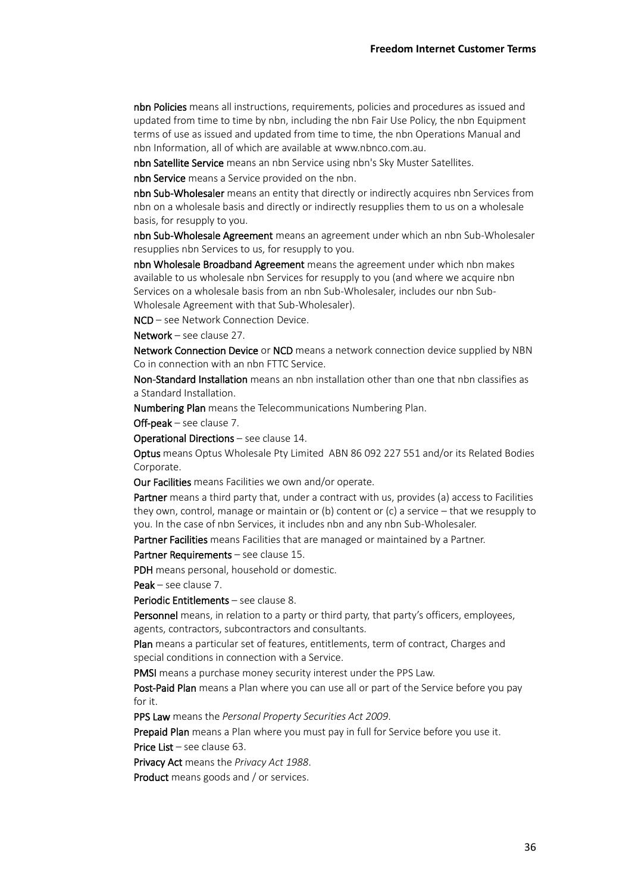**nbn Policies** means all instructions, requirements, policies and procedures as issued and updated from time to time by nbn, including the nbn Fair Use Policy, the nbn Equipment terms of use as issued and updated from time to time, the nbn Operations Manual and nbn Information, all of which are available at www.nbnco.com.au.

**nbn Satellite Service** means an nbn Service using nbn's Sky Muster Satellites.

**nbn Service** means a Service provided on the nbn.

**nbn Sub-Wholesaler** means an entity that directly or indirectly acquires nbn Services from nbn on a wholesale basis and directly or indirectly resupplies them to us on a wholesale basis, for resupply to you.

**nbn Sub-Wholesale Agreement** means an agreement under which an nbn Sub-Wholesaler resupplies nbn Services to us, for resupply to you.

**nbn Wholesale Broadband Agreement** means the agreement under which nbn makes available to us wholesale nbn Services for resupply to you (and where we acquire nbn Services on a wholesale basis from an nbn Sub-Wholesaler, includes our nbn Sub-Wholesale Agreement with that Sub-Wholesaler).

**NCD** – see Network Connection Device.

**Network** – see clause 27.

**Network Connection Device** or **NCD** means a network connection device supplied by NBN Co in connection with an nbn FTTC Service.

**Non-Standard Installation** means an nbn installation other than one that nbn classifies as a Standard Installation.

**Numbering Plan** means the Telecommunications Numbering Plan.

**Off-peak** – see clause 7.

**Operational Directions** – see clause 14.

**Optus** means Optus Wholesale Pty Limited ABN 86 092 227 551 and/or its Related Bodies Corporate.

**Our Facilities** means Facilities we own and/or operate.

**Partner** means a third party that, under a contract with us, provides (a) access to Facilities they own, control, manage or maintain or (b) content or (c) a service – that we resupply to you. In the case of nbn Services, it includes nbn and any nbn Sub-Wholesaler.

**Partner Facilities** means Facilities that are managed or maintained by a Partner.

**Partner Requirements** – see clause 15.

**PDH** means personal, household or domestic.

**Peak** – see clause 7.

**Periodic Entitlements** – see clause 8.

**Personnel** means, in relation to a party or third party, that party's officers, employees, agents, contractors, subcontractors and consultants.

**Plan** means a particular set of features, entitlements, term of contract, Charges and special conditions in connection with a Service.

**PMSI** means a purchase money security interest under the PPS Law.

**Post-Paid Plan** means a Plan where you can use all or part of the Service before you pay for it.

**PPS Law** means the *Personal Property Securities Act 2009*.

**Prepaid Plan** means a Plan where you must pay in full for Service before you use it.

**Price List** – see clause 63.

**Privacy Act** means the *Privacy Act 1988*.

**Product** means goods and / or services.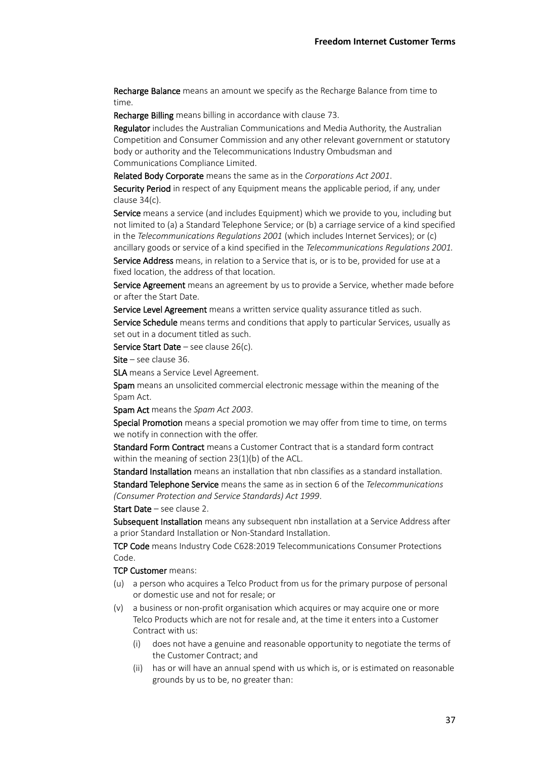**Recharge Balance** means an amount we specify as the Recharge Balance from time to time.

**Recharge Billing** means billing in accordance with clause 73.

**Regulator** includes the Australian Communications and Media Authority, the Australian Competition and Consumer Commission and any other relevant government or statutory body or authority and the Telecommunications Industry Ombudsman and Communications Compliance Limited.

**Related Body Corporate** means the same as in the *Corporations Act 2001*.

**Security Period** in respect of any Equipment means the applicable period, if any, under clause 34(c).

**Service** means a service (and includes Equipment) which we provide to you, including but not limited to (a) a Standard Telephone Service; or (b) a carriage service of a kind specified in the *Telecommunications Regulations 2001* (which includes Internet Services); or (c) ancillary goods or service of a kind specified in the *Telecommunications Regulations 2001.*

**Service Address** means, in relation to a Service that is, or is to be, provided for use at a fixed location, the address of that location.

**Service Agreement** means an agreement by us to provide a Service, whether made before or after the Start Date.

**Service Level Agreement** means a written service quality assurance titled as such.

**Service Schedule** means terms and conditions that apply to particular Services, usually as set out in a document titled as such.

**Service Start Date** – see clause 26(c).

**Site** – see clause 36.

**SLA** means a Service Level Agreement.

**Spam** means an unsolicited commercial electronic message within the meaning of the Spam Act.

**Spam Act** means the *Spam Act 2003*.

**Special Promotion** means a special promotion we may offer from time to time, on terms we notify in connection with the offer.

**Standard Form Contract** means a Customer Contract that is a standard form contract within the meaning of section 23(1)(b) of the ACL.

**Standard Installation** means an installation that nbn classifies as a standard installation.

**Standard Telephone Service** means the same as in section 6 of the *Telecommunications (Consumer Protection and Service Standards) Act 1999*.

**Start Date** – see clause 2.

**Subsequent Installation** means any subsequent nbn installation at a Service Address after a prior Standard Installation or Non-Standard Installation.

**TCP Code** means Industry Code C628:2019 Telecommunications Consumer Protections Code.

**TCP Customer** means:

(u) a person who acquires a Telco Product from us for the primary purpose of personal or domestic use and not for resale; or

(v) a business or non-profit organisation which acquires or may acquire one or more Telco Products which are not for resale and, at the time it enters into a Customer Contract with us:

   (i) does not have a genuine and reasonable opportunity to negotiate the terms of the Customer Contract; and

   (ii) has or will have an annual spend with us which is, or is estimated on reasonable grounds by us to be, no greater than: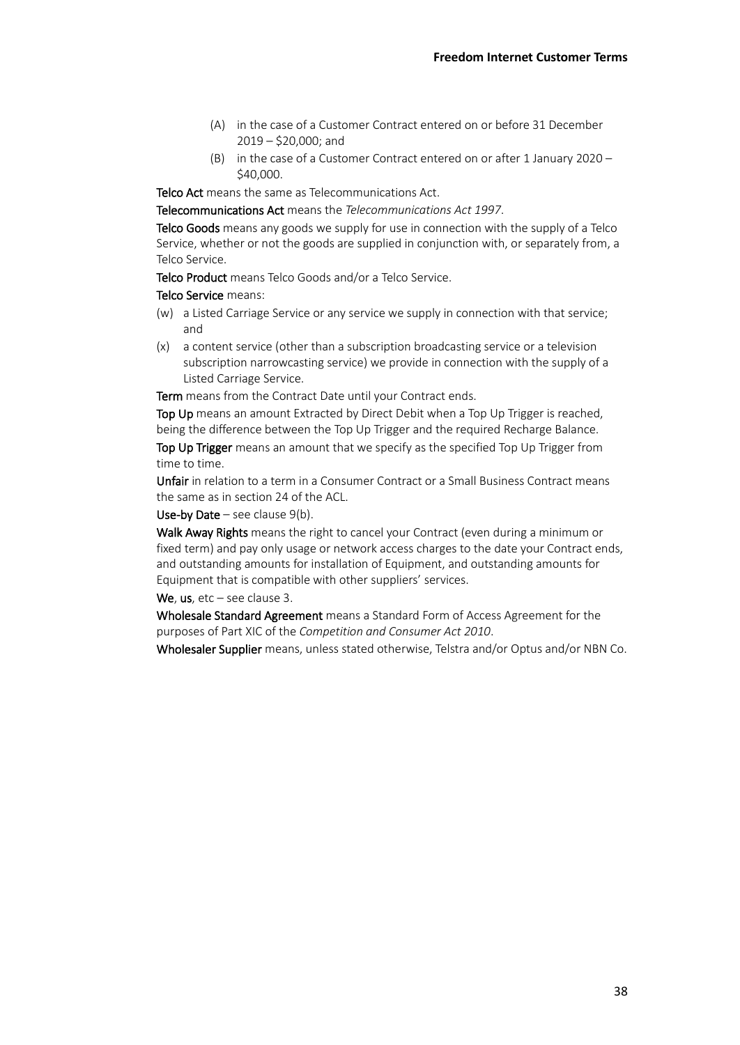(A) in the case of a Customer Contract entered on or before 31 December 2019 – $20,000; and

(B) in the case of a Customer Contract entered on or after 1 January 2020 – $40,000.

**Telco Act** means the same as Telecommunications Act.

**Telecommunications Act** means the *Telecommunications Act 1997*.

**Telco Goods** means any goods we supply for use in connection with the supply of a Telco Service, whether or not the goods are supplied in conjunction with, or separately from, a Telco Service.

**Telco Product** means Telco Goods and/or a Telco Service.

**Telco Service** means:

(w) a Listed Carriage Service or any service we supply in connection with that service; and

(x) a content service (other than a subscription broadcasting service or a television subscription narrowcasting service) we provide in connection with the supply of a Listed Carriage Service.

**Term** means from the Contract Date until your Contract ends.

**Top Up** means an amount Extracted by Direct Debit when a Top Up Trigger is reached, being the difference between the Top Up Trigger and the required Recharge Balance.

**Top Up Trigger** means an amount that we specify as the specified Top Up Trigger from time to time.

**Unfair** in relation to a term in a Consumer Contract or a Small Business Contract means the same as in section 24 of the ACL.

**Use-by Date** – see clause 9(b).

**Walk Away Rights** means the right to cancel your Contract (even during a minimum or fixed term) and pay only usage or network access charges to the date your Contract ends, and outstanding amounts for installation of Equipment, and outstanding amounts for Equipment that is compatible with other suppliers' services.

**We**, **us**, etc – see clause 3.

**Wholesale Standard Agreement** means a Standard Form of Access Agreement for the purposes of Part XIC of the *Competition and Consumer Act 2010*.

**Wholesaler Supplier** means, unless stated otherwise, Telstra and/or Optus and/or NBN Co.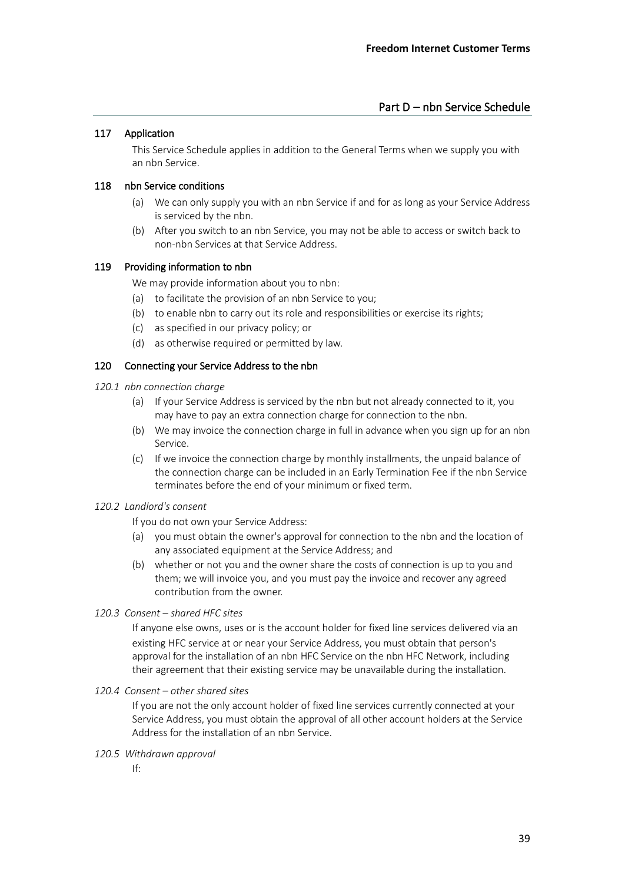## Part D – nbn Service Schedule

### 117 Application

This Service Schedule applies in addition to the General Terms when we supply you with an nbn Service.

### 118 nbn Service conditions

(a) We can only supply you with an nbn Service if and for as long as your Service Address is serviced by the nbn.

(b) After you switch to an nbn Service, you may not be able to access or switch back to non-nbn Services at that Service Address.

### 119 Providing information to nbn

We may provide information about you to nbn:

(a) to facilitate the provision of an nbn Service to you;

(b) to enable nbn to carry out its role and responsibilities or exercise its rights;

(c) as specified in our privacy policy; or

(d) as otherwise required or permitted by law.

### 120 Connecting your Service Address to the nbn

*120.1 nbn connection charge*

(a) If your Service Address is serviced by the nbn but not already connected to it, you may have to pay an extra connection charge for connection to the nbn.

(b) We may invoice the connection charge in full in advance when you sign up for an nbn Service.

(c) If we invoice the connection charge by monthly installments, the unpaid balance of the connection charge can be included in an Early Termination Fee if the nbn Service terminates before the end of your minimum or fixed term.

*120.2 Landlord's consent*

If you do not own your Service Address:

(a) you must obtain the owner's approval for connection to the nbn and the location of any associated equipment at the Service Address; and

(b) whether or not you and the owner share the costs of connection is up to you and them; we will invoice you, and you must pay the invoice and recover any agreed contribution from the owner.

*120.3 Consent – shared HFC sites*

If anyone else owns, uses or is the account holder for fixed line services delivered via an existing HFC service at or near your Service Address, you must obtain that person's approval for the installation of an nbn HFC Service on the nbn HFC Network, including their agreement that their existing service may be unavailable during the installation.

*120.4 Consent – other shared sites*

If you are not the only account holder of fixed line services currently connected at your Service Address, you must obtain the approval of all other account holders at the Service Address for the installation of an nbn Service.

*120.5 Withdrawn approval*

If: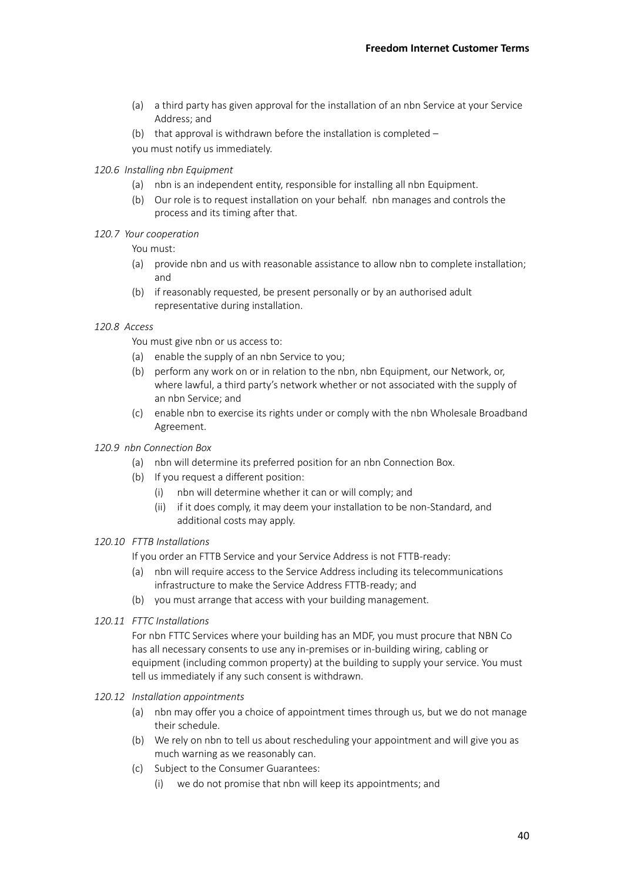(a) a third party has given approval for the installation of an nbn Service at your Service Address; and

(b) that approval is withdrawn before the installation is completed –

you must notify us immediately.

*120.6 Installing nbn Equipment*

(a) nbn is an independent entity, responsible for installing all nbn Equipment.

(b) Our role is to request installation on your behalf. nbn manages and controls the process and its timing after that.

*120.7 Your cooperation*

You must:

(a) provide nbn and us with reasonable assistance to allow nbn to complete installation; and

(b) if reasonably requested, be present personally or by an authorised adult representative during installation.

*120.8 Access*

You must give nbn or us access to:

(a) enable the supply of an nbn Service to you;

(b) perform any work on or in relation to the nbn, nbn Equipment, our Network, or, where lawful, a third party's network whether or not associated with the supply of an nbn Service; and

(c) enable nbn to exercise its rights under or comply with the nbn Wholesale Broadband Agreement.

*120.9 nbn Connection Box*

(a) nbn will determine its preferred position for an nbn Connection Box.

(b) If you request a different position:

(i) nbn will determine whether it can or will comply; and

(ii) if it does comply, it may deem your installation to be non-Standard, and additional costs may apply.

*120.10 FTTB Installations*

If you order an FTTB Service and your Service Address is not FTTB-ready:

(a) nbn will require access to the Service Address including its telecommunications infrastructure to make the Service Address FTTB-ready; and

(b) you must arrange that access with your building management.

*120.11 FTTC Installations*

For nbn FTTC Services where your building has an MDF, you must procure that NBN Co has all necessary consents to use any in-premises or in-building wiring, cabling or equipment (including common property) at the building to supply your service. You must tell us immediately if any such consent is withdrawn.

*120.12 Installation appointments*

(a) nbn may offer you a choice of appointment times through us, but we do not manage their schedule.

(b) We rely on nbn to tell us about rescheduling your appointment and will give you as much warning as we reasonably can.

(c) Subject to the Consumer Guarantees:

(i) we do not promise that nbn will keep its appointments; and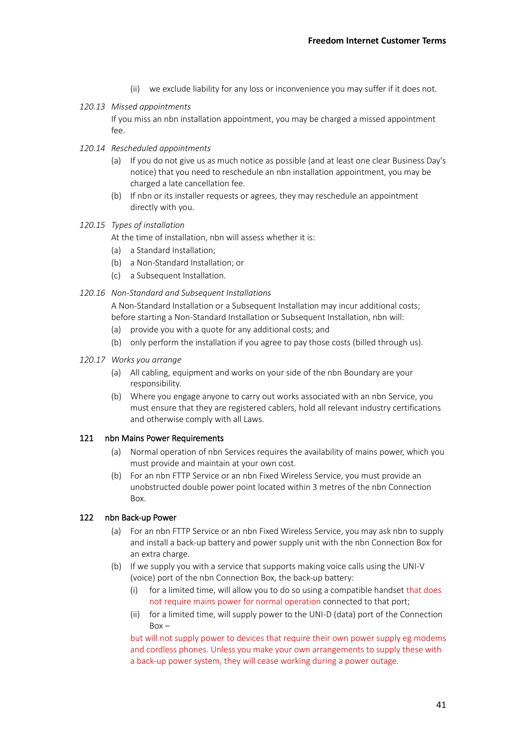(ii) we exclude liability for any loss or inconvenience you may suffer if it does not.

*120.13 Missed appointments*

If you miss an nbn installation appointment, you may be charged a missed appointment fee.

*120.14 Rescheduled appointments*

(a) If you do not give us as much notice as possible (and at least one clear Business Day's notice) that you need to reschedule an nbn installation appointment, you may be charged a late cancellation fee.

(b) If nbn or its installer requests or agrees, they may reschedule an appointment directly with you.

*120.15 Types of installation*

At the time of installation, nbn will assess whether it is:

(a) a Standard Installation;

(b) a Non-Standard Installation; or

(c) a Subsequent Installation.

*120.16 Non-Standard and Subsequent Installations*

A Non-Standard Installation or a Subsequent Installation may incur additional costs; before starting a Non-Standard Installation or Subsequent Installation, nbn will:

(a) provide you with a quote for any additional costs; and

(b) only perform the installation if you agree to pay those costs (billed through us).

*120.17 Works you arrange*

(a) All cabling, equipment and works on your side of the nbn Boundary are your responsibility.

(b) Where you engage anyone to carry out works associated with an nbn Service, you must ensure that they are registered cablers, hold all relevant industry certifications and otherwise comply with all Laws.

## 121 nbn Mains Power Requirements

(a) Normal operation of nbn Services requires the availability of mains power, which you must provide and maintain at your own cost.

(b) For an nbn FTTP Service or an nbn Fixed Wireless Service, you must provide an unobstructed double power point located within 3 metres of the nbn Connection Box.

## 122 nbn Back-up Power

(a) For an nbn FTTP Service or an nbn Fixed Wireless Service, you may ask nbn to supply and install a back-up battery and power supply unit with the nbn Connection Box for an extra charge.

(b) If we supply you with a service that supports making voice calls using the UNI-V (voice) port of the nbn Connection Box, the back-up battery:

(i) for a limited time, will allow you to do so using a compatible handset that does not require mains power for normal operation connected to that port;

(ii) for a limited time, will supply power to the UNI-D (data) port of the Connection Box –

but will not supply power to devices that require their own power supply eg modems and cordless phones. Unless you make your own arrangements to supply these with a back-up power system, they will cease working during a power outage.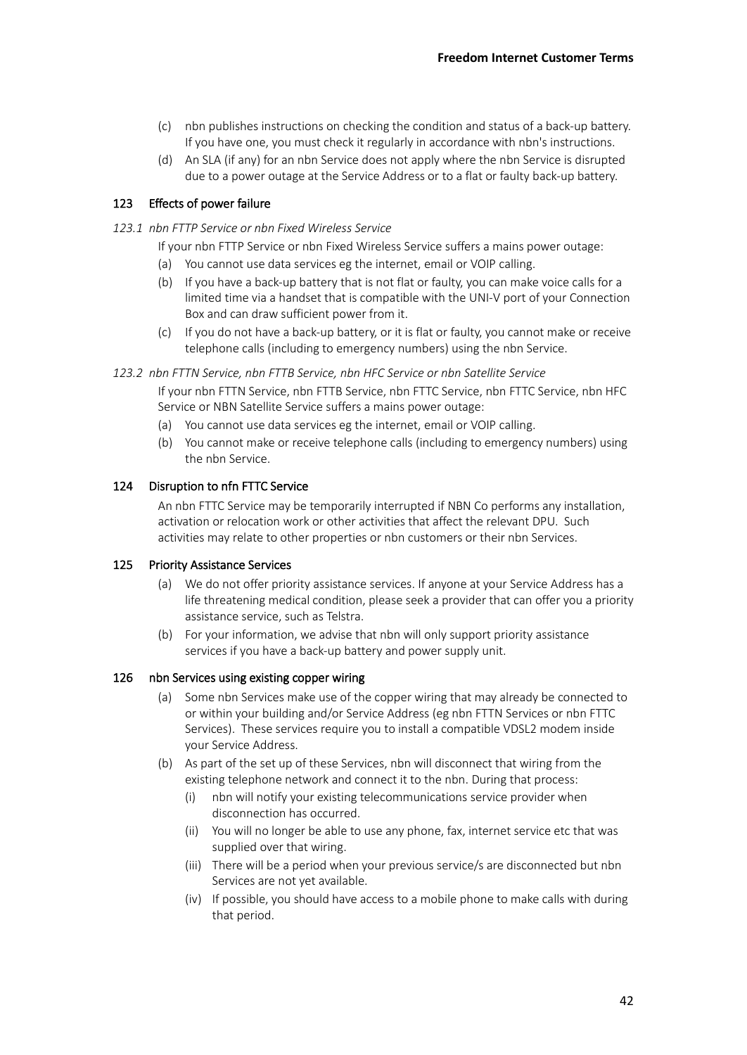(c) nbn publishes instructions on checking the condition and status of a back-up battery. If you have one, you must check it regularly in accordance with nbn's instructions.

(d) An SLA (if any) for an nbn Service does not apply where the nbn Service is disrupted due to a power outage at the Service Address or to a flat or faulty back-up battery.

## 123 Effects of power failure

*123.1 nbn FTTP Service or nbn Fixed Wireless Service*

If your nbn FTTP Service or nbn Fixed Wireless Service suffers a mains power outage:

(a) You cannot use data services eg the internet, email or VOIP calling.

(b) If you have a back-up battery that is not flat or faulty, you can make voice calls for a limited time via a handset that is compatible with the UNI-V port of your Connection Box and can draw sufficient power from it.

(c) If you do not have a back-up battery, or it is flat or faulty, you cannot make or receive telephone calls (including to emergency numbers) using the nbn Service.

*123.2 nbn FTTN Service, nbn FTTB Service, nbn HFC Service or nbn Satellite Service*

If your nbn FTTN Service, nbn FTTB Service, nbn FTTC Service, nbn FTTC Service, nbn HFC Service or NBN Satellite Service suffers a mains power outage:

(a) You cannot use data services eg the internet, email or VOIP calling.

(b) You cannot make or receive telephone calls (including to emergency numbers) using the nbn Service.

## 124 Disruption to nfn FTTC Service

An nbn FTTC Service may be temporarily interrupted if NBN Co performs any installation, activation or relocation work or other activities that affect the relevant DPU. Such activities may relate to other properties or nbn customers or their nbn Services.

## 125 Priority Assistance Services

(a) We do not offer priority assistance services. If anyone at your Service Address has a life threatening medical condition, please seek a provider that can offer you a priority assistance service, such as Telstra.

(b) For your information, we advise that nbn will only support priority assistance services if you have a back-up battery and power supply unit.

## 126 nbn Services using existing copper wiring

(a) Some nbn Services make use of the copper wiring that may already be connected to or within your building and/or Service Address (eg nbn FTTN Services or nbn FTTC Services). These services require you to install a compatible VDSL2 modem inside your Service Address.

(b) As part of the set up of these Services, nbn will disconnect that wiring from the existing telephone network and connect it to the nbn. During that process:

  (i) nbn will notify your existing telecommunications service provider when disconnection has occurred.

  (ii) You will no longer be able to use any phone, fax, internet service etc that was supplied over that wiring.

  (iii) There will be a period when your previous service/s are disconnected but nbn Services are not yet available.

  (iv) If possible, you should have access to a mobile phone to make calls with during that period.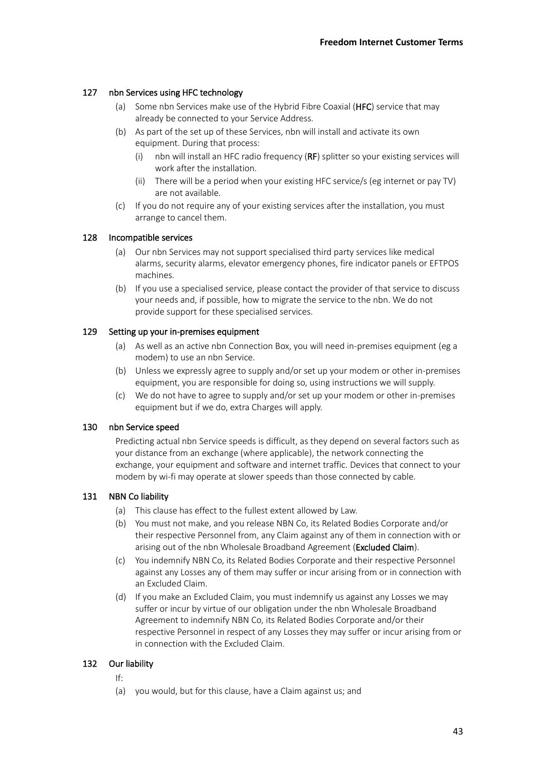## 127 nbn Services using HFC technology

(a) Some nbn Services make use of the Hybrid Fibre Coaxial (**HFC**) service that may already be connected to your Service Address.

(b) As part of the set up of these Services, nbn will install and activate its own equipment. During that process:

(i) nbn will install an HFC radio frequency (**RF**) splitter so your existing services will work after the installation.

(ii) There will be a period when your existing HFC service/s (eg internet or pay TV) are not available.

(c) If you do not require any of your existing services after the installation, you must arrange to cancel them.

## 128 Incompatible services

(a) Our nbn Services may not support specialised third party services like medical alarms, security alarms, elevator emergency phones, fire indicator panels or EFTPOS machines.

(b) If you use a specialised service, please contact the provider of that service to discuss your needs and, if possible, how to migrate the service to the nbn. We do not provide support for these specialised services.

## 129 Setting up your in-premises equipment

(a) As well as an active nbn Connection Box, you will need in-premises equipment (eg a modem) to use an nbn Service.

(b) Unless we expressly agree to supply and/or set up your modem or other in-premises equipment, you are responsible for doing so, using instructions we will supply.

(c) We do not have to agree to supply and/or set up your modem or other in-premises equipment but if we do, extra Charges will apply.

## 130 nbn Service speed

Predicting actual nbn Service speeds is difficult, as they depend on several factors such as your distance from an exchange (where applicable), the network connecting the exchange, your equipment and software and internet traffic. Devices that connect to your modem by wi-fi may operate at slower speeds than those connected by cable.

## 131 NBN Co liability

(a) This clause has effect to the fullest extent allowed by Law.

(b) You must not make, and you release NBN Co, its Related Bodies Corporate and/or their respective Personnel from, any Claim against any of them in connection with or arising out of the nbn Wholesale Broadband Agreement (**Excluded Claim**).

(c) You indemnify NBN Co, its Related Bodies Corporate and their respective Personnel against any Losses any of them may suffer or incur arising from or in connection with an Excluded Claim.

(d) If you make an Excluded Claim, you must indemnify us against any Losses we may suffer or incur by virtue of our obligation under the nbn Wholesale Broadband Agreement to indemnify NBN Co, its Related Bodies Corporate and/or their respective Personnel in respect of any Losses they may suffer or incur arising from or in connection with the Excluded Claim.

## 132 Our liability

If:

(a) you would, but for this clause, have a Claim against us; and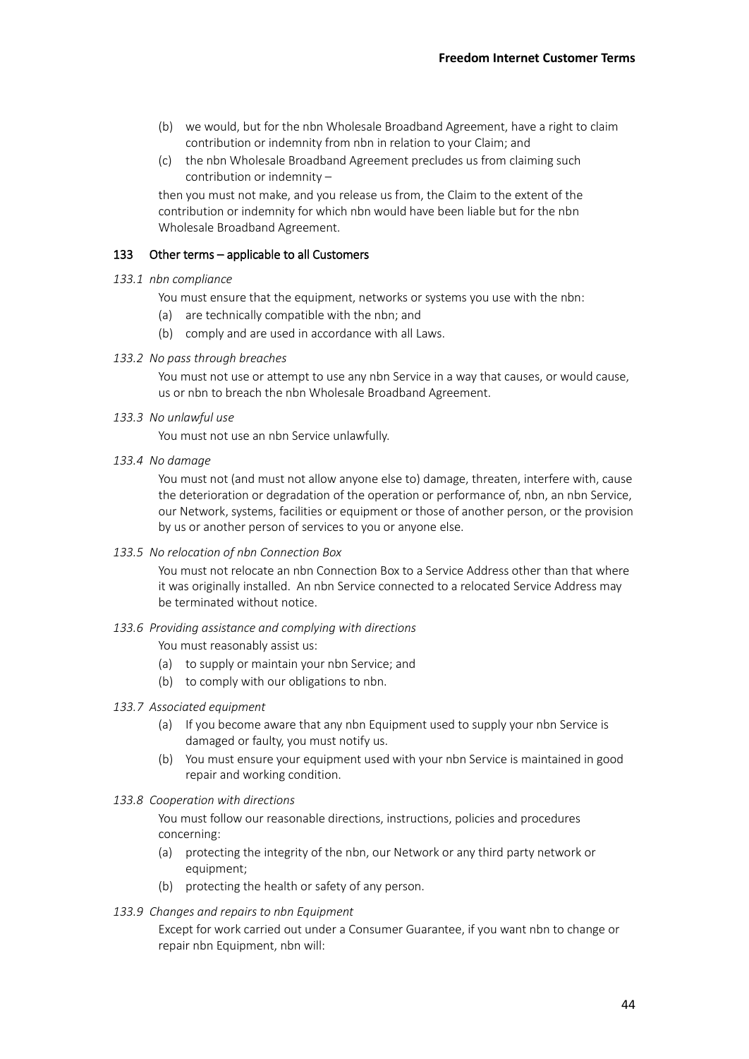(b) we would, but for the nbn Wholesale Broadband Agreement, have a right to claim contribution or indemnity from nbn in relation to your Claim; and

(c) the nbn Wholesale Broadband Agreement precludes us from claiming such contribution or indemnity –

then you must not make, and you release us from, the Claim to the extent of the contribution or indemnity for which nbn would have been liable but for the nbn Wholesale Broadband Agreement.

## 133 Other terms – applicable to all Customers

*133.1 nbn compliance*

You must ensure that the equipment, networks or systems you use with the nbn:

(a) are technically compatible with the nbn; and

(b) comply and are used in accordance with all Laws.

*133.2 No pass through breaches*

You must not use or attempt to use any nbn Service in a way that causes, or would cause, us or nbn to breach the nbn Wholesale Broadband Agreement.

*133.3 No unlawful use*

You must not use an nbn Service unlawfully.

*133.4 No damage*

You must not (and must not allow anyone else to) damage, threaten, interfere with, cause the deterioration or degradation of the operation or performance of, nbn, an nbn Service, our Network, systems, facilities or equipment or those of another person, or the provision by us or another person of services to you or anyone else.

*133.5 No relocation of nbn Connection Box*

You must not relocate an nbn Connection Box to a Service Address other than that where it was originally installed. An nbn Service connected to a relocated Service Address may be terminated without notice.

*133.6 Providing assistance and complying with directions*

You must reasonably assist us:

(a) to supply or maintain your nbn Service; and

(b) to comply with our obligations to nbn.

*133.7 Associated equipment*

(a) If you become aware that any nbn Equipment used to supply your nbn Service is damaged or faulty, you must notify us.

(b) You must ensure your equipment used with your nbn Service is maintained in good repair and working condition.

*133.8 Cooperation with directions*

You must follow our reasonable directions, instructions, policies and procedures concerning:

(a) protecting the integrity of the nbn, our Network or any third party network or equipment;

(b) protecting the health or safety of any person.

*133.9 Changes and repairs to nbn Equipment*

Except for work carried out under a Consumer Guarantee, if you want nbn to change or repair nbn Equipment, nbn will: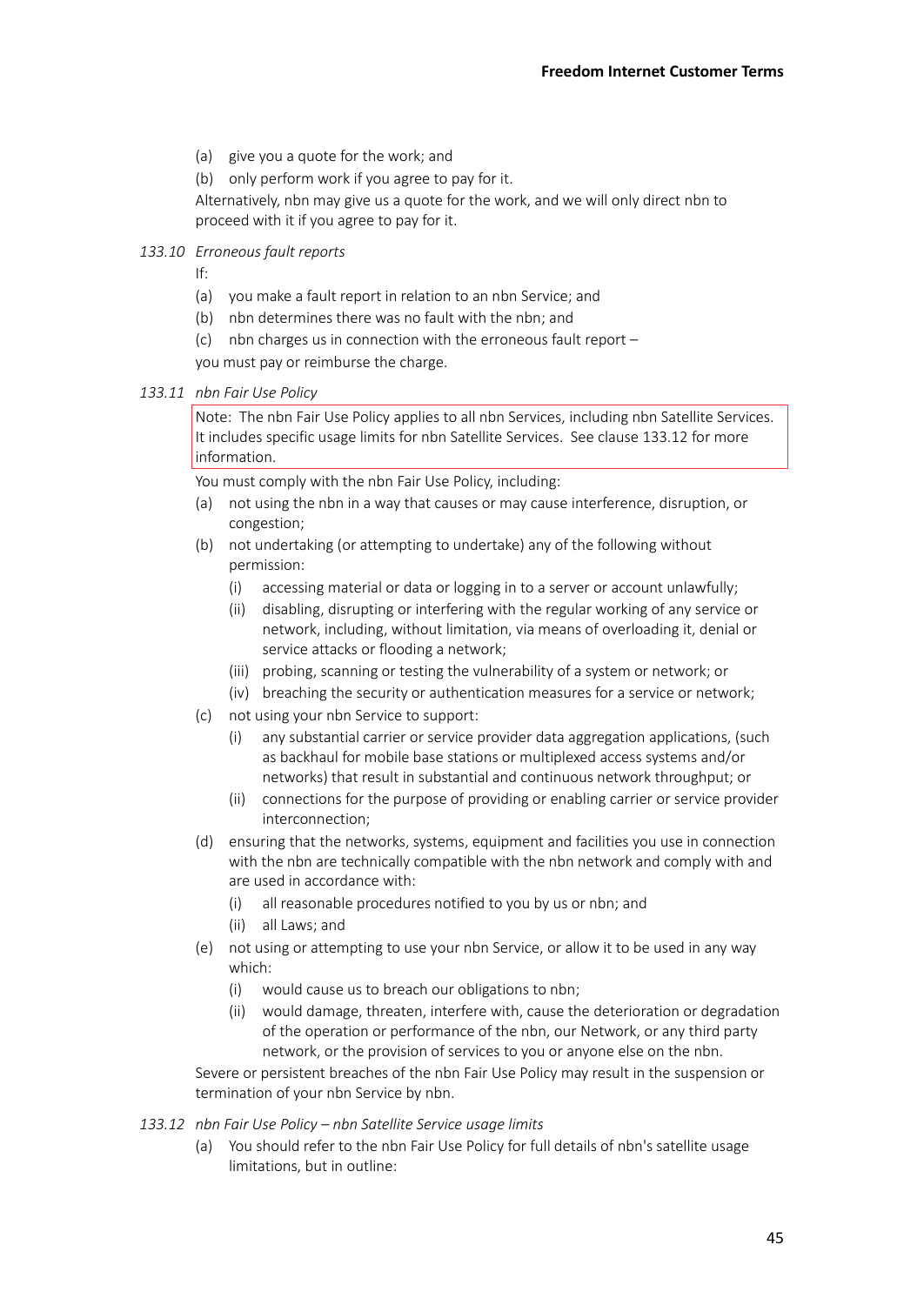(a) give you a quote for the work; and

(b) only perform work if you agree to pay for it.

Alternatively, nbn may give us a quote for the work, and we will only direct nbn to proceed with it if you agree to pay for it.

*133.10 Erroneous fault reports*

If:

(a) you make a fault report in relation to an nbn Service; and

(b) nbn determines there was no fault with the nbn; and

(c) nbn charges us in connection with the erroneous fault report –

you must pay or reimburse the charge.

*133.11 nbn Fair Use Policy*

> Note: The nbn Fair Use Policy applies to all nbn Services, including nbn Satellite Services. It includes specific usage limits for nbn Satellite Services. See clause 133.12 for more information.

You must comply with the nbn Fair Use Policy, including:

(a) not using the nbn in a way that causes or may cause interference, disruption, or congestion;

(b) not undertaking (or attempting to undertake) any of the following without permission:

- (i) accessing material or data or logging in to a server or account unlawfully;
- (ii) disabling, disrupting or interfering with the regular working of any service or network, including, without limitation, via means of overloading it, denial or service attacks or flooding a network;
- (iii) probing, scanning or testing the vulnerability of a system or network; or
- (iv) breaching the security or authentication measures for a service or network;

(c) not using your nbn Service to support:

- (i) any substantial carrier or service provider data aggregation applications, (such as backhaul for mobile base stations or multiplexed access systems and/or networks) that result in substantial and continuous network throughput; or
- (ii) connections for the purpose of providing or enabling carrier or service provider interconnection;

(d) ensuring that the networks, systems, equipment and facilities you use in connection with the nbn are technically compatible with the nbn network and comply with and are used in accordance with:

- (i) all reasonable procedures notified to you by us or nbn; and
- (ii) all Laws; and

(e) not using or attempting to use your nbn Service, or allow it to be used in any way which:

- (i) would cause us to breach our obligations to nbn;
- (ii) would damage, threaten, interfere with, cause the deterioration or degradation of the operation or performance of the nbn, our Network, or any third party network, or the provision of services to you or anyone else on the nbn.

Severe or persistent breaches of the nbn Fair Use Policy may result in the suspension or termination of your nbn Service by nbn.

*133.12 nbn Fair Use Policy – nbn Satellite Service usage limits*

(a) You should refer to the nbn Fair Use Policy for full details of nbn's satellite usage limitations, but in outline: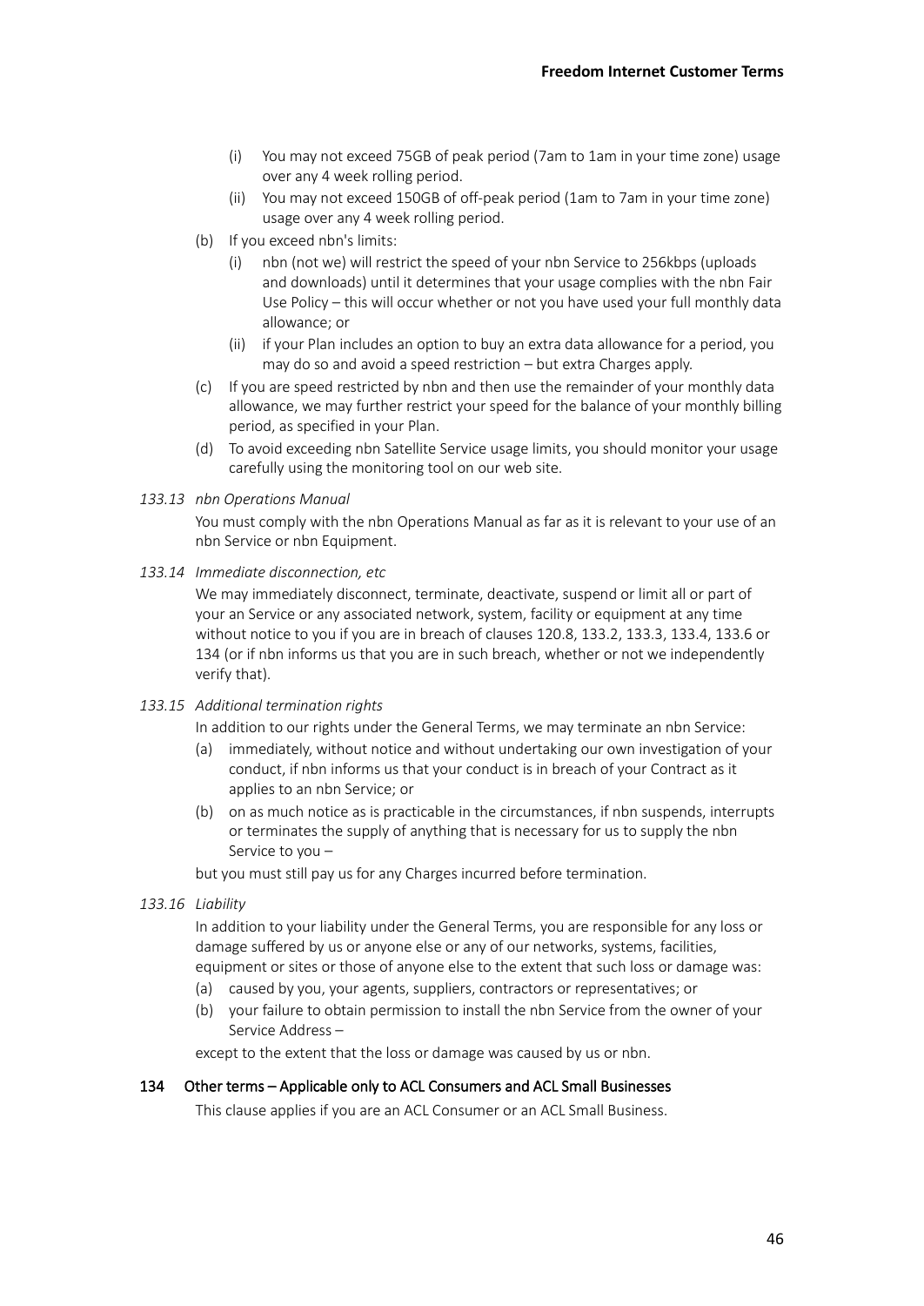(i) You may not exceed 75GB of peak period (7am to 1am in your time zone) usage over any 4 week rolling period.

(ii) You may not exceed 150GB of off-peak period (1am to 7am in your time zone) usage over any 4 week rolling period.

(b) If you exceed nbn's limits:

(i) nbn (not we) will restrict the speed of your nbn Service to 256kbps (uploads and downloads) until it determines that your usage complies with the nbn Fair Use Policy – this will occur whether or not you have used your full monthly data allowance; or

(ii) if your Plan includes an option to buy an extra data allowance for a period, you may do so and avoid a speed restriction – but extra Charges apply.

(c) If you are speed restricted by nbn and then use the remainder of your monthly data allowance, we may further restrict your speed for the balance of your monthly billing period, as specified in your Plan.

(d) To avoid exceeding nbn Satellite Service usage limits, you should monitor your usage carefully using the monitoring tool on our web site.

*133.13 nbn Operations Manual*

You must comply with the nbn Operations Manual as far as it is relevant to your use of an nbn Service or nbn Equipment.

*133.14 Immediate disconnection, etc*

We may immediately disconnect, terminate, deactivate, suspend or limit all or part of your an Service or any associated network, system, facility or equipment at any time without notice to you if you are in breach of clauses 120.8, 133.2, 133.3, 133.4, 133.6 or 134 (or if nbn informs us that you are in such breach, whether or not we independently verify that).

*133.15 Additional termination rights*

In addition to our rights under the General Terms, we may terminate an nbn Service:

(a) immediately, without notice and without undertaking our own investigation of your conduct, if nbn informs us that your conduct is in breach of your Contract as it applies to an nbn Service; or

(b) on as much notice as is practicable in the circumstances, if nbn suspends, interrupts or terminates the supply of anything that is necessary for us to supply the nbn Service to you –

but you must still pay us for any Charges incurred before termination.

*133.16 Liability*

In addition to your liability under the General Terms, you are responsible for any loss or damage suffered by us or anyone else or any of our networks, systems, facilities, equipment or sites or those of anyone else to the extent that such loss or damage was:

(a) caused by you, your agents, suppliers, contractors or representatives; or

(b) your failure to obtain permission to install the nbn Service from the owner of your Service Address –

except to the extent that the loss or damage was caused by us or nbn.

## 134 Other terms – Applicable only to ACL Consumers and ACL Small Businesses

This clause applies if you are an ACL Consumer or an ACL Small Business.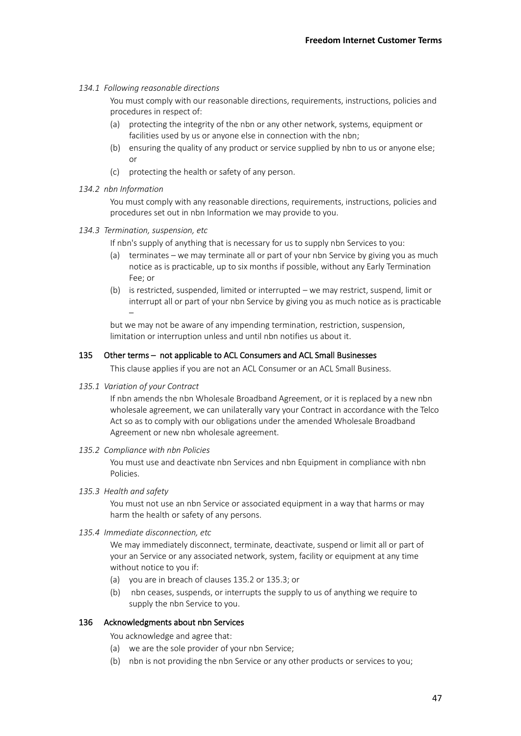*134.1 Following reasonable directions*

You must comply with our reasonable directions, requirements, instructions, policies and procedures in respect of:

(a) protecting the integrity of the nbn or any other network, systems, equipment or facilities used by us or anyone else in connection with the nbn;

(b) ensuring the quality of any product or service supplied by nbn to us or anyone else; or

(c) protecting the health or safety of any person.

*134.2 nbn Information*

You must comply with any reasonable directions, requirements, instructions, policies and procedures set out in nbn Information we may provide to you.

*134.3 Termination, suspension, etc*

If nbn's supply of anything that is necessary for us to supply nbn Services to you:

(a) terminates – we may terminate all or part of your nbn Service by giving you as much notice as is practicable, up to six months if possible, without any Early Termination Fee; or

(b) is restricted, suspended, limited or interrupted – we may restrict, suspend, limit or interrupt all or part of your nbn Service by giving you as much notice as is practicable –

but we may not be aware of any impending termination, restriction, suspension, limitation or interruption unless and until nbn notifies us about it.

## 135 Other terms – not applicable to ACL Consumers and ACL Small Businesses

This clause applies if you are not an ACL Consumer or an ACL Small Business.

*135.1 Variation of your Contract*

If nbn amends the nbn Wholesale Broadband Agreement, or it is replaced by a new nbn wholesale agreement, we can unilaterally vary your Contract in accordance with the Telco Act so as to comply with our obligations under the amended Wholesale Broadband Agreement or new nbn wholesale agreement.

*135.2 Compliance with nbn Policies*

You must use and deactivate nbn Services and nbn Equipment in compliance with nbn Policies.

*135.3 Health and safety*

You must not use an nbn Service or associated equipment in a way that harms or may harm the health or safety of any persons.

*135.4 Immediate disconnection, etc*

We may immediately disconnect, terminate, deactivate, suspend or limit all or part of your an Service or any associated network, system, facility or equipment at any time without notice to you if:

(a) you are in breach of clauses 135.2 or 135.3; or

(b) nbn ceases, suspends, or interrupts the supply to us of anything we require to supply the nbn Service to you.

## 136 Acknowledgments about nbn Services

You acknowledge and agree that:

(a) we are the sole provider of your nbn Service;

(b) nbn is not providing the nbn Service or any other products or services to you;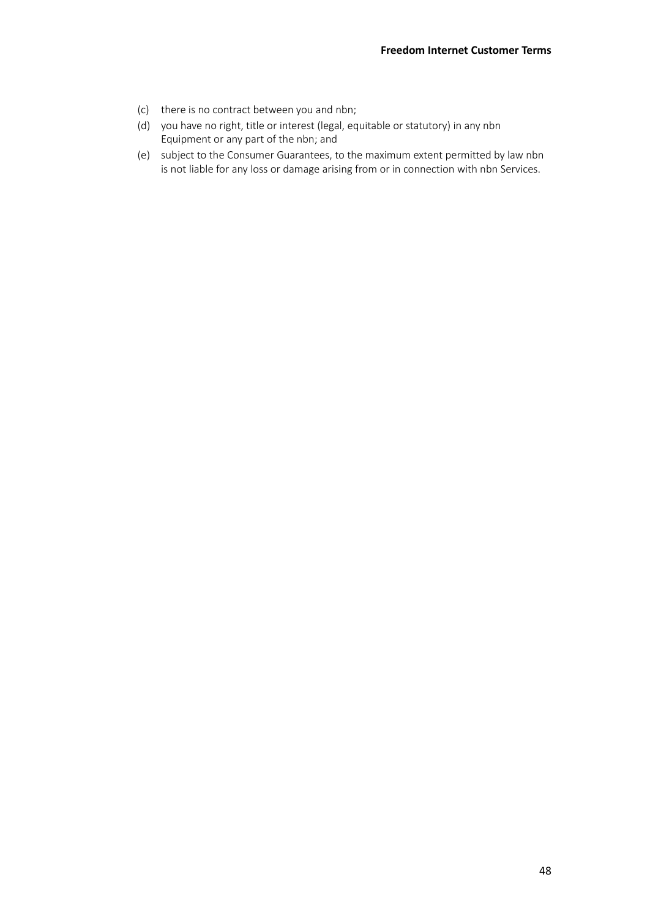(c) there is no contract between you and nbn;

(d) you have no right, title or interest (legal, equitable or statutory) in any nbn Equipment or any part of the nbn; and

(e) subject to the Consumer Guarantees, to the maximum extent permitted by law nbn is not liable for any loss or damage arising from or in connection with nbn Services.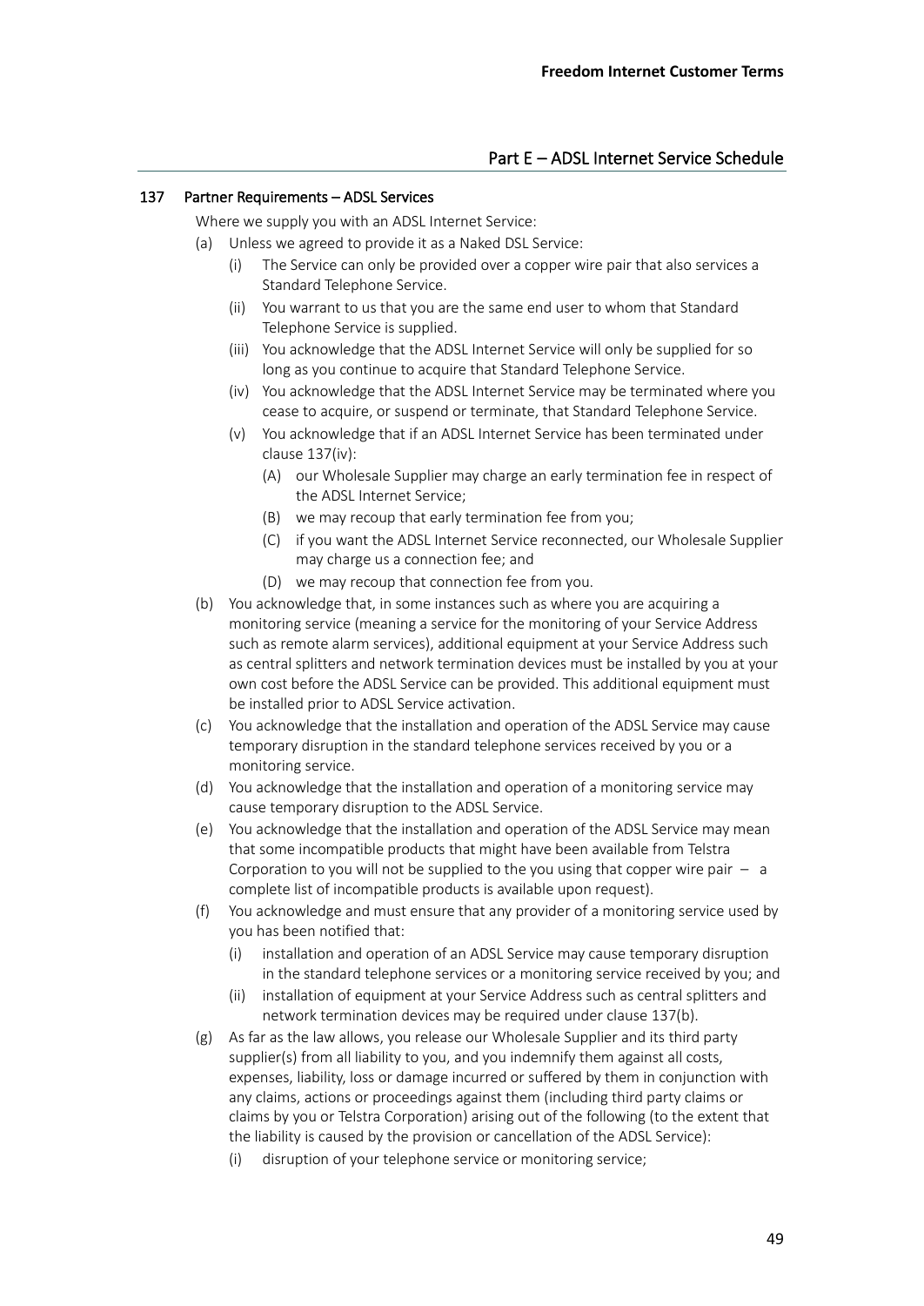## Part E – ADSL Internet Service Schedule

### 137 Partner Requirements – ADSL Services

Where we supply you with an ADSL Internet Service:

(a) Unless we agreed to provide it as a Naked DSL Service:

   (i) The Service can only be provided over a copper wire pair that also services a Standard Telephone Service.

   (ii) You warrant to us that you are the same end user to whom that Standard Telephone Service is supplied.

   (iii) You acknowledge that the ADSL Internet Service will only be supplied for so long as you continue to acquire that Standard Telephone Service.

   (iv) You acknowledge that the ADSL Internet Service may be terminated where you cease to acquire, or suspend or terminate, that Standard Telephone Service.

   (v) You acknowledge that if an ADSL Internet Service has been terminated under clause 137(iv):

      (A) our Wholesale Supplier may charge an early termination fee in respect of the ADSL Internet Service;

      (B) we may recoup that early termination fee from you;

      (C) if you want the ADSL Internet Service reconnected, our Wholesale Supplier may charge us a connection fee; and

      (D) we may recoup that connection fee from you.

(b) You acknowledge that, in some instances such as where you are acquiring a monitoring service (meaning a service for the monitoring of your Service Address such as remote alarm services), additional equipment at your Service Address such as central splitters and network termination devices must be installed by you at your own cost before the ADSL Service can be provided. This additional equipment must be installed prior to ADSL Service activation.

(c) You acknowledge that the installation and operation of the ADSL Service may cause temporary disruption in the standard telephone services received by you or a monitoring service.

(d) You acknowledge that the installation and operation of a monitoring service may cause temporary disruption to the ADSL Service.

(e) You acknowledge that the installation and operation of the ADSL Service may mean that some incompatible products that might have been available from Telstra Corporation to you will not be supplied to the you using that copper wire pair – a complete list of incompatible products is available upon request).

(f) You acknowledge and must ensure that any provider of a monitoring service used by you has been notified that:

   (i) installation and operation of an ADSL Service may cause temporary disruption in the standard telephone services or a monitoring service received by you; and

   (ii) installation of equipment at your Service Address such as central splitters and network termination devices may be required under clause 137(b).

(g) As far as the law allows, you release our Wholesale Supplier and its third party supplier(s) from all liability to you, and you indemnify them against all costs, expenses, liability, loss or damage incurred or suffered by them in conjunction with any claims, actions or proceedings against them (including third party claims or claims by you or Telstra Corporation) arising out of the following (to the extent that the liability is caused by the provision or cancellation of the ADSL Service):

   (i) disruption of your telephone service or monitoring service;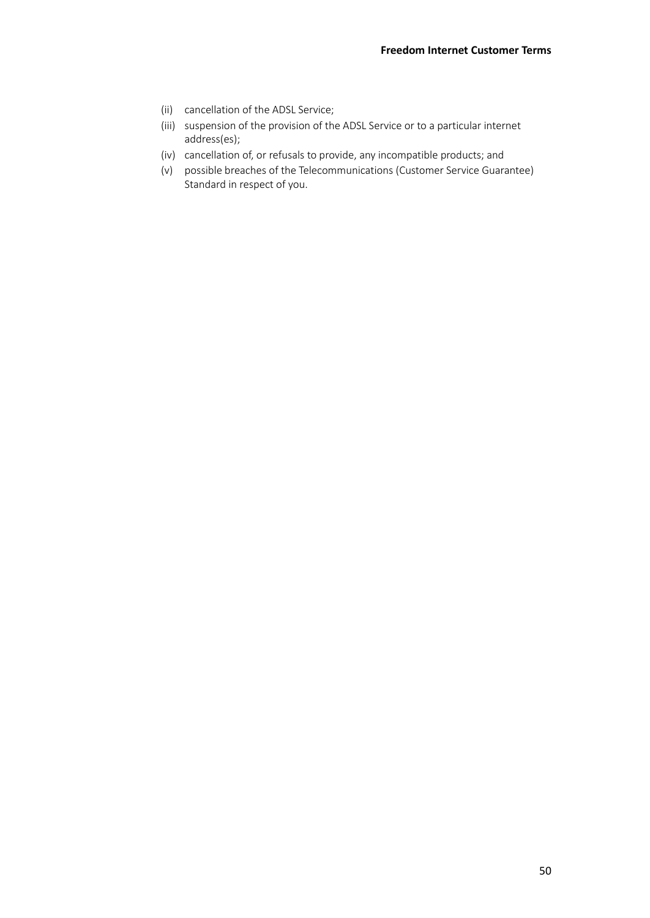(ii) cancellation of the ADSL Service;

(iii) suspension of the provision of the ADSL Service or to a particular internet address(es);

(iv) cancellation of, or refusals to provide, any incompatible products; and

(v) possible breaches of the Telecommunications (Customer Service Guarantee) Standard in respect of you.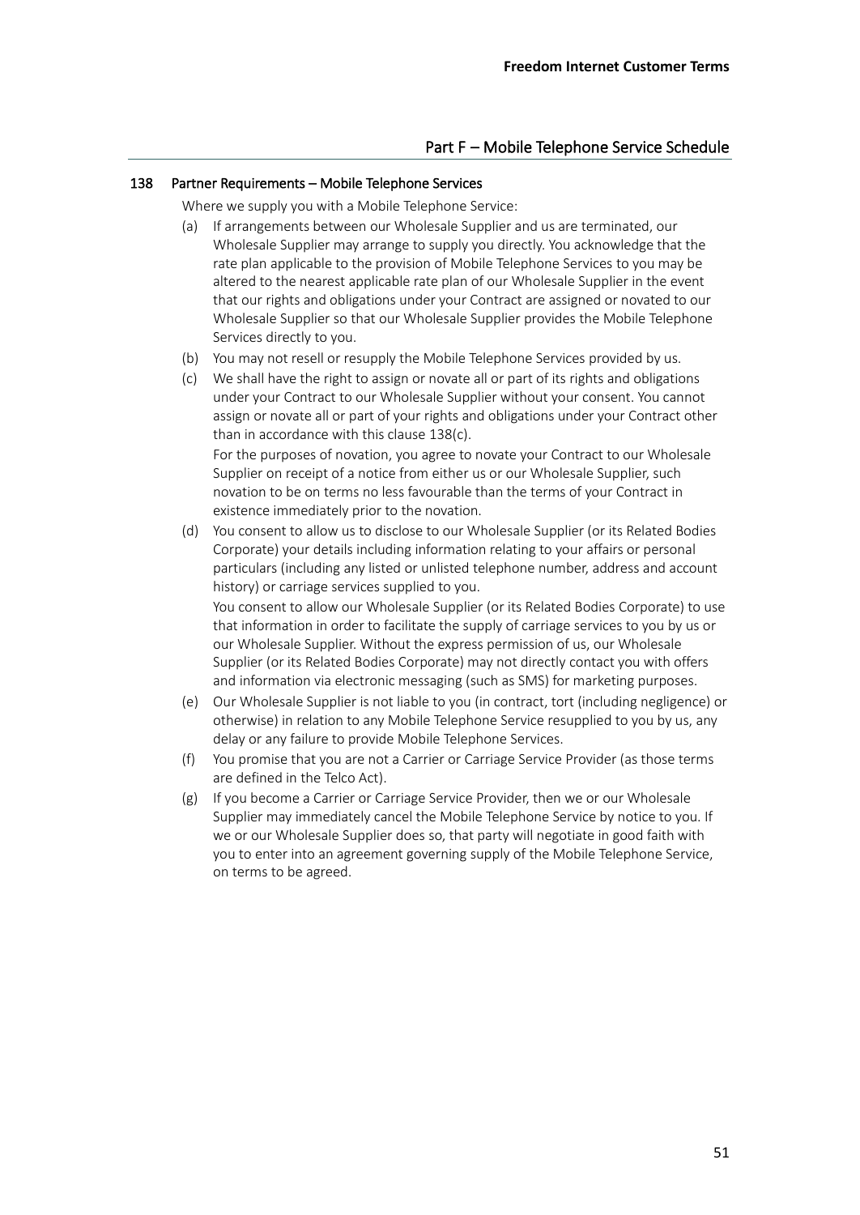## Part F – Mobile Telephone Service Schedule

### 138 Partner Requirements – Mobile Telephone Services

Where we supply you with a Mobile Telephone Service:

(a) If arrangements between our Wholesale Supplier and us are terminated, our Wholesale Supplier may arrange to supply you directly. You acknowledge that the rate plan applicable to the provision of Mobile Telephone Services to you may be altered to the nearest applicable rate plan of our Wholesale Supplier in the event that our rights and obligations under your Contract are assigned or novated to our Wholesale Supplier so that our Wholesale Supplier provides the Mobile Telephone Services directly to you.

(b) You may not resell or resupply the Mobile Telephone Services provided by us.

(c) We shall have the right to assign or novate all or part of its rights and obligations under your Contract to our Wholesale Supplier without your consent. You cannot assign or novate all or part of your rights and obligations under your Contract other than in accordance with this clause 138(c).

For the purposes of novation, you agree to novate your Contract to our Wholesale Supplier on receipt of a notice from either us or our Wholesale Supplier, such novation to be on terms no less favourable than the terms of your Contract in existence immediately prior to the novation.

(d) You consent to allow us to disclose to our Wholesale Supplier (or its Related Bodies Corporate) your details including information relating to your affairs or personal particulars (including any listed or unlisted telephone number, address and account history) or carriage services supplied to you.

You consent to allow our Wholesale Supplier (or its Related Bodies Corporate) to use that information in order to facilitate the supply of carriage services to you by us or our Wholesale Supplier. Without the express permission of us, our Wholesale Supplier (or its Related Bodies Corporate) may not directly contact you with offers and information via electronic messaging (such as SMS) for marketing purposes.

(e) Our Wholesale Supplier is not liable to you (in contract, tort (including negligence) or otherwise) in relation to any Mobile Telephone Service resupplied to you by us, any delay or any failure to provide Mobile Telephone Services.

(f) You promise that you are not a Carrier or Carriage Service Provider (as those terms are defined in the Telco Act).

(g) If you become a Carrier or Carriage Service Provider, then we or our Wholesale Supplier may immediately cancel the Mobile Telephone Service by notice to you. If we or our Wholesale Supplier does so, that party will negotiate in good faith with you to enter into an agreement governing supply of the Mobile Telephone Service, on terms to be agreed.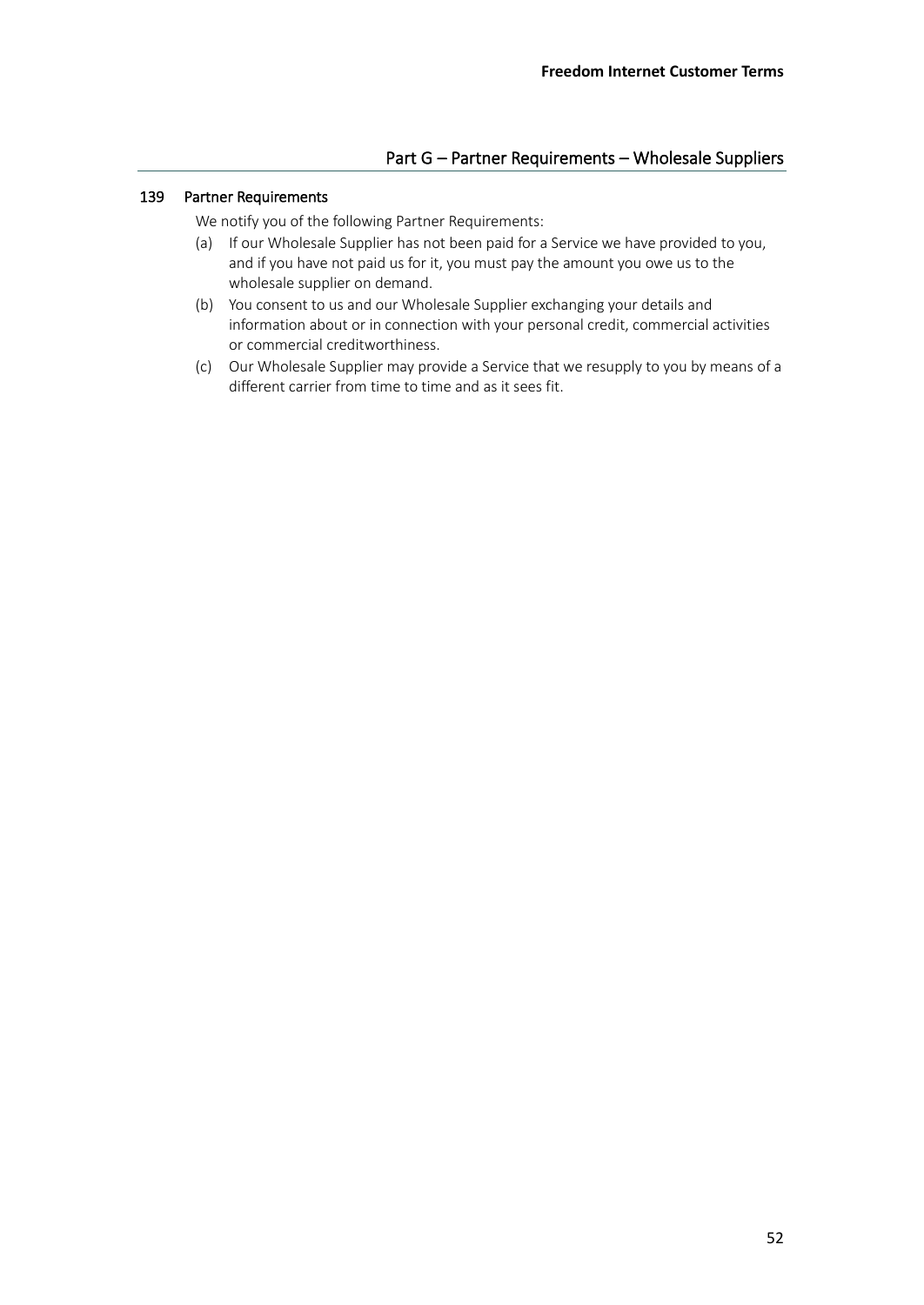## Part G – Partner Requirements – Wholesale Suppliers

### 139 Partner Requirements

We notify you of the following Partner Requirements:

(a) If our Wholesale Supplier has not been paid for a Service we have provided to you, and if you have not paid us for it, you must pay the amount you owe us to the wholesale supplier on demand.

(b) You consent to us and our Wholesale Supplier exchanging your details and information about or in connection with your personal credit, commercial activities or commercial creditworthiness.

(c) Our Wholesale Supplier may provide a Service that we resupply to you by means of a different carrier from time to time and as it sees fit.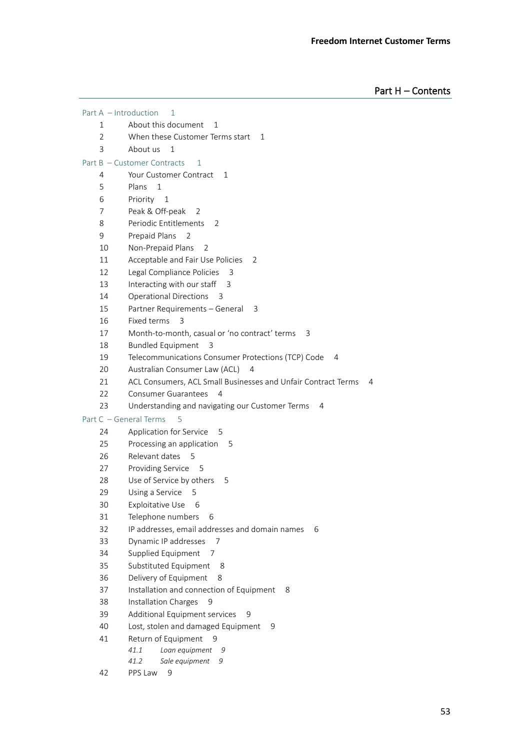## Part H – Contents

Part A – Introduction 1

1 About this document 1

2 When these Customer Terms start 1

3 About us 1

Part B – Customer Contracts 1

4 Your Customer Contract 1

5 Plans 1

6 Priority 1

7 Peak & Off-peak 2

8 Periodic Entitlements 2

9 Prepaid Plans 2

10 Non-Prepaid Plans 2

11 Acceptable and Fair Use Policies 2

12 Legal Compliance Policies 3

13 Interacting with our staff 3

14 Operational Directions 3

15 Partner Requirements – General 3

16 Fixed terms 3

17 Month-to-month, casual or 'no contract' terms 3

18 Bundled Equipment 3

19 Telecommunications Consumer Protections (TCP) Code 4

20 Australian Consumer Law (ACL) 4

21 ACL Consumers, ACL Small Businesses and Unfair Contract Terms 4

22 Consumer Guarantees 4

23 Understanding and navigating our Customer Terms 4

Part C – General Terms 5

24 Application for Service 5

25 Processing an application 5

26 Relevant dates 5

27 Providing Service 5

28 Use of Service by others 5

29 Using a Service 5

30 Exploitative Use 6

31 Telephone numbers 6

32 IP addresses, email addresses and domain names 6

33 Dynamic IP addresses 7

34 Supplied Equipment 7

35 Substituted Equipment 8

36 Delivery of Equipment 8

37 Installation and connection of Equipment 8

38 Installation Charges 9

39 Additional Equipment services 9

40 Lost, stolen and damaged Equipment 9

41 Return of Equipment 9

*41.1 Loan equipment 9*

*41.2 Sale equipment 9*

42 PPS Law 9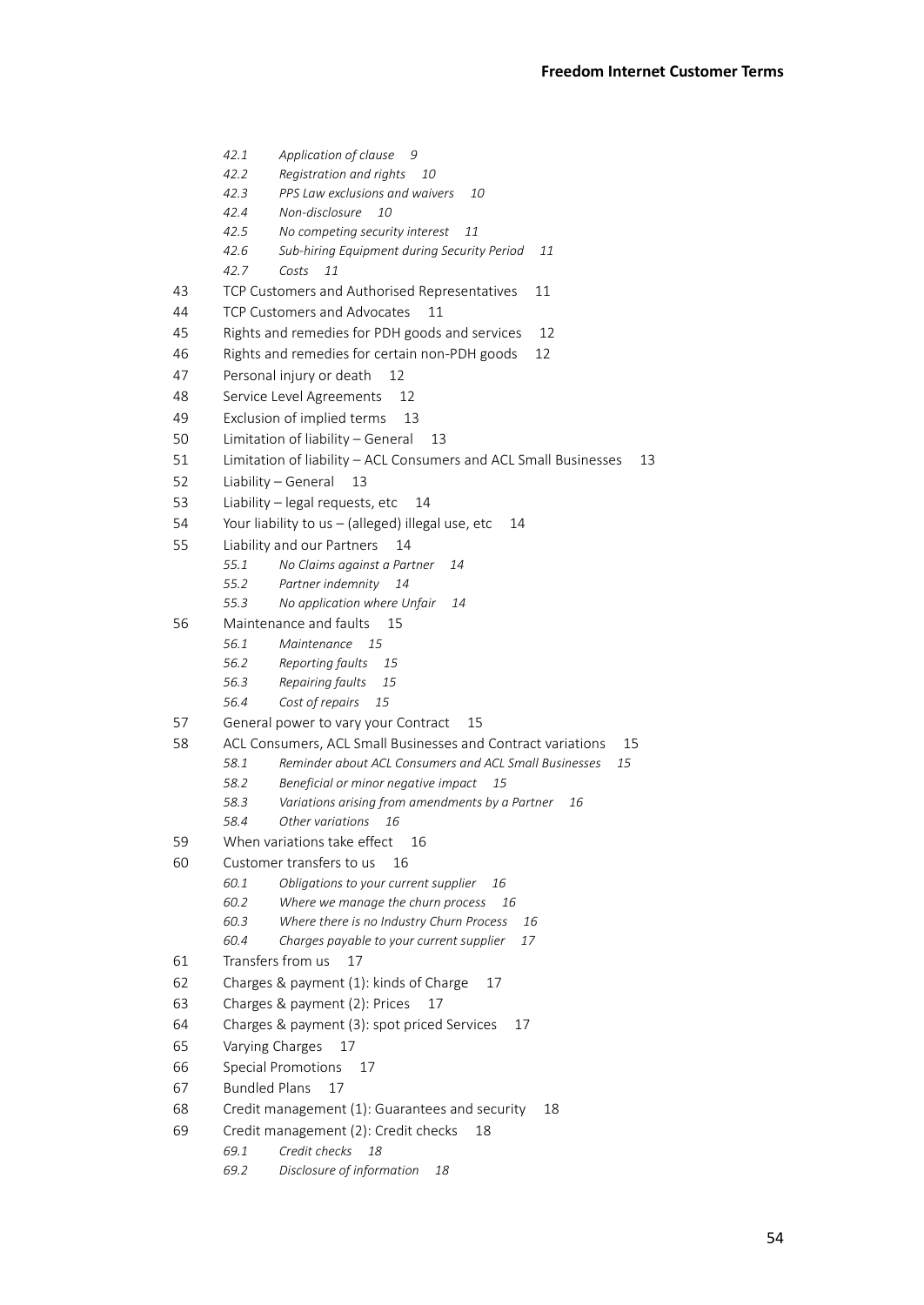*42.1 Application of clause 9*
*42.2 Registration and rights 10*
*42.3 PPS Law exclusions and waivers 10*
*42.4 Non-disclosure 10*
*42.5 No competing security interest 11*
*42.6 Sub-hiring Equipment during Security Period 11*
*42.7 Costs 11*

43 TCP Customers and Authorised Representatives 11
44 TCP Customers and Advocates 11
45 Rights and remedies for PDH goods and services 12
46 Rights and remedies for certain non-PDH goods 12
47 Personal injury or death 12
48 Service Level Agreements 12
49 Exclusion of implied terms 13
50 Limitation of liability – General 13
51 Limitation of liability – ACL Consumers and ACL Small Businesses 13
52 Liability – General 13
53 Liability – legal requests, etc 14
54 Your liability to us – (alleged) illegal use, etc 14
55 Liability and our Partners 14

*55.1 No Claims against a Partner 14*
*55.2 Partner indemnity 14*
*55.3 No application where Unfair 14*

56 Maintenance and faults 15

*56.1 Maintenance 15*
*56.2 Reporting faults 15*
*56.3 Repairing faults 15*
*56.4 Cost of repairs 15*

57 General power to vary your Contract 15
58 ACL Consumers, ACL Small Businesses and Contract variations 15

*58.1 Reminder about ACL Consumers and ACL Small Businesses 15*
*58.2 Beneficial or minor negative impact 15*
*58.3 Variations arising from amendments by a Partner 16*
*58.4 Other variations 16*

59 When variations take effect 16
60 Customer transfers to us 16

*60.1 Obligations to your current supplier 16*
*60.2 Where we manage the churn process 16*
*60.3 Where there is no Industry Churn Process 16*
*60.4 Charges payable to your current supplier 17*

61 Transfers from us 17
62 Charges & payment (1): kinds of Charge 17
63 Charges & payment (2): Prices 17
64 Charges & payment (3): spot priced Services 17
65 Varying Charges 17
66 Special Promotions 17
67 Bundled Plans 17
68 Credit management (1): Guarantees and security 18
69 Credit management (2): Credit checks 18

*69.1 Credit checks 18*
*69.2 Disclosure of information 18*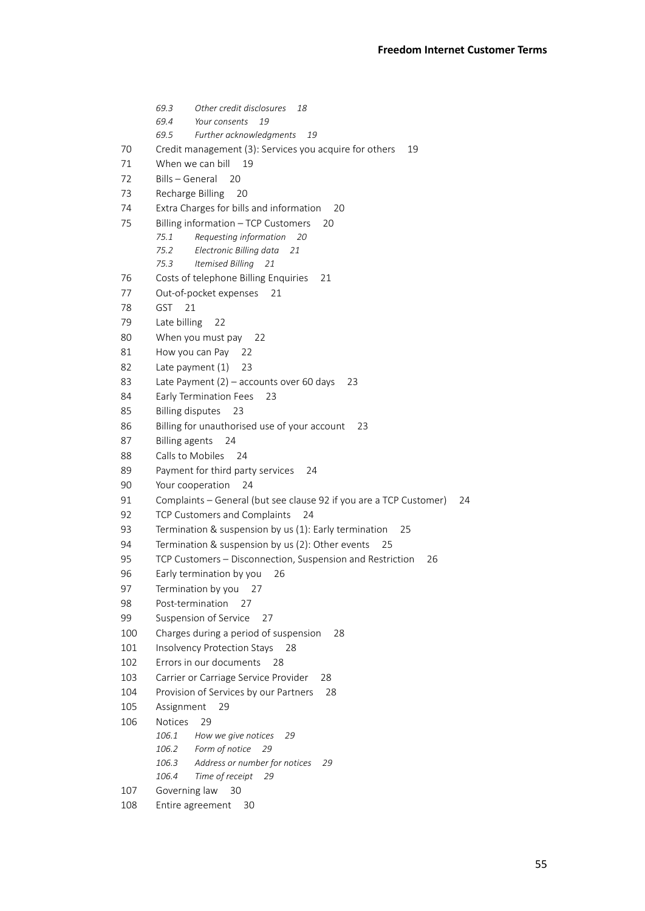*69.3 Other credit disclosures 18*

*69.4 Your consents 19*

*69.5 Further acknowledgments 19*

70 Credit management (3): Services you acquire for others 19

71 When we can bill 19

72 Bills – General 20

73 Recharge Billing 20

74 Extra Charges for bills and information 20

75 Billing information – TCP Customers 20

*75.1 Requesting information 20*

*75.2 Electronic Billing data 21*

*75.3 Itemised Billing 21*

76 Costs of telephone Billing Enquiries 21

77 Out-of-pocket expenses 21

78 GST 21

79 Late billing 22

80 When you must pay 22

81 How you can Pay 22

82 Late payment (1) 23

83 Late Payment (2) – accounts over 60 days 23

84 Early Termination Fees 23

85 Billing disputes 23

86 Billing for unauthorised use of your account 23

87 Billing agents 24

88 Calls to Mobiles 24

89 Payment for third party services 24

90 Your cooperation 24

91 Complaints – General (but see clause 92 if you are a TCP Customer) 24

92 TCP Customers and Complaints 24

93 Termination & suspension by us (1): Early termination 25

94 Termination & suspension by us (2): Other events 25

95 TCP Customers – Disconnection, Suspension and Restriction 26

96 Early termination by you 26

97 Termination by you 27

98 Post-termination 27

99 Suspension of Service 27

100 Charges during a period of suspension 28

101 Insolvency Protection Stays 28

102 Errors in our documents 28

103 Carrier or Carriage Service Provider 28

104 Provision of Services by our Partners 28

105 Assignment 29

106 Notices 29

*106.1 How we give notices 29*

*106.2 Form of notice 29*

*106.3 Address or number for notices 29*

*106.4 Time of receipt 29*

107 Governing law 30

108 Entire agreement 30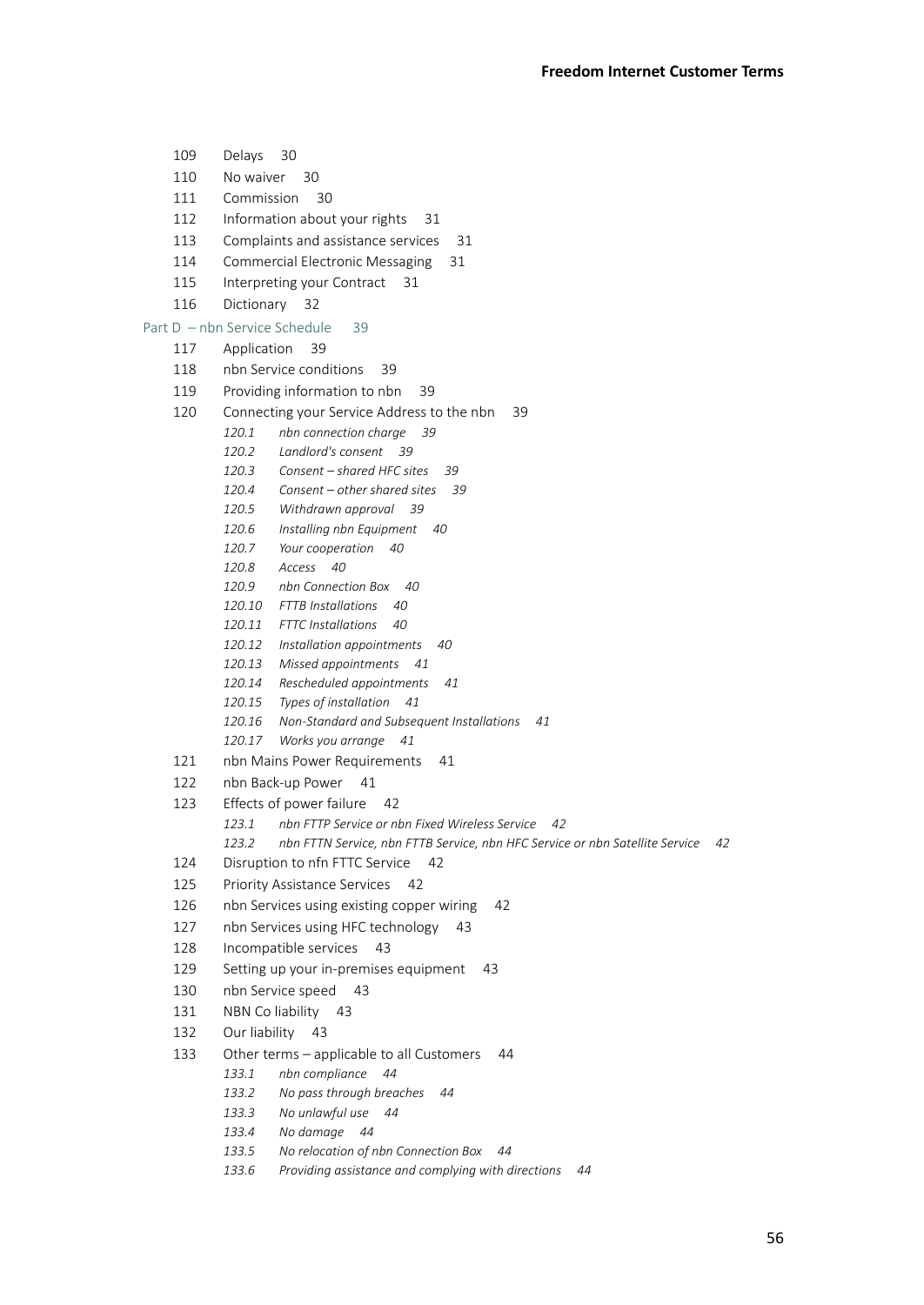109 Delays 30

110 No waiver 30

111 Commission 30

112 Information about your rights 31

113 Complaints and assistance services 31

114 Commercial Electronic Messaging 31

115 Interpreting your Contract 31

116 Dictionary 32

Part D – nbn Service Schedule 39

117 Application 39

118 nbn Service conditions 39

119 Providing information to nbn 39

120 Connecting your Service Address to the nbn 39

*120.1 nbn connection charge 39*

*120.2 Landlord's consent 39*

*120.3 Consent – shared HFC sites 39*

*120.4 Consent – other shared sites 39*

*120.5 Withdrawn approval 39*

*120.6 Installing nbn Equipment 40*

*120.7 Your cooperation 40*

*120.8 Access 40*

*120.9 nbn Connection Box 40*

*120.10 FTTB Installations 40*

*120.11 FTTC Installations 40*

*120.12 Installation appointments 40*

*120.13 Missed appointments 41*

*120.14 Rescheduled appointments 41*

*120.15 Types of installation 41*

*120.16 Non-Standard and Subsequent Installations 41*

*120.17 Works you arrange 41*

121 nbn Mains Power Requirements 41

122 nbn Back-up Power 41

123 Effects of power failure 42

*123.1 nbn FTTP Service or nbn Fixed Wireless Service 42*

*123.2 nbn FTTN Service, nbn FTTB Service, nbn HFC Service or nbn Satellite Service 42*

124 Disruption to nfn FTTC Service 42

125 Priority Assistance Services 42

126 nbn Services using existing copper wiring 42

127 nbn Services using HFC technology 43

128 Incompatible services 43

129 Setting up your in-premises equipment 43

130 nbn Service speed 43

131 NBN Co liability 43

132 Our liability 43

133 Other terms – applicable to all Customers 44

*133.1 nbn compliance 44*

*133.2 No pass through breaches 44*

*133.3 No unlawful use 44*

*133.4 No damage 44*

*133.5 No relocation of nbn Connection Box 44*

*133.6 Providing assistance and complying with directions 44*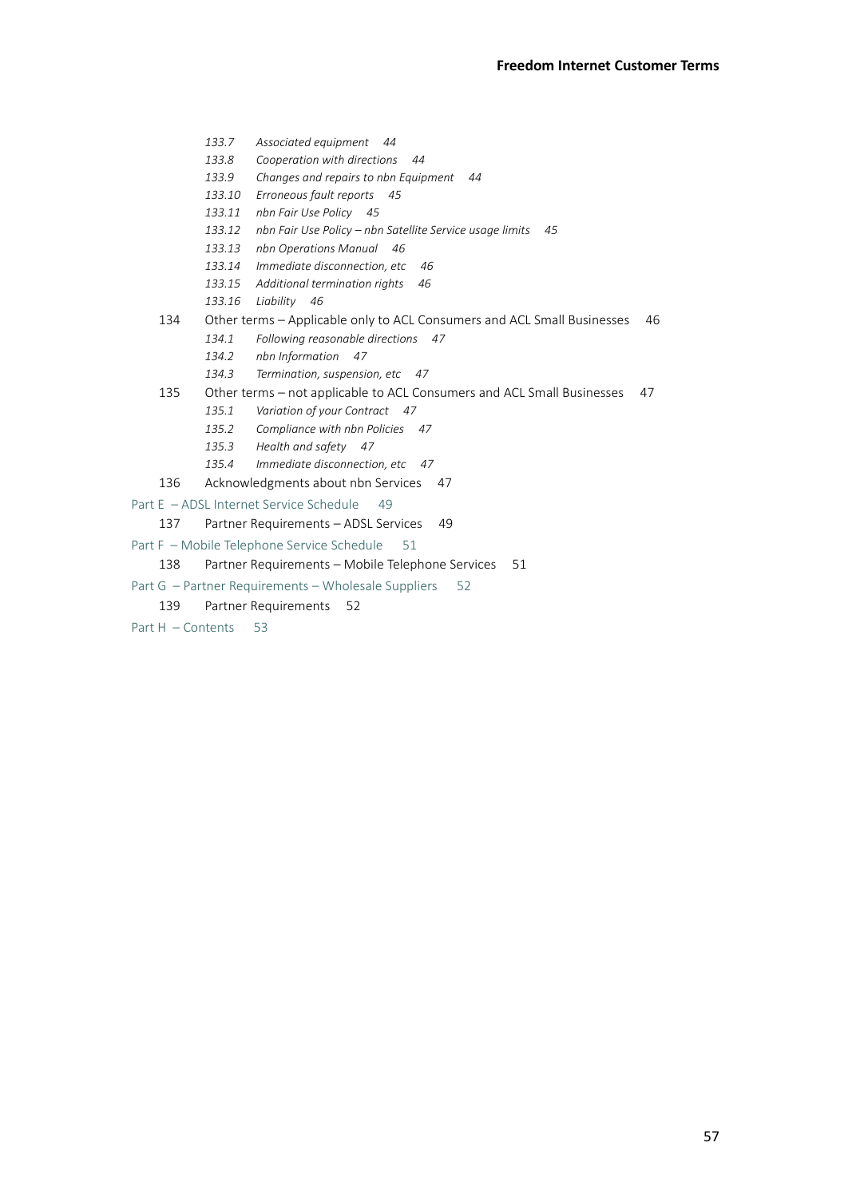*133.7 Associated equipment 44*

*133.8 Cooperation with directions 44*

*133.9 Changes and repairs to nbn Equipment 44*

*133.10 Erroneous fault reports 45*

*133.11 nbn Fair Use Policy 45*

*133.12 nbn Fair Use Policy – nbn Satellite Service usage limits 45*

*133.13 nbn Operations Manual 46*

*133.14 Immediate disconnection, etc 46*

*133.15 Additional termination rights 46*

*133.16 Liability 46*

134 Other terms – Applicable only to ACL Consumers and ACL Small Businesses 46

*134.1 Following reasonable directions 47*

*134.2 nbn Information 47*

*134.3 Termination, suspension, etc 47*

135 Other terms – not applicable to ACL Consumers and ACL Small Businesses 47

*135.1 Variation of your Contract 47*

*135.2 Compliance with nbn Policies 47*

*135.3 Health and safety 47*

*135.4 Immediate disconnection, etc 47*

136 Acknowledgments about nbn Services 47

Part E – ADSL Internet Service Schedule 49

137 Partner Requirements – ADSL Services 49

Part F – Mobile Telephone Service Schedule 51

138 Partner Requirements – Mobile Telephone Services 51

Part G – Partner Requirements – Wholesale Suppliers 52

139 Partner Requirements 52

Part H – Contents 53